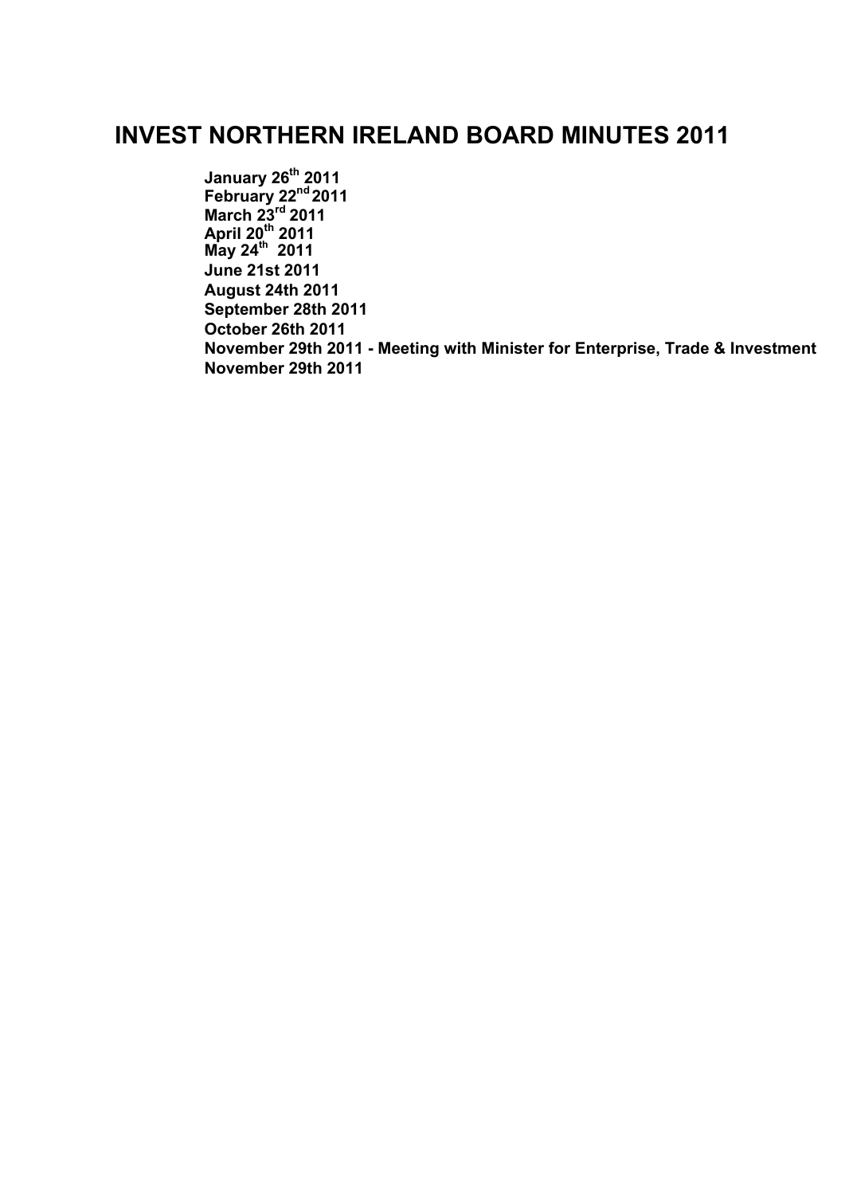# INVEST NORTHERN IRELAND BOARD MINUTES 2011

**January 26th 2011**
**February 22nd 2011**
**March 23rd 2011**
**April 20th 2011**
**May 24th 2011**
**June 21st 2011**
**August 24th 2011**
**September 28th 2011**
**October 26th 2011**
**November 29th 2011 - Meeting with Minister for Enterprise, Trade & Investment**
**November 29th 2011**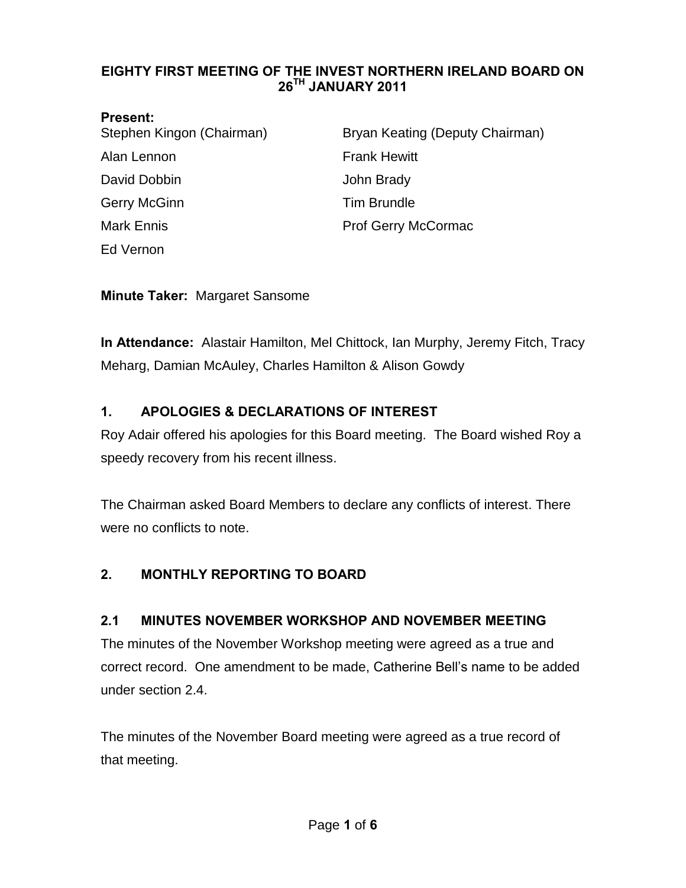# EIGHTY FIRST MEETING OF THE INVEST NORTHERN IRELAND BOARD ON 26TH JANUARY 2011

**Present:**

Stephen Kingon (Chairman)
Bryan Keating (Deputy Chairman)
Alan Lennon
Frank Hewitt
David Dobbin
John Brady
Gerry McGinn
Tim Brundle
Mark Ennis
Prof Gerry McCormac
Ed Vernon

**Minute Taker:** Margaret Sansome

**In Attendance:** Alastair Hamilton, Mel Chittock, Ian Murphy, Jeremy Fitch, Tracy Meharg, Damian McAuley, Charles Hamilton & Alison Gowdy

## 1. APOLOGIES & DECLARATIONS OF INTEREST

Roy Adair offered his apologies for this Board meeting. The Board wished Roy a speedy recovery from his recent illness.

The Chairman asked Board Members to declare any conflicts of interest. There were no conflicts to note.

## 2. MONTHLY REPORTING TO BOARD

### 2.1 MINUTES NOVEMBER WORKSHOP AND NOVEMBER MEETING

The minutes of the November Workshop meeting were agreed as a true and correct record. One amendment to be made, Catherine Bell's name to be added under section 2.4.

The minutes of the November Board meeting were agreed as a true record of that meeting.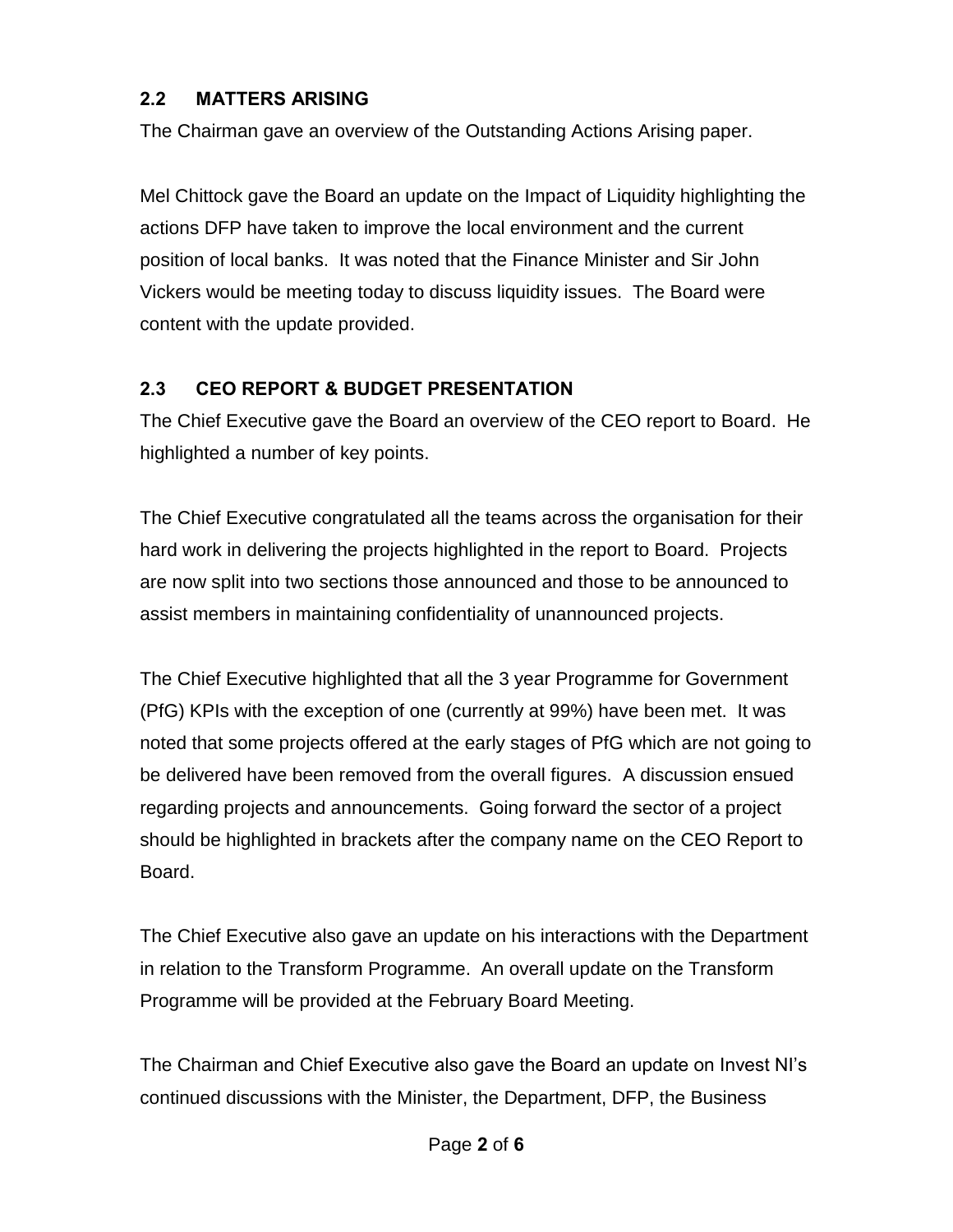### 2.2 MATTERS ARISING

The Chairman gave an overview of the Outstanding Actions Arising paper.

Mel Chittock gave the Board an update on the Impact of Liquidity highlighting the actions DFP have taken to improve the local environment and the current position of local banks. It was noted that the Finance Minister and Sir John Vickers would be meeting today to discuss liquidity issues. The Board were content with the update provided.

### 2.3 CEO REPORT & BUDGET PRESENTATION

The Chief Executive gave the Board an overview of the CEO report to Board. He highlighted a number of key points.

The Chief Executive congratulated all the teams across the organisation for their hard work in delivering the projects highlighted in the report to Board. Projects are now split into two sections those announced and those to be announced to assist members in maintaining confidentiality of unannounced projects.

The Chief Executive highlighted that all the 3 year Programme for Government (PfG) KPIs with the exception of one (currently at 99%) have been met. It was noted that some projects offered at the early stages of PfG which are not going to be delivered have been removed from the overall figures. A discussion ensued regarding projects and announcements. Going forward the sector of a project should be highlighted in brackets after the company name on the CEO Report to Board.

The Chief Executive also gave an update on his interactions with the Department in relation to the Transform Programme. An overall update on the Transform Programme will be provided at the February Board Meeting.

The Chairman and Chief Executive also gave the Board an update on Invest NI's continued discussions with the Minister, the Department, DFP, the Business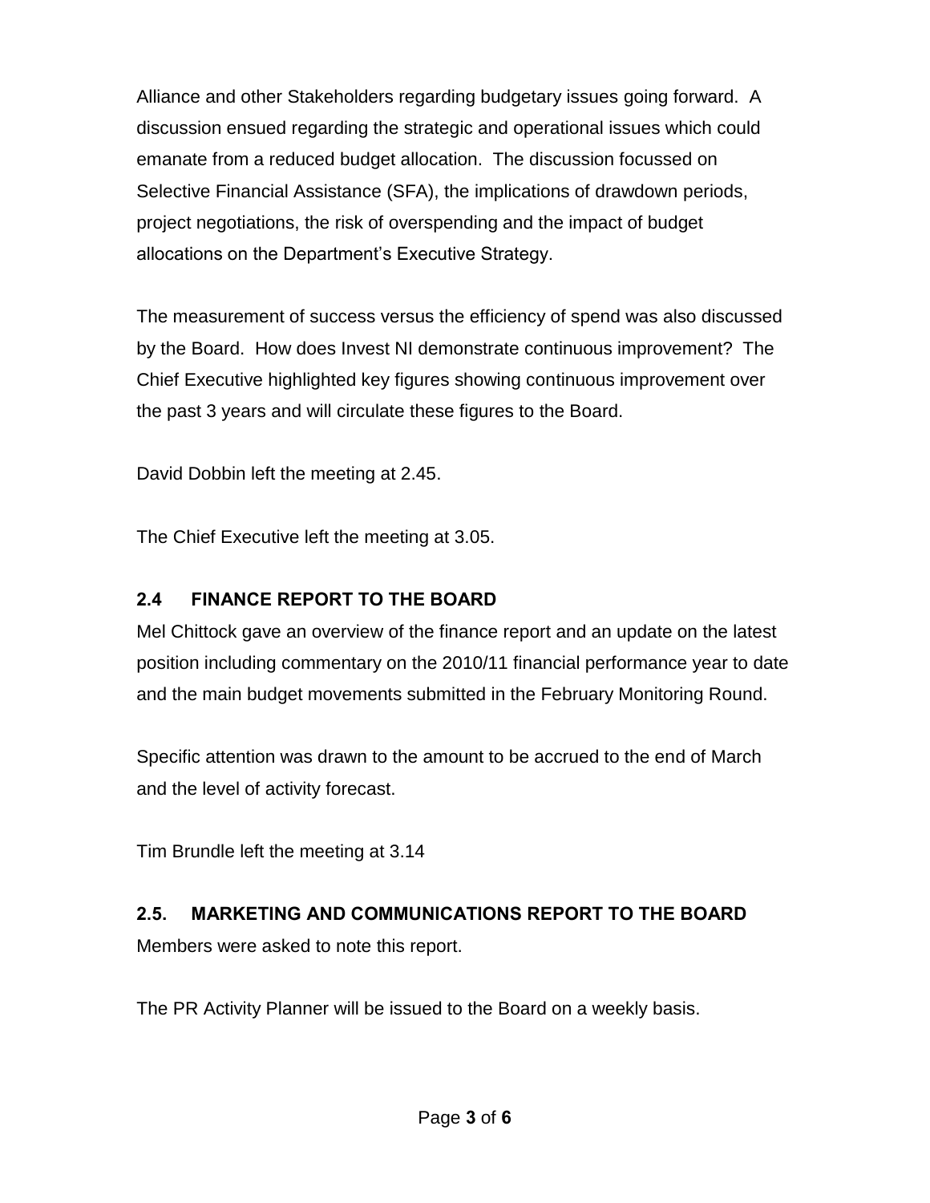Alliance and other Stakeholders regarding budgetary issues going forward. A discussion ensued regarding the strategic and operational issues which could emanate from a reduced budget allocation. The discussion focussed on Selective Financial Assistance (SFA), the implications of drawdown periods, project negotiations, the risk of overspending and the impact of budget allocations on the Department's Executive Strategy.

The measurement of success versus the efficiency of spend was also discussed by the Board. How does Invest NI demonstrate continuous improvement? The Chief Executive highlighted key figures showing continuous improvement over the past 3 years and will circulate these figures to the Board.

David Dobbin left the meeting at 2.45.

The Chief Executive left the meeting at 3.05.

### 2.4 FINANCE REPORT TO THE BOARD

Mel Chittock gave an overview of the finance report and an update on the latest position including commentary on the 2010/11 financial performance year to date and the main budget movements submitted in the February Monitoring Round.

Specific attention was drawn to the amount to be accrued to the end of March and the level of activity forecast.

Tim Brundle left the meeting at 3.14

### 2.5. MARKETING AND COMMUNICATIONS REPORT TO THE BOARD

Members were asked to note this report.

The PR Activity Planner will be issued to the Board on a weekly basis.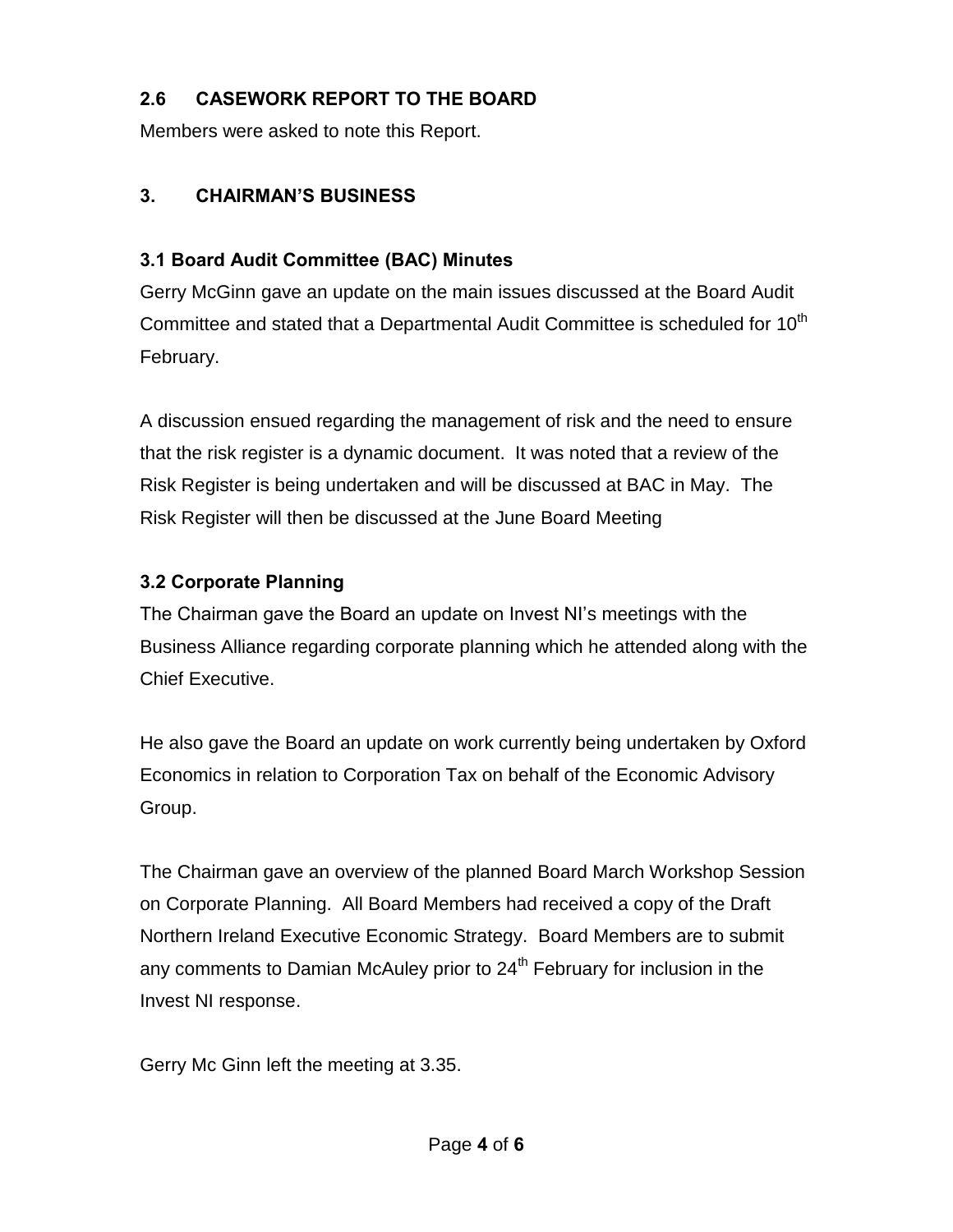## 2.6 CASEWORK REPORT TO THE BOARD

Members were asked to note this Report.

## 3. CHAIRMAN'S BUSINESS

### 3.1 Board Audit Committee (BAC) Minutes

Gerry McGinn gave an update on the main issues discussed at the Board Audit Committee and stated that a Departmental Audit Committee is scheduled for 10th February.

A discussion ensued regarding the management of risk and the need to ensure that the risk register is a dynamic document. It was noted that a review of the Risk Register is being undertaken and will be discussed at BAC in May. The Risk Register will then be discussed at the June Board Meeting

### 3.2 Corporate Planning

The Chairman gave the Board an update on Invest NI's meetings with the Business Alliance regarding corporate planning which he attended along with the Chief Executive.

He also gave the Board an update on work currently being undertaken by Oxford Economics in relation to Corporation Tax on behalf of the Economic Advisory Group.

The Chairman gave an overview of the planned Board March Workshop Session on Corporate Planning. All Board Members had received a copy of the Draft Northern Ireland Executive Economic Strategy. Board Members are to submit any comments to Damian McAuley prior to 24th February for inclusion in the Invest NI response.

Gerry Mc Ginn left the meeting at 3.35.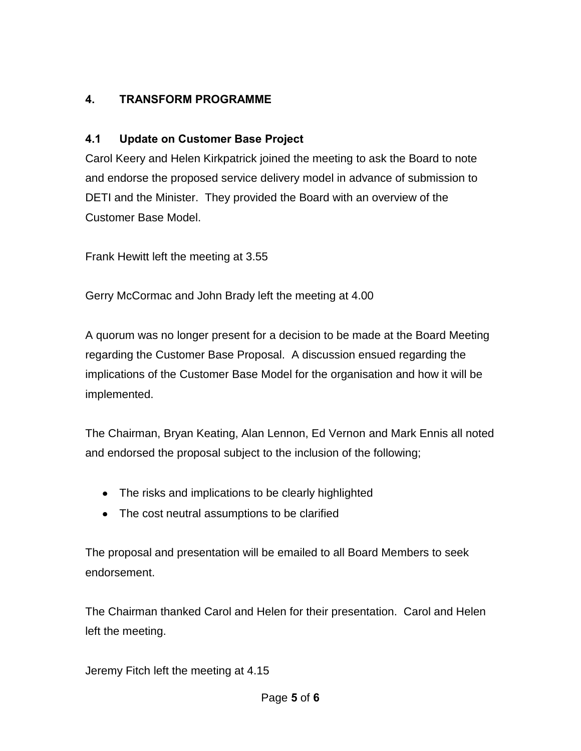## 4. TRANSFORM PROGRAMME

### 4.1 Update on Customer Base Project

Carol Keery and Helen Kirkpatrick joined the meeting to ask the Board to note and endorse the proposed service delivery model in advance of submission to DETI and the Minister. They provided the Board with an overview of the Customer Base Model.

Frank Hewitt left the meeting at 3.55

Gerry McCormac and John Brady left the meeting at 4.00

A quorum was no longer present for a decision to be made at the Board Meeting regarding the Customer Base Proposal. A discussion ensued regarding the implications of the Customer Base Model for the organisation and how it will be implemented.

The Chairman, Bryan Keating, Alan Lennon, Ed Vernon and Mark Ennis all noted and endorsed the proposal subject to the inclusion of the following;

- The risks and implications to be clearly highlighted
- The cost neutral assumptions to be clarified

The proposal and presentation will be emailed to all Board Members to seek endorsement.

The Chairman thanked Carol and Helen for their presentation. Carol and Helen left the meeting.

Jeremy Fitch left the meeting at 4.15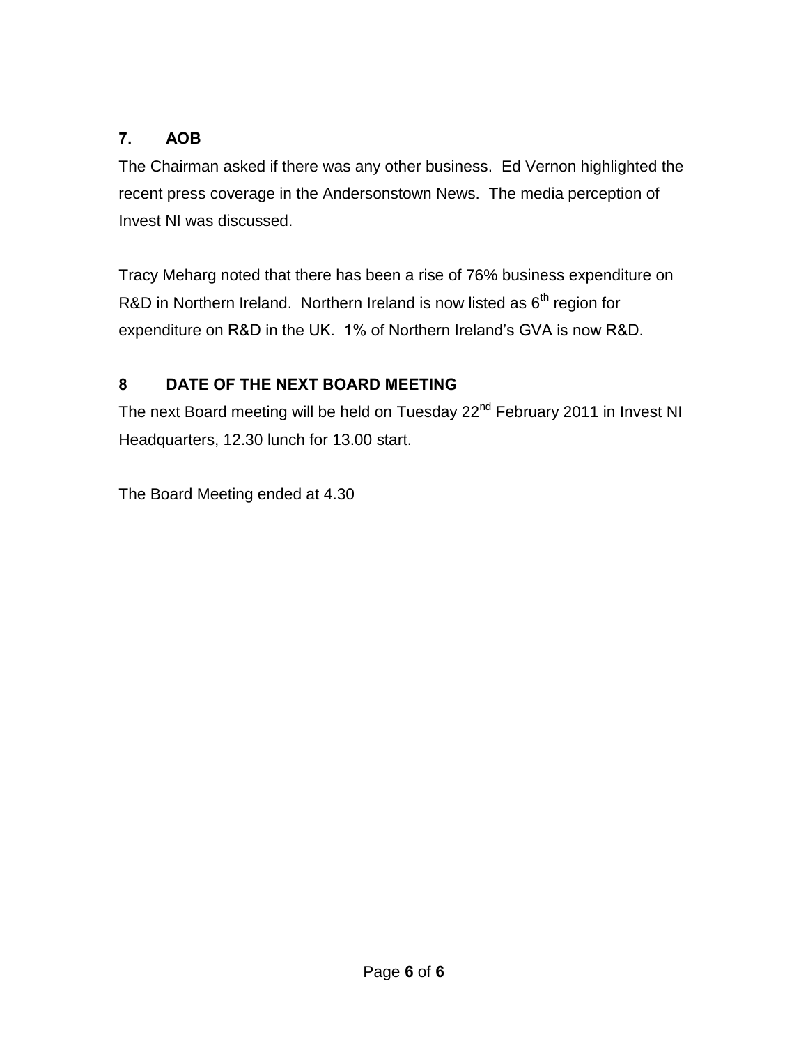## 7. AOB

The Chairman asked if there was any other business. Ed Vernon highlighted the recent press coverage in the Andersonstown News. The media perception of Invest NI was discussed.

Tracy Meharg noted that there has been a rise of 76% business expenditure on R&D in Northern Ireland. Northern Ireland is now listed as 6th region for expenditure on R&D in the UK. 1% of Northern Ireland's GVA is now R&D.

## 8 DATE OF THE NEXT BOARD MEETING

The next Board meeting will be held on Tuesday 22nd February 2011 in Invest NI Headquarters, 12.30 lunch for 13.00 start.

The Board Meeting ended at 4.30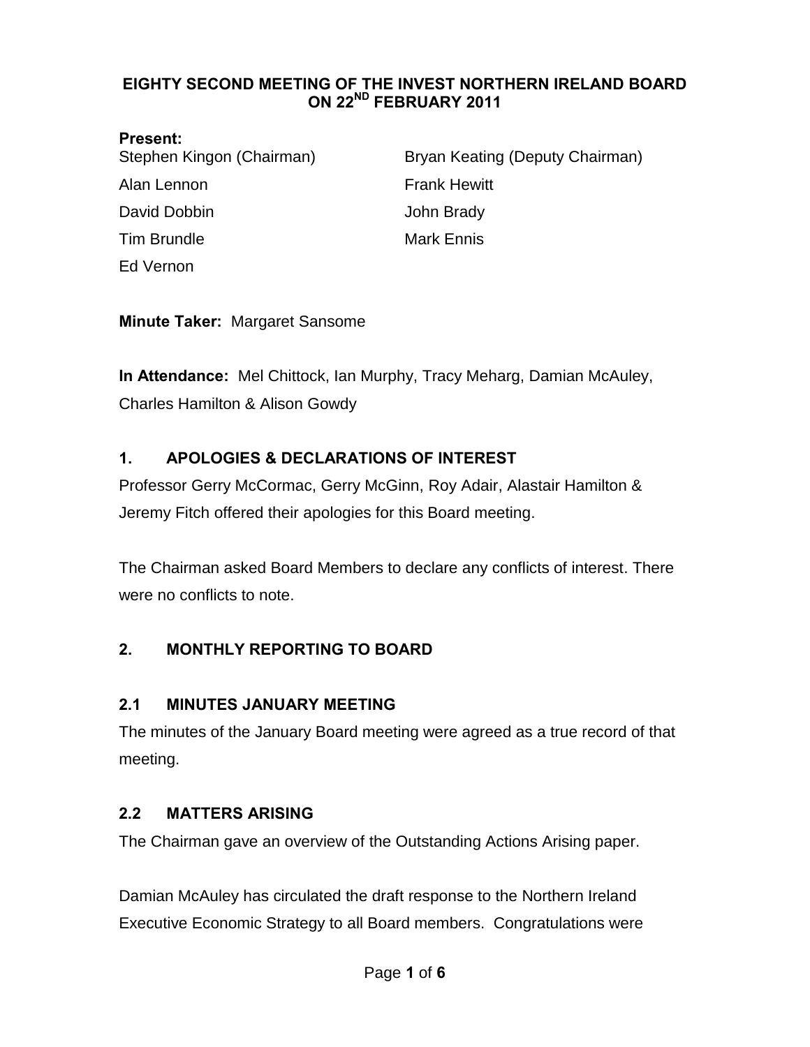# EIGHTY SECOND MEETING OF THE INVEST NORTHERN IRELAND BOARD ON 22ND FEBRUARY 2011

**Present:**

Stephen Kingon (Chairman)
Bryan Keating (Deputy Chairman)
Alan Lennon
Frank Hewitt
David Dobbin
John Brady
Tim Brundle
Mark Ennis
Ed Vernon

**Minute Taker:** Margaret Sansome

**In Attendance:** Mel Chittock, Ian Murphy, Tracy Meharg, Damian McAuley, Charles Hamilton & Alison Gowdy

## 1. APOLOGIES & DECLARATIONS OF INTEREST

Professor Gerry McCormac, Gerry McGinn, Roy Adair, Alastair Hamilton & Jeremy Fitch offered their apologies for this Board meeting.

The Chairman asked Board Members to declare any conflicts of interest. There were no conflicts to note.

## 2. MONTHLY REPORTING TO BOARD

### 2.1 MINUTES JANUARY MEETING

The minutes of the January Board meeting were agreed as a true record of that meeting.

### 2.2 MATTERS ARISING

The Chairman gave an overview of the Outstanding Actions Arising paper.

Damian McAuley has circulated the draft response to the Northern Ireland Executive Economic Strategy to all Board members. Congratulations were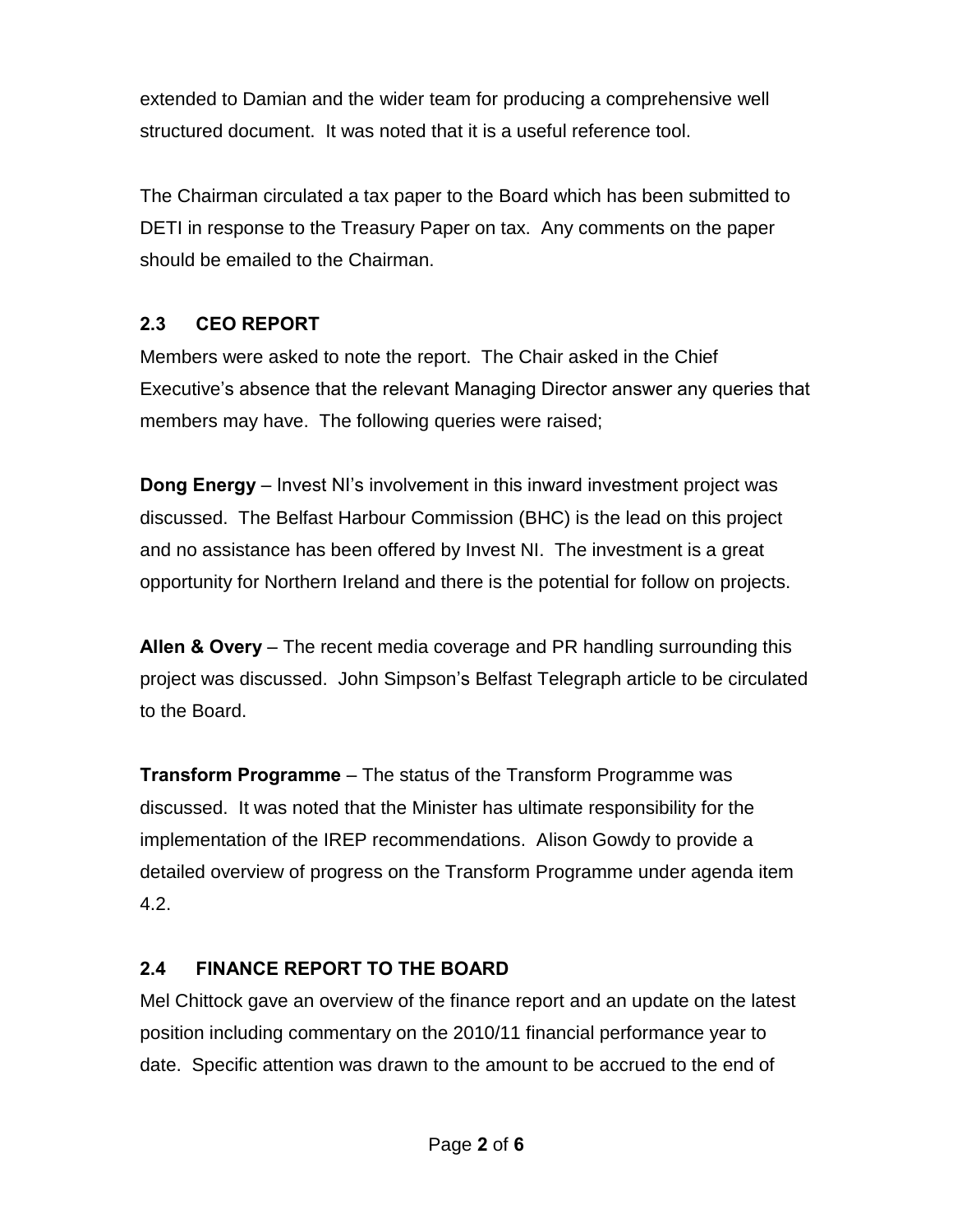extended to Damian and the wider team for producing a comprehensive well structured document. It was noted that it is a useful reference tool.

The Chairman circulated a tax paper to the Board which has been submitted to DETI in response to the Treasury Paper on tax. Any comments on the paper should be emailed to the Chairman.

### 2.3 CEO REPORT

Members were asked to note the report. The Chair asked in the Chief Executive's absence that the relevant Managing Director answer any queries that members may have. The following queries were raised;

**Dong Energy** – Invest NI's involvement in this inward investment project was discussed. The Belfast Harbour Commission (BHC) is the lead on this project and no assistance has been offered by Invest NI. The investment is a great opportunity for Northern Ireland and there is the potential for follow on projects.

**Allen & Overy** – The recent media coverage and PR handling surrounding this project was discussed. John Simpson's Belfast Telegraph article to be circulated to the Board.

**Transform Programme** – The status of the Transform Programme was discussed. It was noted that the Minister has ultimate responsibility for the implementation of the IREP recommendations. Alison Gowdy to provide a detailed overview of progress on the Transform Programme under agenda item 4.2.

### 2.4 FINANCE REPORT TO THE BOARD

Mel Chittock gave an overview of the finance report and an update on the latest position including commentary on the 2010/11 financial performance year to date. Specific attention was drawn to the amount to be accrued to the end of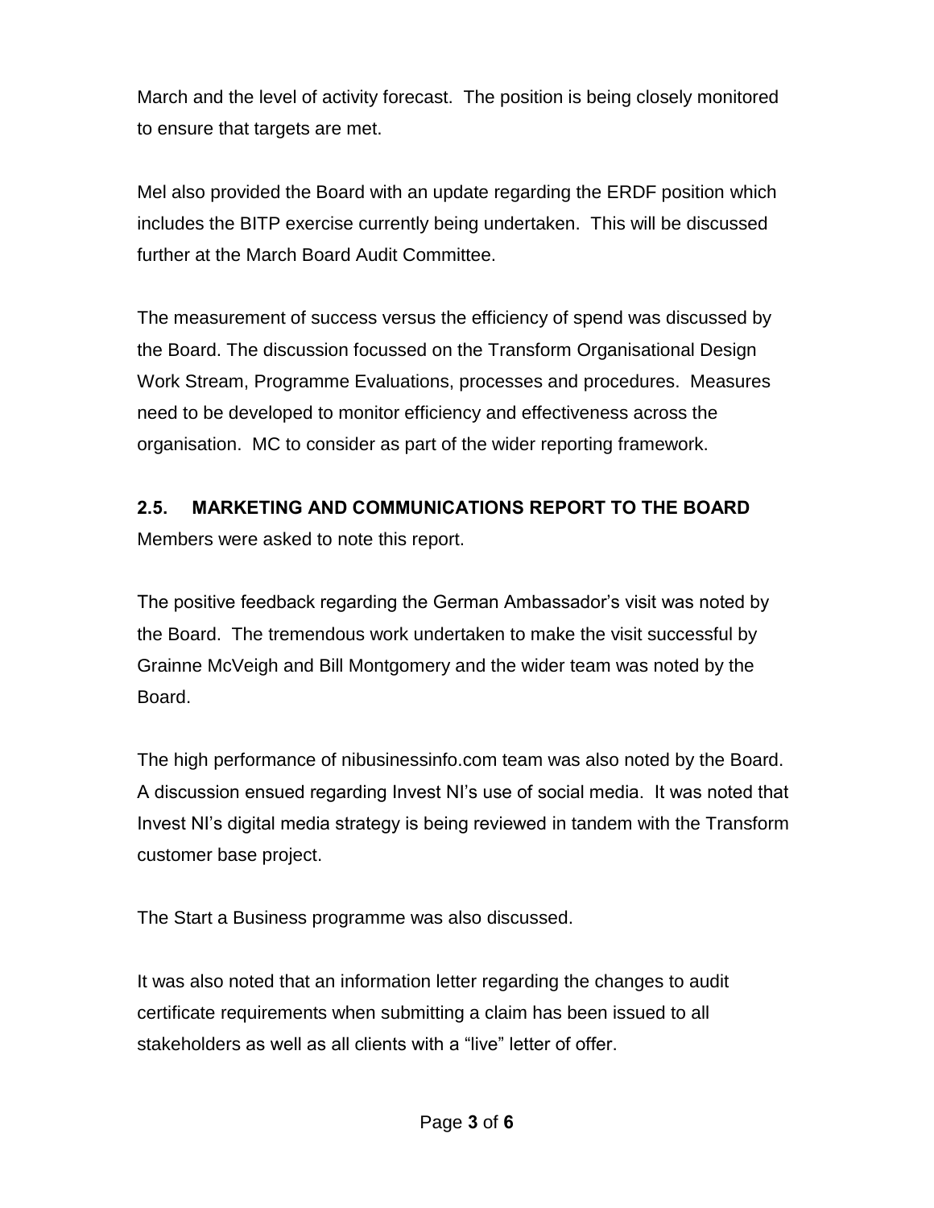March and the level of activity forecast. The position is being closely monitored to ensure that targets are met.

Mel also provided the Board with an update regarding the ERDF position which includes the BITP exercise currently being undertaken. This will be discussed further at the March Board Audit Committee.

The measurement of success versus the efficiency of spend was discussed by the Board. The discussion focussed on the Transform Organisational Design Work Stream, Programme Evaluations, processes and procedures. Measures need to be developed to monitor efficiency and effectiveness across the organisation. MC to consider as part of the wider reporting framework.

### 2.5. MARKETING AND COMMUNICATIONS REPORT TO THE BOARD

Members were asked to note this report.

The positive feedback regarding the German Ambassador's visit was noted by the Board. The tremendous work undertaken to make the visit successful by Grainne McVeigh and Bill Montgomery and the wider team was noted by the Board.

The high performance of nibusinessinfo.com team was also noted by the Board. A discussion ensued regarding Invest NI's use of social media. It was noted that Invest NI's digital media strategy is being reviewed in tandem with the Transform customer base project.

The Start a Business programme was also discussed.

It was also noted that an information letter regarding the changes to audit certificate requirements when submitting a claim has been issued to all stakeholders as well as all clients with a "live" letter of offer.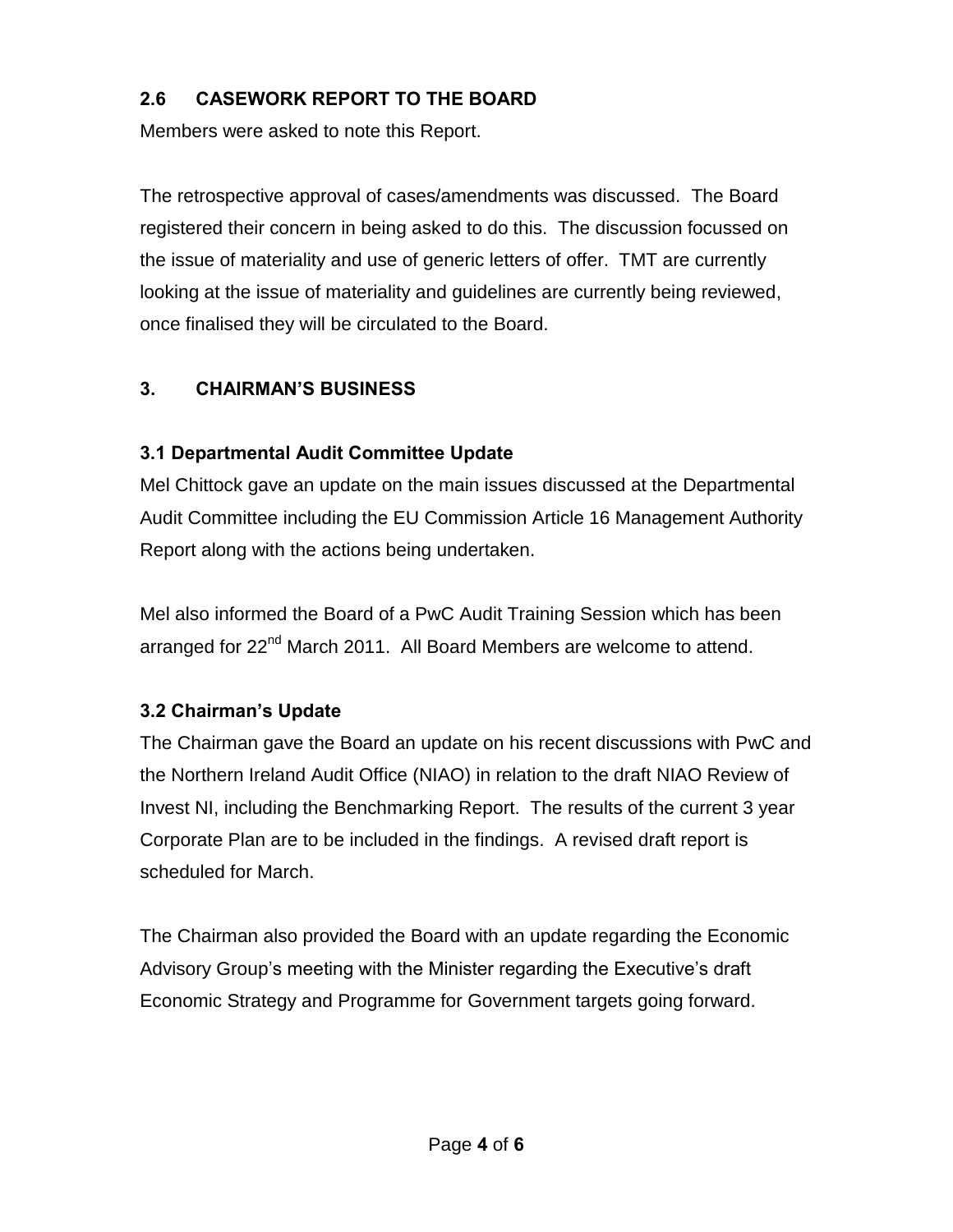## 2.6 CASEWORK REPORT TO THE BOARD

Members were asked to note this Report.

The retrospective approval of cases/amendments was discussed. The Board registered their concern in being asked to do this. The discussion focussed on the issue of materiality and use of generic letters of offer. TMT are currently looking at the issue of materiality and guidelines are currently being reviewed, once finalised they will be circulated to the Board.

## 3. CHAIRMAN'S BUSINESS

### 3.1 Departmental Audit Committee Update

Mel Chittock gave an update on the main issues discussed at the Departmental Audit Committee including the EU Commission Article 16 Management Authority Report along with the actions being undertaken.

Mel also informed the Board of a PwC Audit Training Session which has been arranged for 22nd March 2011. All Board Members are welcome to attend.

### 3.2 Chairman's Update

The Chairman gave the Board an update on his recent discussions with PwC and the Northern Ireland Audit Office (NIAO) in relation to the draft NIAO Review of Invest NI, including the Benchmarking Report. The results of the current 3 year Corporate Plan are to be included in the findings. A revised draft report is scheduled for March.

The Chairman also provided the Board with an update regarding the Economic Advisory Group's meeting with the Minister regarding the Executive's draft Economic Strategy and Programme for Government targets going forward.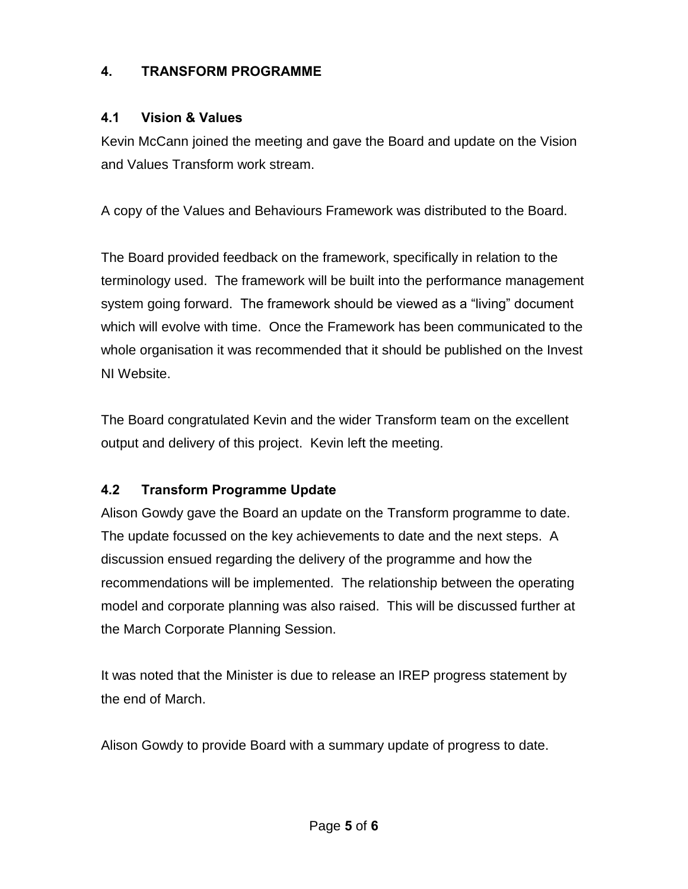## 4. TRANSFORM PROGRAMME

### 4.1 Vision & Values

Kevin McCann joined the meeting and gave the Board and update on the Vision and Values Transform work stream.

A copy of the Values and Behaviours Framework was distributed to the Board.

The Board provided feedback on the framework, specifically in relation to the terminology used. The framework will be built into the performance management system going forward. The framework should be viewed as a "living" document which will evolve with time. Once the Framework has been communicated to the whole organisation it was recommended that it should be published on the Invest NI Website.

The Board congratulated Kevin and the wider Transform team on the excellent output and delivery of this project. Kevin left the meeting.

### 4.2 Transform Programme Update

Alison Gowdy gave the Board an update on the Transform programme to date. The update focussed on the key achievements to date and the next steps. A discussion ensued regarding the delivery of the programme and how the recommendations will be implemented. The relationship between the operating model and corporate planning was also raised. This will be discussed further at the March Corporate Planning Session.

It was noted that the Minister is due to release an IREP progress statement by the end of March.

Alison Gowdy to provide Board with a summary update of progress to date.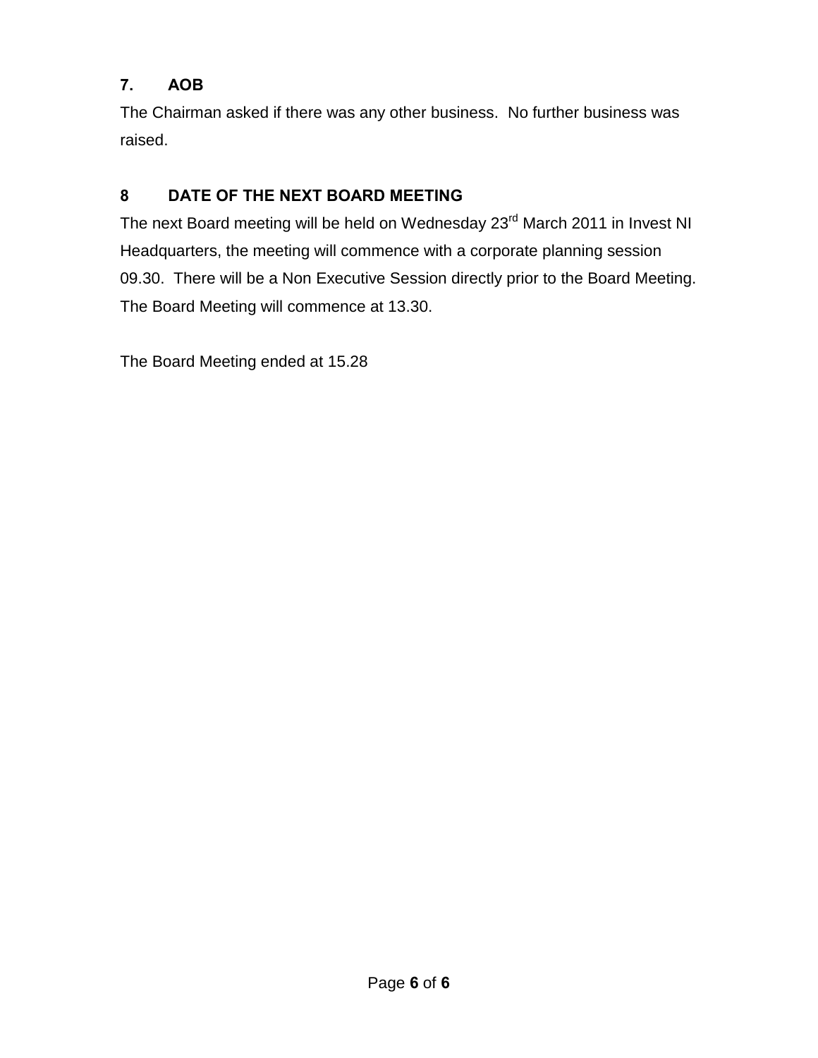### 7. AOB

The Chairman asked if there was any other business. No further business was raised.

### 8 DATE OF THE NEXT BOARD MEETING

The next Board meeting will be held on Wednesday 23rd March 2011 in Invest NI Headquarters, the meeting will commence with a corporate planning session 09.30. There will be a Non Executive Session directly prior to the Board Meeting. The Board Meeting will commence at 13.30.

The Board Meeting ended at 15.28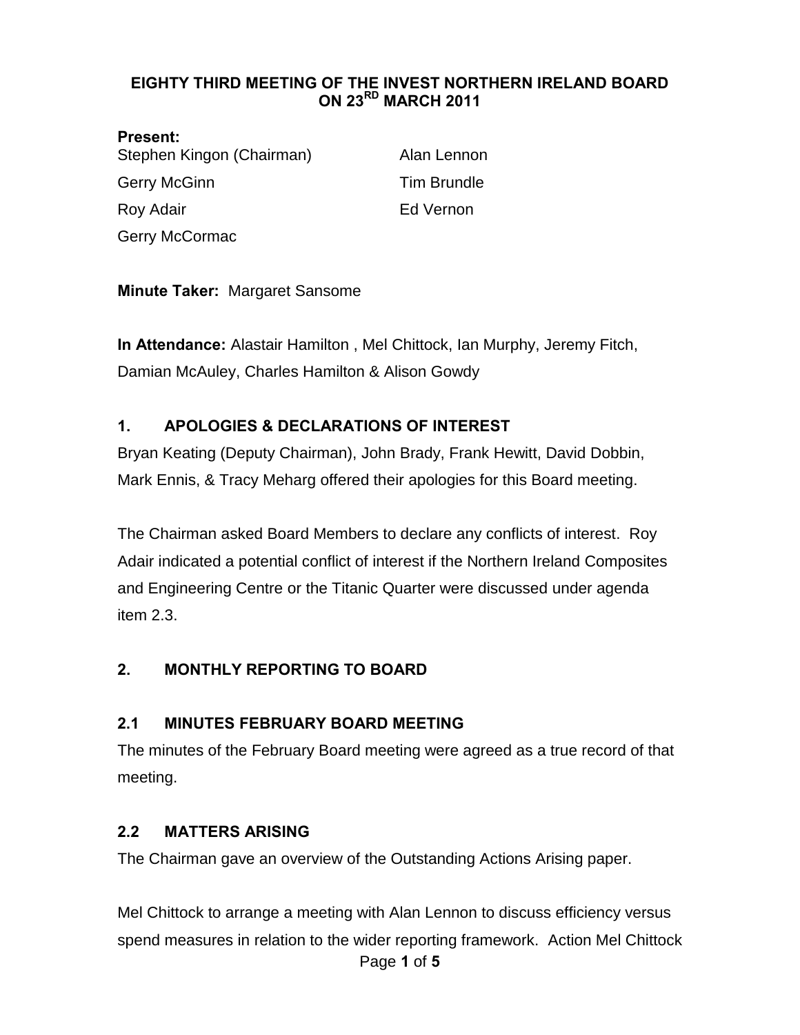# EIGHTY THIRD MEETING OF THE INVEST NORTHERN IRELAND BOARD ON 23RD MARCH 2011

**Present:**

| | |
|---|---|
| Stephen Kingon (Chairman) | Alan Lennon |
| Gerry McGinn | Tim Brundle |
| Roy Adair | Ed Vernon |
| Gerry McCormac | |

**Minute Taker:** Margaret Sansome

**In Attendance:** Alastair Hamilton , Mel Chittock, Ian Murphy, Jeremy Fitch, Damian McAuley, Charles Hamilton & Alison Gowdy

## 1. APOLOGIES & DECLARATIONS OF INTEREST

Bryan Keating (Deputy Chairman), John Brady, Frank Hewitt, David Dobbin, Mark Ennis, & Tracy Meharg offered their apologies for this Board meeting.

The Chairman asked Board Members to declare any conflicts of interest. Roy Adair indicated a potential conflict of interest if the Northern Ireland Composites and Engineering Centre or the Titanic Quarter were discussed under agenda item 2.3.

## 2. MONTHLY REPORTING TO BOARD

### 2.1 MINUTES FEBRUARY BOARD MEETING

The minutes of the February Board meeting were agreed as a true record of that meeting.

### 2.2 MATTERS ARISING

The Chairman gave an overview of the Outstanding Actions Arising paper.

Mel Chittock to arrange a meeting with Alan Lennon to discuss efficiency versus spend measures in relation to the wider reporting framework. Action Mel Chittock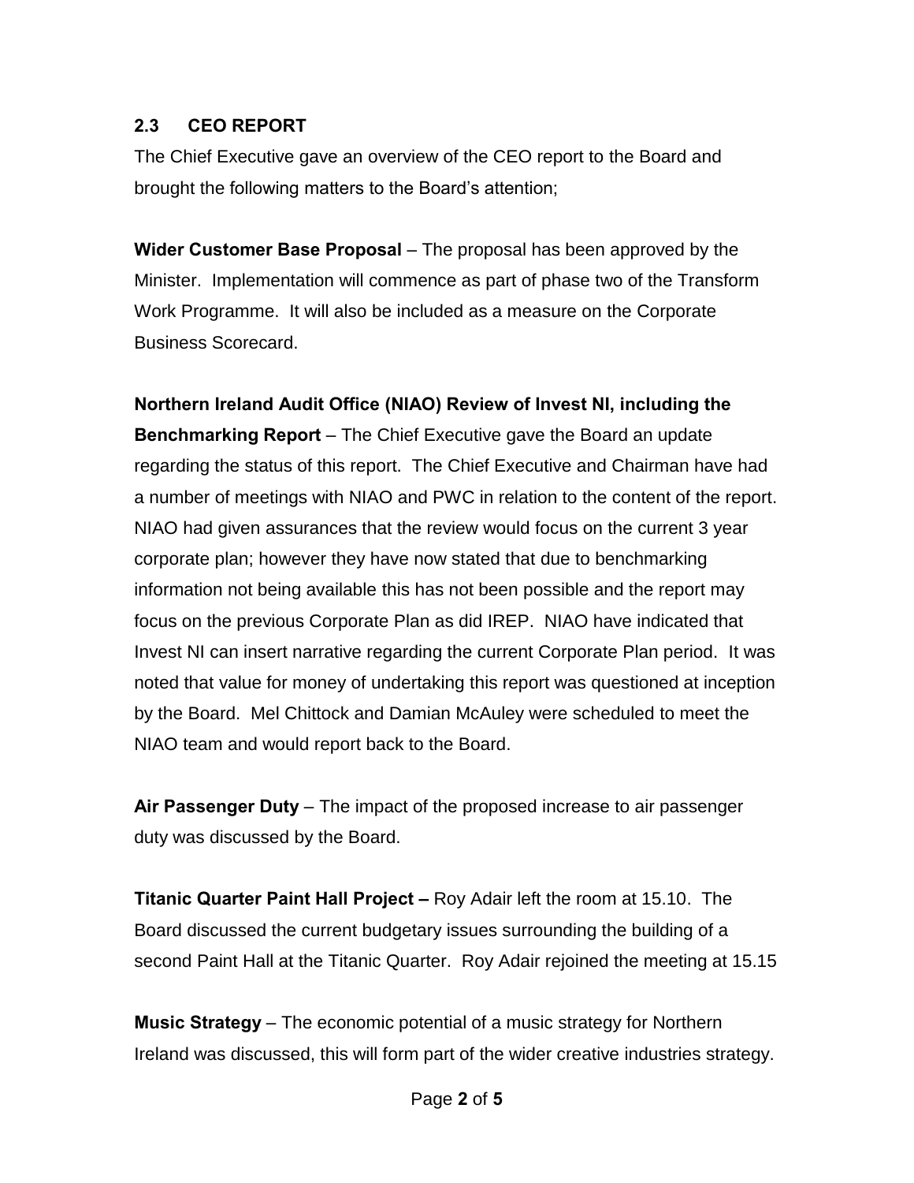## 2.3 CEO REPORT

The Chief Executive gave an overview of the CEO report to the Board and brought the following matters to the Board's attention;

**Wider Customer Base Proposal** – The proposal has been approved by the Minister. Implementation will commence as part of phase two of the Transform Work Programme. It will also be included as a measure on the Corporate Business Scorecard.

**Northern Ireland Audit Office (NIAO) Review of Invest NI, including the Benchmarking Report** – The Chief Executive gave the Board an update regarding the status of this report. The Chief Executive and Chairman have had a number of meetings with NIAO and PWC in relation to the content of the report. NIAO had given assurances that the review would focus on the current 3 year corporate plan; however they have now stated that due to benchmarking information not being available this has not been possible and the report may focus on the previous Corporate Plan as did IREP. NIAO have indicated that Invest NI can insert narrative regarding the current Corporate Plan period. It was noted that value for money of undertaking this report was questioned at inception by the Board. Mel Chittock and Damian McAuley were scheduled to meet the NIAO team and would report back to the Board.

**Air Passenger Duty** – The impact of the proposed increase to air passenger duty was discussed by the Board.

**Titanic Quarter Paint Hall Project –** Roy Adair left the room at 15.10. The Board discussed the current budgetary issues surrounding the building of a second Paint Hall at the Titanic Quarter. Roy Adair rejoined the meeting at 15.15

**Music Strategy** – The economic potential of a music strategy for Northern Ireland was discussed, this will form part of the wider creative industries strategy.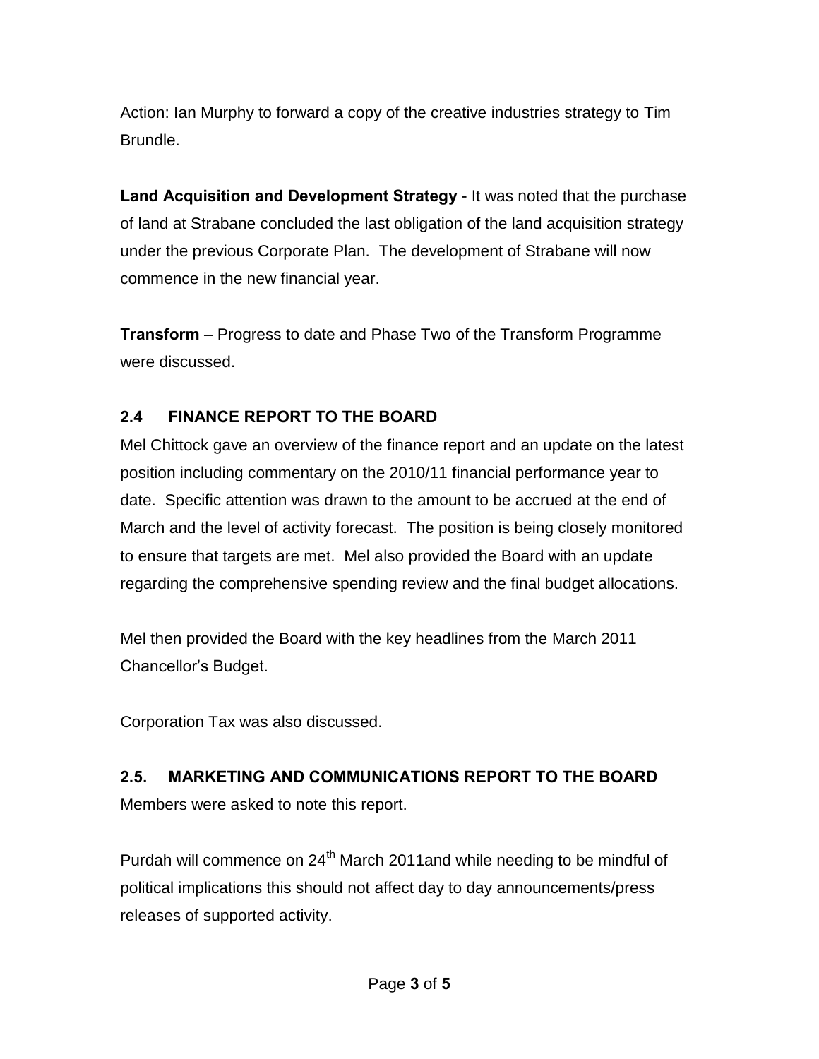Action: Ian Murphy to forward a copy of the creative industries strategy to Tim Brundle.

**Land Acquisition and Development Strategy** - It was noted that the purchase of land at Strabane concluded the last obligation of the land acquisition strategy under the previous Corporate Plan. The development of Strabane will now commence in the new financial year.

**Transform** – Progress to date and Phase Two of the Transform Programme were discussed.

## 2.4 FINANCE REPORT TO THE BOARD

Mel Chittock gave an overview of the finance report and an update on the latest position including commentary on the 2010/11 financial performance year to date. Specific attention was drawn to the amount to be accrued at the end of March and the level of activity forecast. The position is being closely monitored to ensure that targets are met. Mel also provided the Board with an update regarding the comprehensive spending review and the final budget allocations.

Mel then provided the Board with the key headlines from the March 2011 Chancellor's Budget.

Corporation Tax was also discussed.

## 2.5. MARKETING AND COMMUNICATIONS REPORT TO THE BOARD

Members were asked to note this report.

Purdah will commence on 24th March 2011and while needing to be mindful of political implications this should not affect day to day announcements/press releases of supported activity.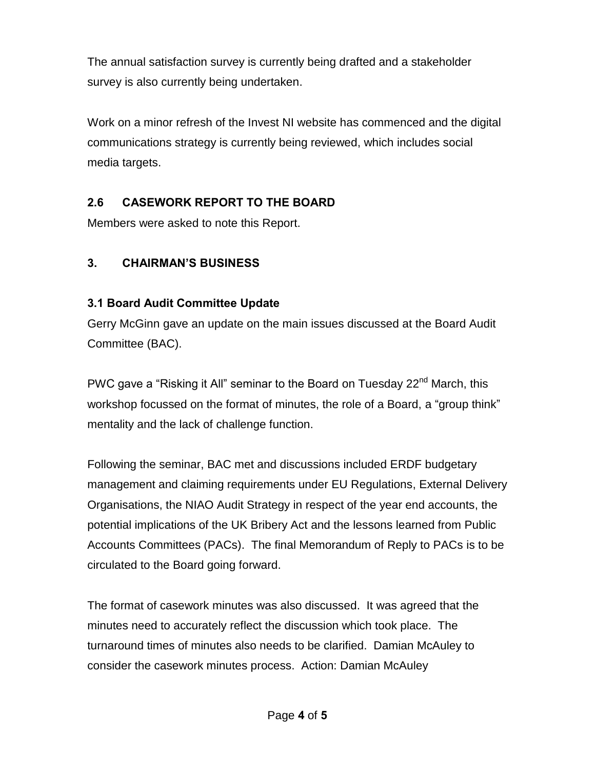The annual satisfaction survey is currently being drafted and a stakeholder survey is also currently being undertaken.

Work on a minor refresh of the Invest NI website has commenced and the digital communications strategy is currently being reviewed, which includes social media targets.

## 2.6 CASEWORK REPORT TO THE BOARD

Members were asked to note this Report.

## 3. CHAIRMAN'S BUSINESS

### 3.1 Board Audit Committee Update

Gerry McGinn gave an update on the main issues discussed at the Board Audit Committee (BAC).

PWC gave a "Risking it All" seminar to the Board on Tuesday 22nd March, this workshop focussed on the format of minutes, the role of a Board, a "group think" mentality and the lack of challenge function.

Following the seminar, BAC met and discussions included ERDF budgetary management and claiming requirements under EU Regulations, External Delivery Organisations, the NIAO Audit Strategy in respect of the year end accounts, the potential implications of the UK Bribery Act and the lessons learned from Public Accounts Committees (PACs). The final Memorandum of Reply to PACs is to be circulated to the Board going forward.

The format of casework minutes was also discussed. It was agreed that the minutes need to accurately reflect the discussion which took place. The turnaround times of minutes also needs to be clarified. Damian McAuley to consider the casework minutes process. Action: Damian McAuley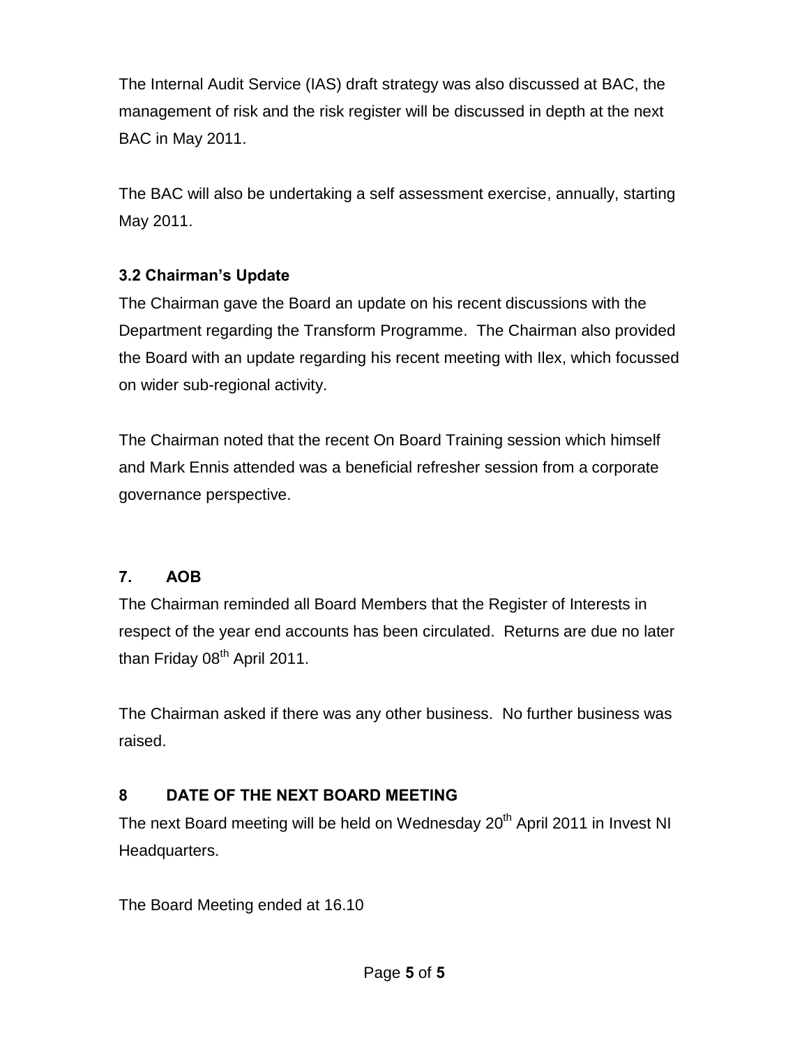The Internal Audit Service (IAS) draft strategy was also discussed at BAC, the management of risk and the risk register will be discussed in depth at the next BAC in May 2011.

The BAC will also be undertaking a self assessment exercise, annually, starting May 2011.

### 3.2 Chairman's Update

The Chairman gave the Board an update on his recent discussions with the Department regarding the Transform Programme. The Chairman also provided the Board with an update regarding his recent meeting with Ilex, which focussed on wider sub-regional activity.

The Chairman noted that the recent On Board Training session which himself and Mark Ennis attended was a beneficial refresher session from a corporate governance perspective.

## 7. AOB

The Chairman reminded all Board Members that the Register of Interests in respect of the year end accounts has been circulated. Returns are due no later than Friday 08th April 2011.

The Chairman asked if there was any other business. No further business was raised.

## 8 DATE OF THE NEXT BOARD MEETING

The next Board meeting will be held on Wednesday 20th April 2011 in Invest NI Headquarters.

The Board Meeting ended at 16.10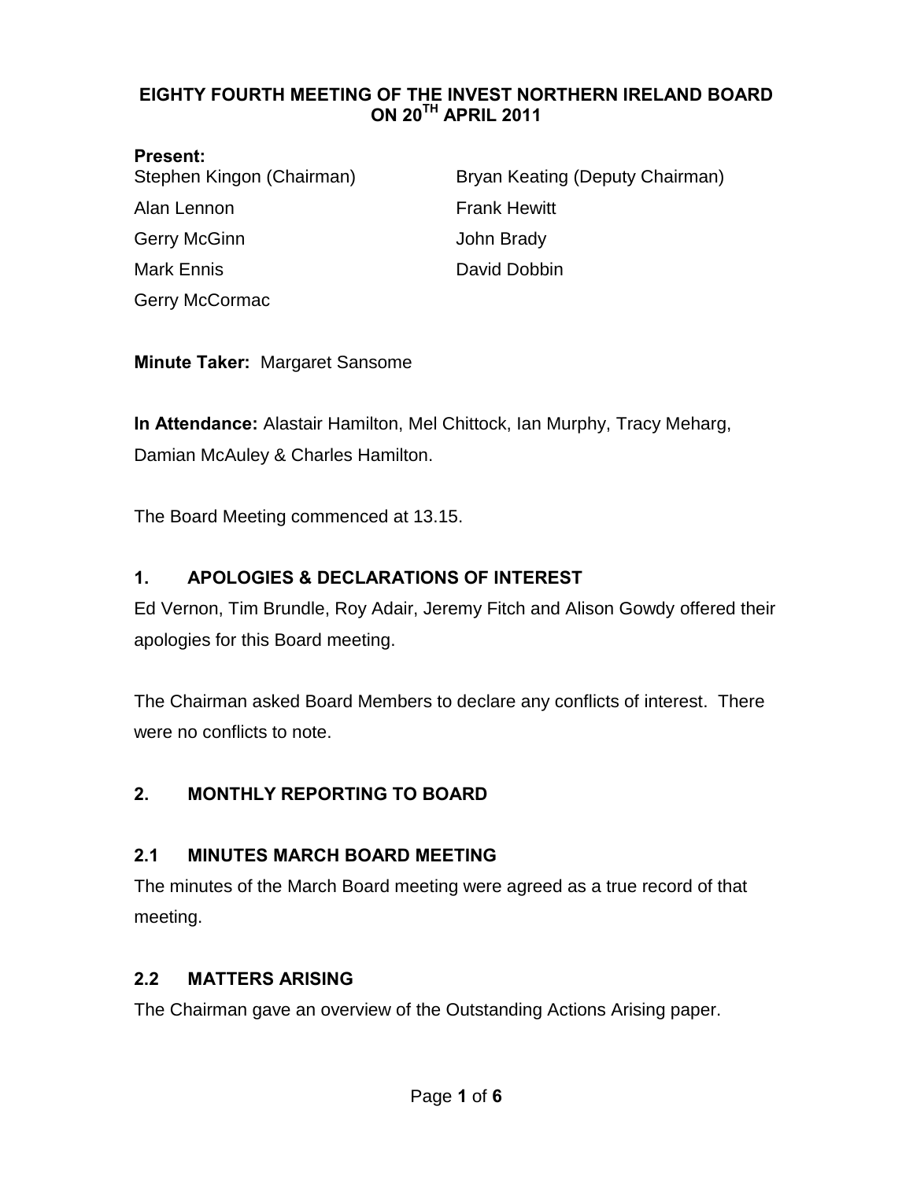# EIGHTY FOURTH MEETING OF THE INVEST NORTHERN IRELAND BOARD ON 20TH APRIL 2011

**Present:**

Stephen Kingon (Chairman)
Bryan Keating (Deputy Chairman)
Alan Lennon
Frank Hewitt
Gerry McGinn
John Brady
Mark Ennis
David Dobbin
Gerry McCormac

**Minute Taker:** Margaret Sansome

**In Attendance:** Alastair Hamilton, Mel Chittock, Ian Murphy, Tracy Meharg, Damian McAuley & Charles Hamilton.

The Board Meeting commenced at 13.15.

## 1. APOLOGIES & DECLARATIONS OF INTEREST

Ed Vernon, Tim Brundle, Roy Adair, Jeremy Fitch and Alison Gowdy offered their apologies for this Board meeting.

The Chairman asked Board Members to declare any conflicts of interest. There were no conflicts to note.

## 2. MONTHLY REPORTING TO BOARD

### 2.1 MINUTES MARCH BOARD MEETING

The minutes of the March Board meeting were agreed as a true record of that meeting.

### 2.2 MATTERS ARISING

The Chairman gave an overview of the Outstanding Actions Arising paper.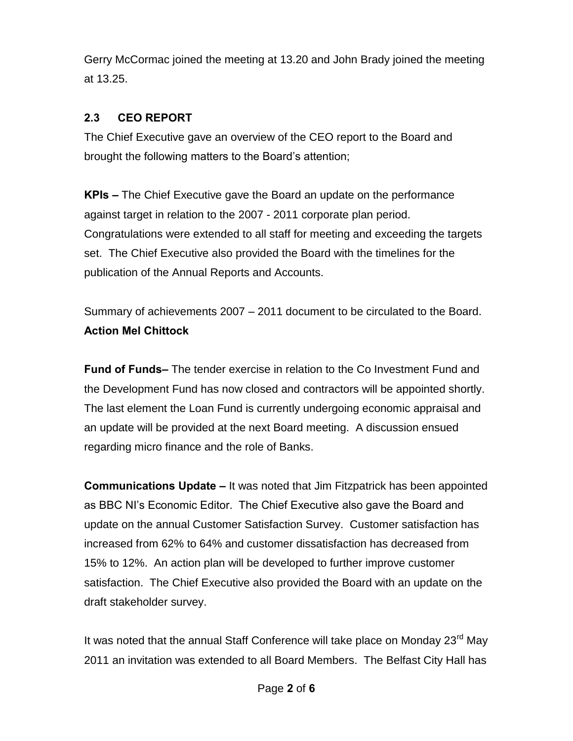Gerry McCormac joined the meeting at 13.20 and John Brady joined the meeting at 13.25.

### 2.3 CEO REPORT

The Chief Executive gave an overview of the CEO report to the Board and brought the following matters to the Board's attention;

**KPIs –** The Chief Executive gave the Board an update on the performance against target in relation to the 2007 - 2011 corporate plan period. Congratulations were extended to all staff for meeting and exceeding the targets set. The Chief Executive also provided the Board with the timelines for the publication of the Annual Reports and Accounts.

Summary of achievements 2007 – 2011 document to be circulated to the Board.
**Action Mel Chittock**

**Fund of Funds–** The tender exercise in relation to the Co Investment Fund and the Development Fund has now closed and contractors will be appointed shortly. The last element the Loan Fund is currently undergoing economic appraisal and an update will be provided at the next Board meeting. A discussion ensued regarding micro finance and the role of Banks.

**Communications Update –** It was noted that Jim Fitzpatrick has been appointed as BBC NI's Economic Editor. The Chief Executive also gave the Board and update on the annual Customer Satisfaction Survey. Customer satisfaction has increased from 62% to 64% and customer dissatisfaction has decreased from 15% to 12%. An action plan will be developed to further improve customer satisfaction. The Chief Executive also provided the Board with an update on the draft stakeholder survey.

It was noted that the annual Staff Conference will take place on Monday 23rd May 2011 an invitation was extended to all Board Members. The Belfast City Hall has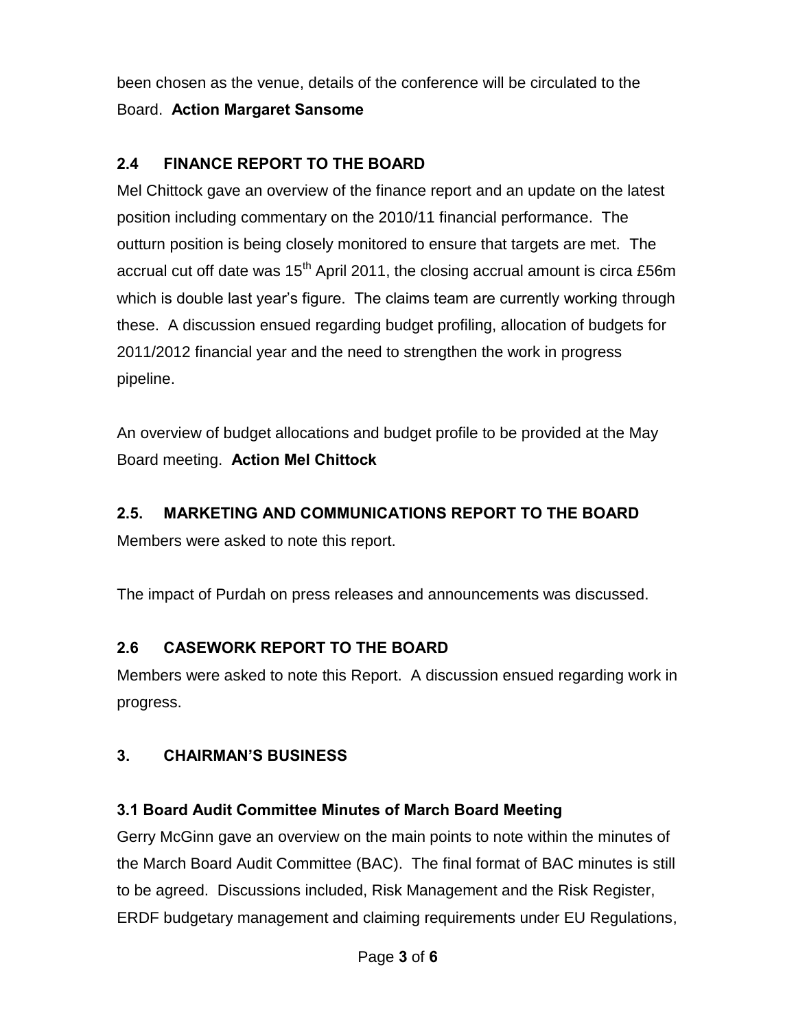been chosen as the venue, details of the conference will be circulated to the Board. **Action Margaret Sansome**

## 2.4 FINANCE REPORT TO THE BOARD

Mel Chittock gave an overview of the finance report and an update on the latest position including commentary on the 2010/11 financial performance. The outturn position is being closely monitored to ensure that targets are met. The accrual cut off date was 15th April 2011, the closing accrual amount is circa £56m which is double last year's figure. The claims team are currently working through these. A discussion ensued regarding budget profiling, allocation of budgets for 2011/2012 financial year and the need to strengthen the work in progress pipeline.

An overview of budget allocations and budget profile to be provided at the May Board meeting. **Action Mel Chittock**

## 2.5. MARKETING AND COMMUNICATIONS REPORT TO THE BOARD

Members were asked to note this report.

The impact of Purdah on press releases and announcements was discussed.

## 2.6 CASEWORK REPORT TO THE BOARD

Members were asked to note this Report. A discussion ensued regarding work in progress.

## 3. CHAIRMAN'S BUSINESS

### 3.1 Board Audit Committee Minutes of March Board Meeting

Gerry McGinn gave an overview on the main points to note within the minutes of the March Board Audit Committee (BAC). The final format of BAC minutes is still to be agreed. Discussions included, Risk Management and the Risk Register, ERDF budgetary management and claiming requirements under EU Regulations,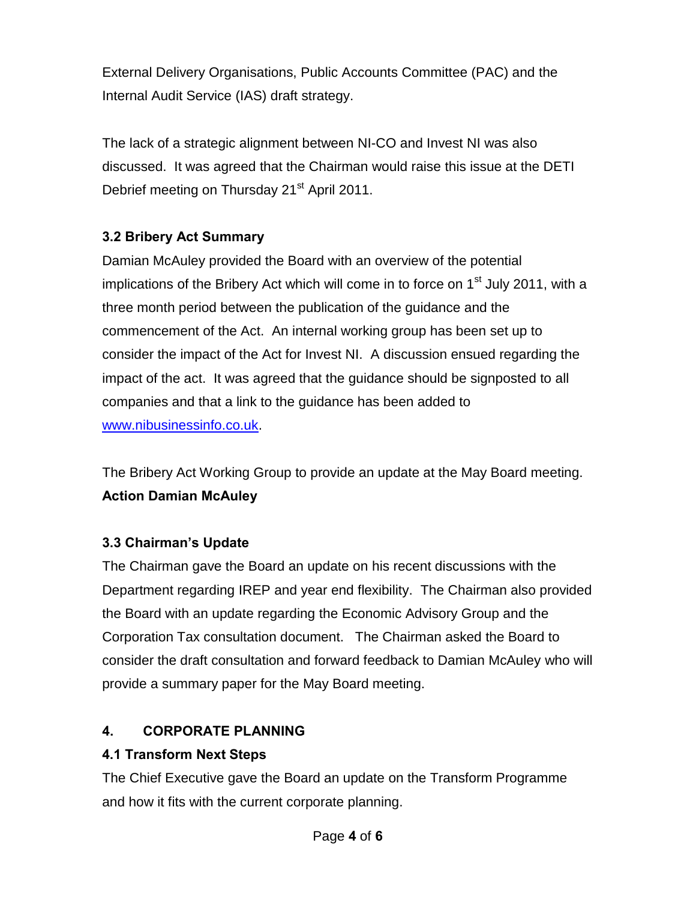External Delivery Organisations, Public Accounts Committee (PAC) and the Internal Audit Service (IAS) draft strategy.

The lack of a strategic alignment between NI-CO and Invest NI was also discussed. It was agreed that the Chairman would raise this issue at the DETI Debrief meeting on Thursday 21st April 2011.

### 3.2 Bribery Act Summary

Damian McAuley provided the Board with an overview of the potential implications of the Bribery Act which will come in to force on 1st July 2011, with a three month period between the publication of the guidance and the commencement of the Act. An internal working group has been set up to consider the impact of the Act for Invest NI. A discussion ensued regarding the impact of the act. It was agreed that the guidance should be signposted to all companies and that a link to the guidance has been added to www.nibusinessinfo.co.uk.

The Bribery Act Working Group to provide an update at the May Board meeting.
**Action Damian McAuley**

### 3.3 Chairman's Update

The Chairman gave the Board an update on his recent discussions with the Department regarding IREP and year end flexibility. The Chairman also provided the Board with an update regarding the Economic Advisory Group and the Corporation Tax consultation document. The Chairman asked the Board to consider the draft consultation and forward feedback to Damian McAuley who will provide a summary paper for the May Board meeting.

## 4. CORPORATE PLANNING

### 4.1 Transform Next Steps

The Chief Executive gave the Board an update on the Transform Programme and how it fits with the current corporate planning.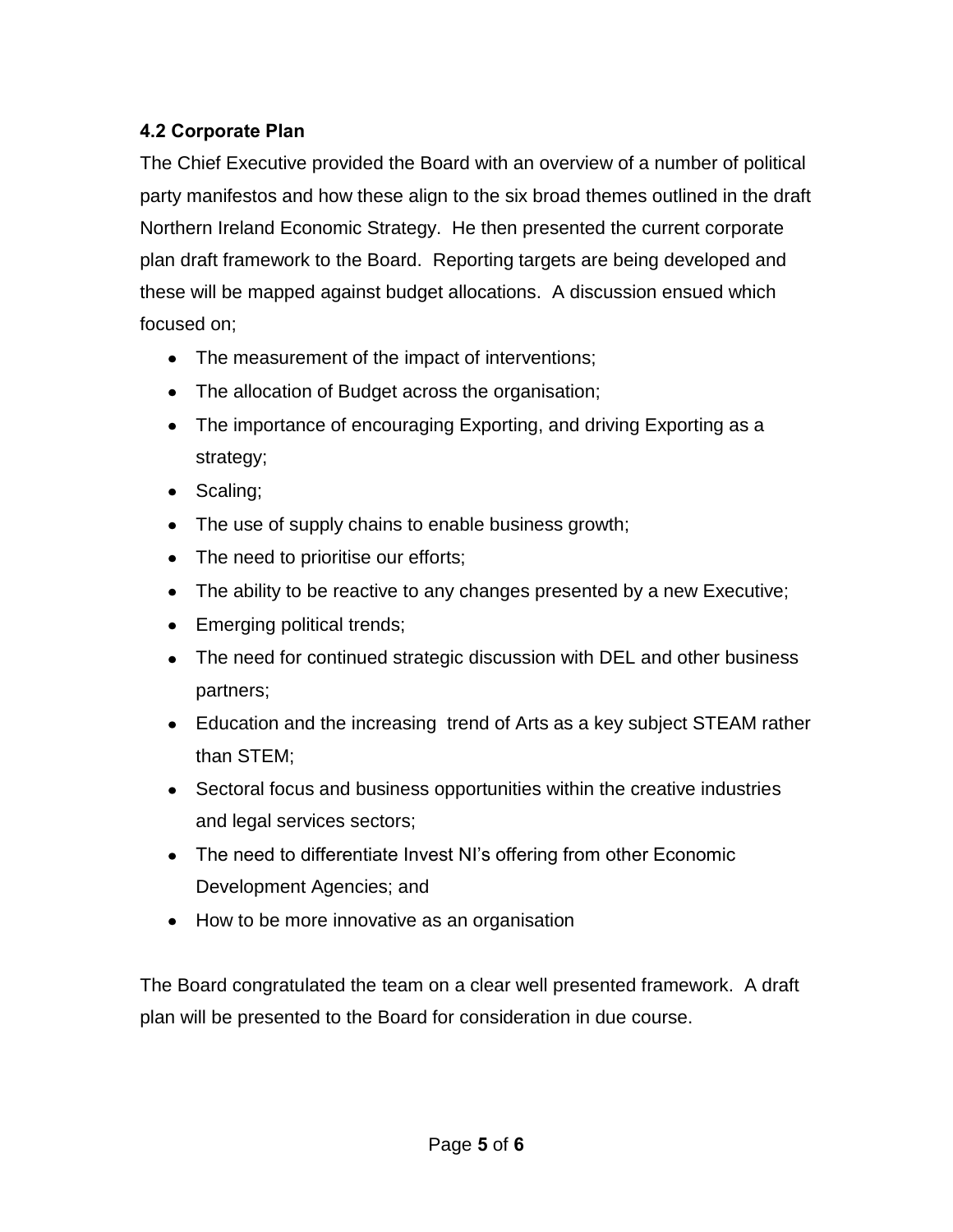### 4.2 Corporate Plan

The Chief Executive provided the Board with an overview of a number of political party manifestos and how these align to the six broad themes outlined in the draft Northern Ireland Economic Strategy. He then presented the current corporate plan draft framework to the Board. Reporting targets are being developed and these will be mapped against budget allocations. A discussion ensued which focused on;

- The measurement of the impact of interventions;
- The allocation of Budget across the organisation;
- The importance of encouraging Exporting, and driving Exporting as a strategy;
- Scaling;
- The use of supply chains to enable business growth;
- The need to prioritise our efforts;
- The ability to be reactive to any changes presented by a new Executive;
- Emerging political trends;
- The need for continued strategic discussion with DEL and other business partners;
- Education and the increasing trend of Arts as a key subject STEAM rather than STEM;
- Sectoral focus and business opportunities within the creative industries and legal services sectors;
- The need to differentiate Invest NI's offering from other Economic Development Agencies; and
- How to be more innovative as an organisation

The Board congratulated the team on a clear well presented framework. A draft plan will be presented to the Board for consideration in due course.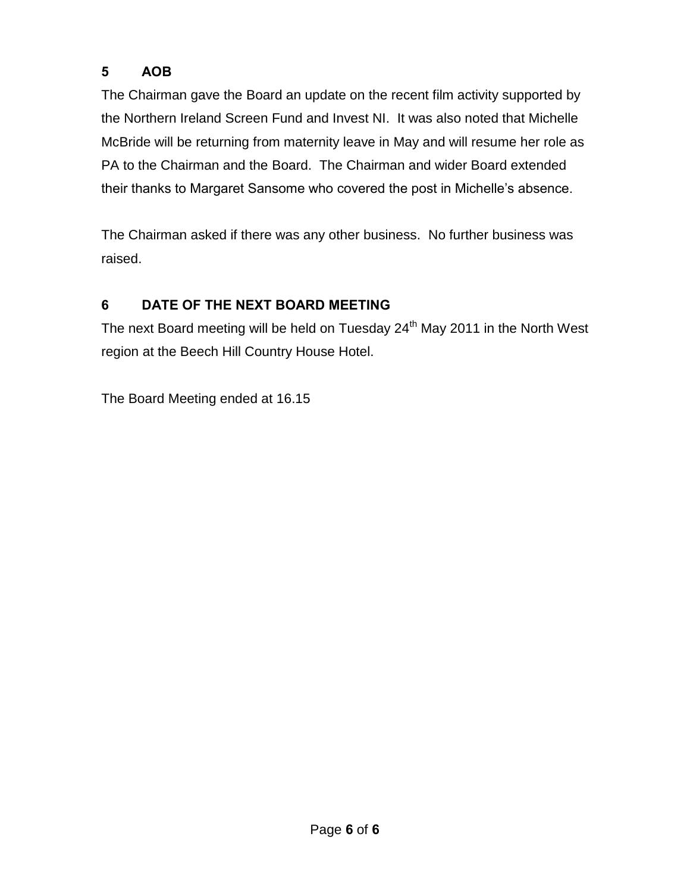## 5 AOB

The Chairman gave the Board an update on the recent film activity supported by the Northern Ireland Screen Fund and Invest NI. It was also noted that Michelle McBride will be returning from maternity leave in May and will resume her role as PA to the Chairman and the Board. The Chairman and wider Board extended their thanks to Margaret Sansome who covered the post in Michelle's absence.

The Chairman asked if there was any other business. No further business was raised.

## 6 DATE OF THE NEXT BOARD MEETING

The next Board meeting will be held on Tuesday 24th May 2011 in the North West region at the Beech Hill Country House Hotel.

The Board Meeting ended at 16.15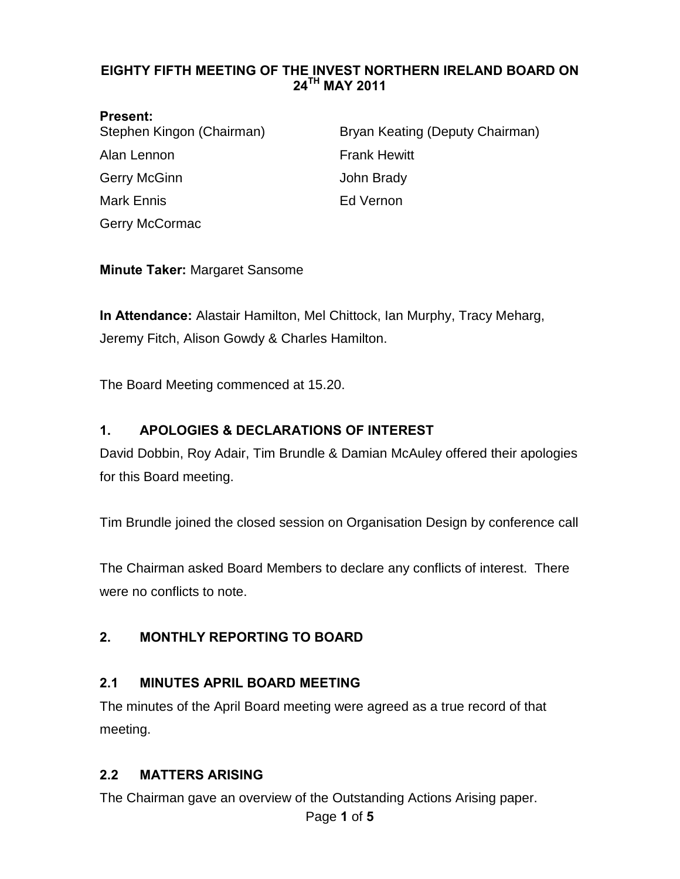# EIGHTY FIFTH MEETING OF THE INVEST NORTHERN IRELAND BOARD ON 24TH MAY 2011

**Present:**

| | |
|---|---|
| Stephen Kingon (Chairman) | Bryan Keating (Deputy Chairman) |
| Alan Lennon | Frank Hewitt |
| Gerry McGinn | John Brady |
| Mark Ennis | Ed Vernon |
| Gerry McCormac | |

**Minute Taker:** Margaret Sansome

**In Attendance:** Alastair Hamilton, Mel Chittock, Ian Murphy, Tracy Meharg, Jeremy Fitch, Alison Gowdy & Charles Hamilton.

The Board Meeting commenced at 15.20.

## 1. APOLOGIES & DECLARATIONS OF INTEREST

David Dobbin, Roy Adair, Tim Brundle & Damian McAuley offered their apologies for this Board meeting.

Tim Brundle joined the closed session on Organisation Design by conference call

The Chairman asked Board Members to declare any conflicts of interest. There were no conflicts to note.

## 2. MONTHLY REPORTING TO BOARD

### 2.1 MINUTES APRIL BOARD MEETING

The minutes of the April Board meeting were agreed as a true record of that meeting.

### 2.2 MATTERS ARISING

The Chairman gave an overview of the Outstanding Actions Arising paper.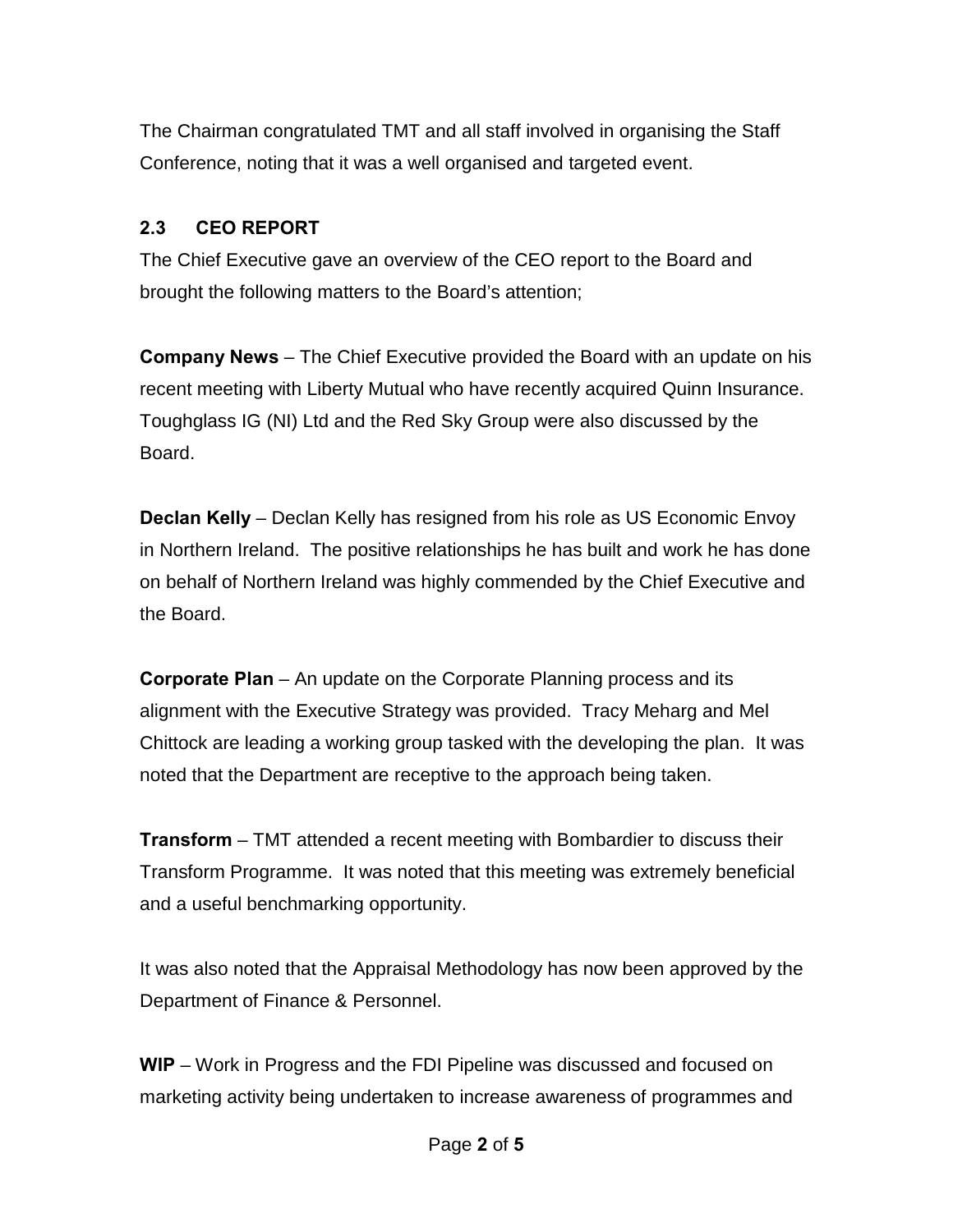The Chairman congratulated TMT and all staff involved in organising the Staff Conference, noting that it was a well organised and targeted event.

### 2.3 CEO REPORT

The Chief Executive gave an overview of the CEO report to the Board and brought the following matters to the Board's attention;

**Company News** – The Chief Executive provided the Board with an update on his recent meeting with Liberty Mutual who have recently acquired Quinn Insurance. Toughglass IG (NI) Ltd and the Red Sky Group were also discussed by the Board.

**Declan Kelly** – Declan Kelly has resigned from his role as US Economic Envoy in Northern Ireland. The positive relationships he has built and work he has done on behalf of Northern Ireland was highly commended by the Chief Executive and the Board.

**Corporate Plan** – An update on the Corporate Planning process and its alignment with the Executive Strategy was provided. Tracy Meharg and Mel Chittock are leading a working group tasked with the developing the plan. It was noted that the Department are receptive to the approach being taken.

**Transform** – TMT attended a recent meeting with Bombardier to discuss their Transform Programme. It was noted that this meeting was extremely beneficial and a useful benchmarking opportunity.

It was also noted that the Appraisal Methodology has now been approved by the Department of Finance & Personnel.

**WIP** – Work in Progress and the FDI Pipeline was discussed and focused on marketing activity being undertaken to increase awareness of programmes and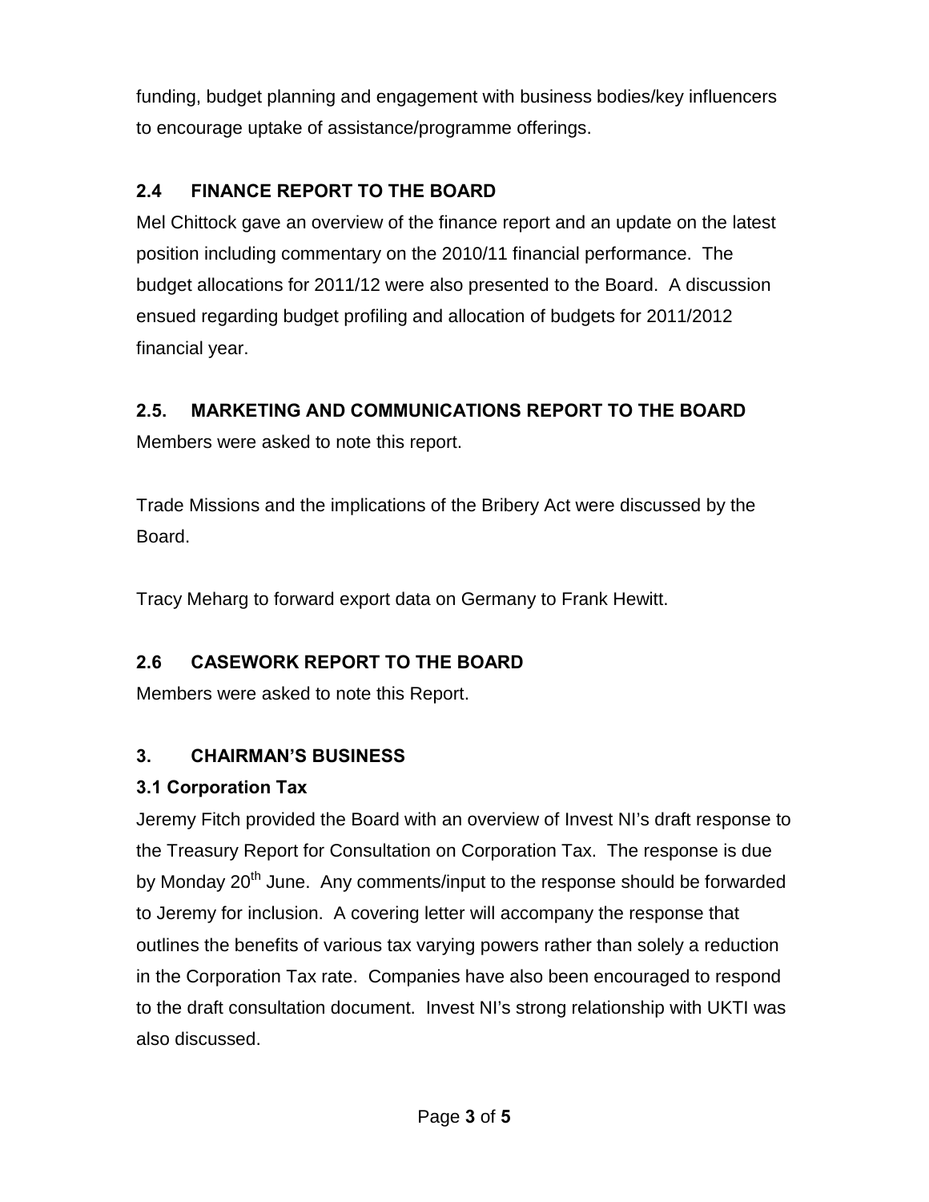funding, budget planning and engagement with business bodies/key influencers to encourage uptake of assistance/programme offerings.

### 2.4 FINANCE REPORT TO THE BOARD

Mel Chittock gave an overview of the finance report and an update on the latest position including commentary on the 2010/11 financial performance. The budget allocations for 2011/12 were also presented to the Board. A discussion ensued regarding budget profiling and allocation of budgets for 2011/2012 financial year.

### 2.5. MARKETING AND COMMUNICATIONS REPORT TO THE BOARD

Members were asked to note this report.

Trade Missions and the implications of the Bribery Act were discussed by the Board.

Tracy Meharg to forward export data on Germany to Frank Hewitt.

### 2.6 CASEWORK REPORT TO THE BOARD

Members were asked to note this Report.

## 3. CHAIRMAN'S BUSINESS

### 3.1 Corporation Tax

Jeremy Fitch provided the Board with an overview of Invest NI's draft response to the Treasury Report for Consultation on Corporation Tax. The response is due by Monday 20th June. Any comments/input to the response should be forwarded to Jeremy for inclusion. A covering letter will accompany the response that outlines the benefits of various tax varying powers rather than solely a reduction in the Corporation Tax rate. Companies have also been encouraged to respond to the draft consultation document. Invest NI's strong relationship with UKTI was also discussed.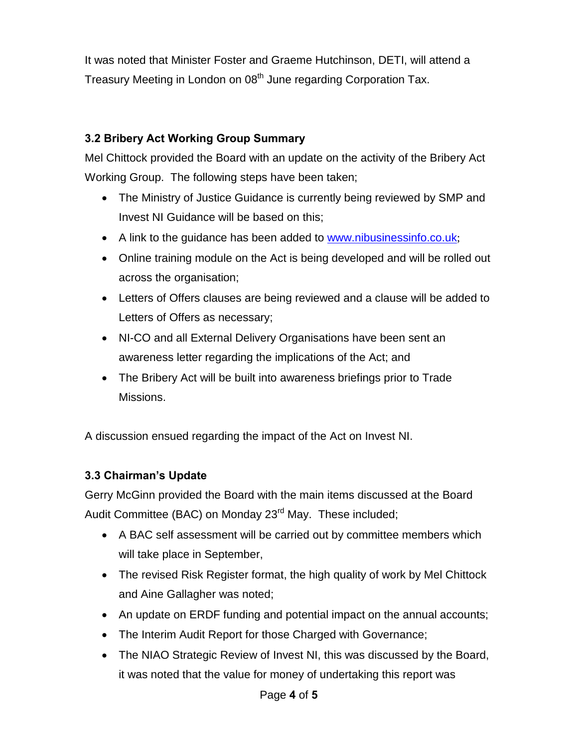It was noted that Minister Foster and Graeme Hutchinson, DETI, will attend a Treasury Meeting in London on 08th June regarding Corporation Tax.

### 3.2 Bribery Act Working Group Summary

Mel Chittock provided the Board with an update on the activity of the Bribery Act Working Group. The following steps have been taken;

- The Ministry of Justice Guidance is currently being reviewed by SMP and Invest NI Guidance will be based on this;
- A link to the guidance has been added to www.nibusinessinfo.co.uk;
- Online training module on the Act is being developed and will be rolled out across the organisation;
- Letters of Offers clauses are being reviewed and a clause will be added to Letters of Offers as necessary;
- NI-CO and all External Delivery Organisations have been sent an awareness letter regarding the implications of the Act; and
- The Bribery Act will be built into awareness briefings prior to Trade Missions.

A discussion ensued regarding the impact of the Act on Invest NI.

### 3.3 Chairman's Update

Gerry McGinn provided the Board with the main items discussed at the Board Audit Committee (BAC) on Monday 23rd May. These included;

- A BAC self assessment will be carried out by committee members which will take place in September,
- The revised Risk Register format, the high quality of work by Mel Chittock and Aine Gallagher was noted;
- An update on ERDF funding and potential impact on the annual accounts;
- The Interim Audit Report for those Charged with Governance;
- The NIAO Strategic Review of Invest NI, this was discussed by the Board, it was noted that the value for money of undertaking this report was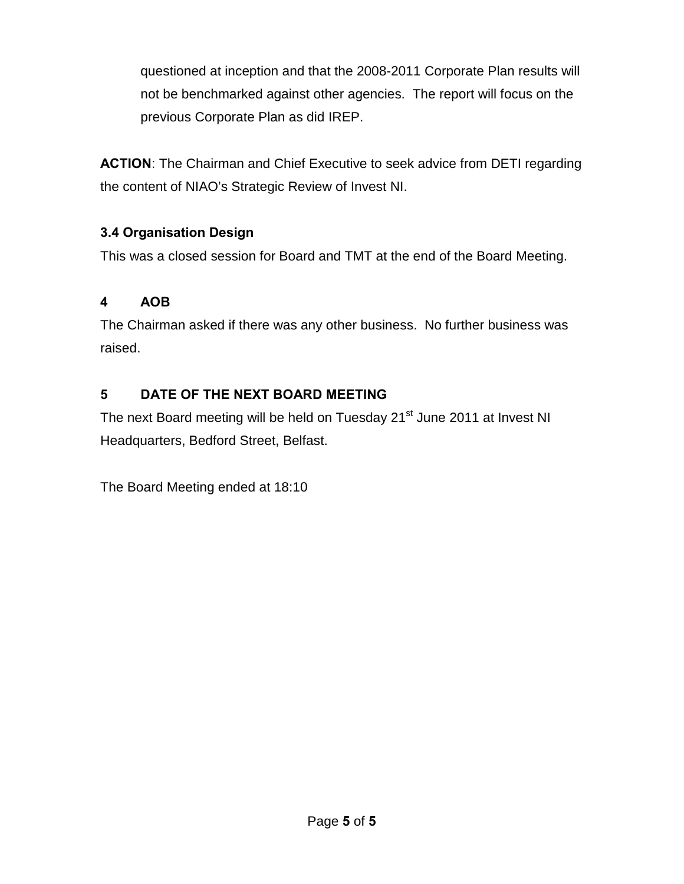questioned at inception and that the 2008-2011 Corporate Plan results will not be benchmarked against other agencies. The report will focus on the previous Corporate Plan as did IREP.

**ACTION**: The Chairman and Chief Executive to seek advice from DETI regarding the content of NIAO's Strategic Review of Invest NI.

### 3.4 Organisation Design

This was a closed session for Board and TMT at the end of the Board Meeting.

## 4 AOB

The Chairman asked if there was any other business. No further business was raised.

## 5 DATE OF THE NEXT BOARD MEETING

The next Board meeting will be held on Tuesday 21st June 2011 at Invest NI Headquarters, Bedford Street, Belfast.

The Board Meeting ended at 18:10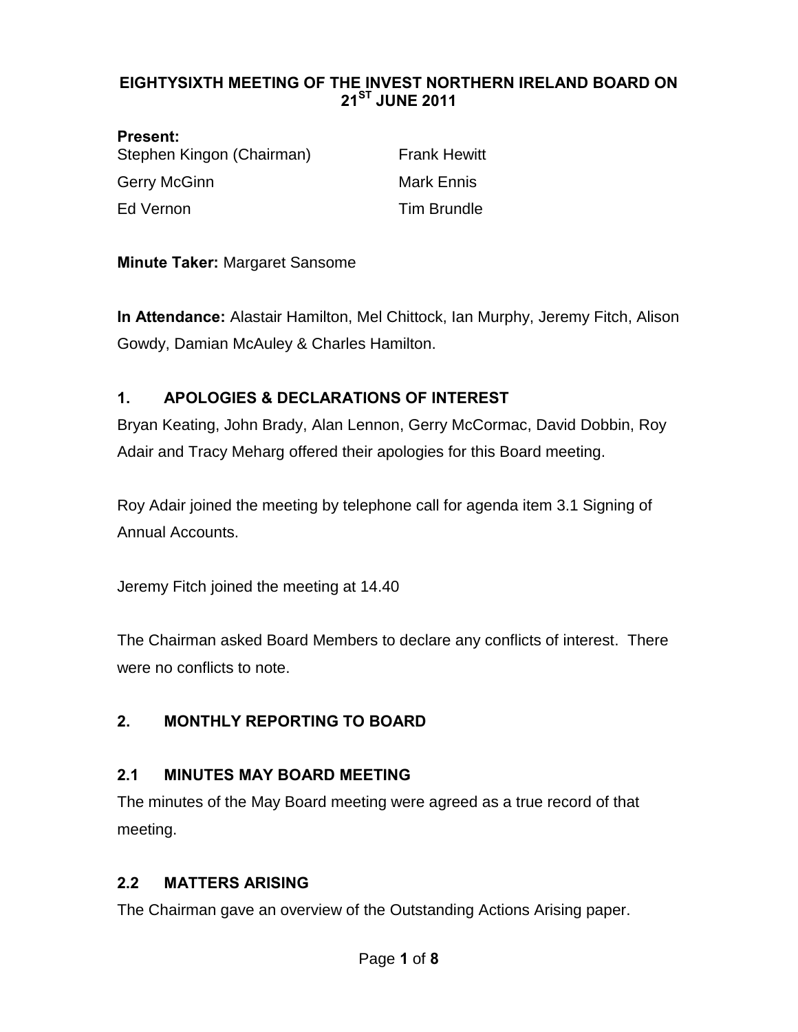# EIGHTYSIXTH MEETING OF THE INVEST NORTHERN IRELAND BOARD ON 21ST JUNE 2011

**Present:**

Stephen Kingon (Chairman)
Frank Hewitt
Gerry McGinn
Mark Ennis
Ed Vernon
Tim Brundle

**Minute Taker:** Margaret Sansome

**In Attendance:** Alastair Hamilton, Mel Chittock, Ian Murphy, Jeremy Fitch, Alison Gowdy, Damian McAuley & Charles Hamilton.

## 1. APOLOGIES & DECLARATIONS OF INTEREST

Bryan Keating, John Brady, Alan Lennon, Gerry McCormac, David Dobbin, Roy Adair and Tracy Meharg offered their apologies for this Board meeting.

Roy Adair joined the meeting by telephone call for agenda item 3.1 Signing of Annual Accounts.

Jeremy Fitch joined the meeting at 14.40

The Chairman asked Board Members to declare any conflicts of interest. There were no conflicts to note.

## 2. MONTHLY REPORTING TO BOARD

### 2.1 MINUTES MAY BOARD MEETING

The minutes of the May Board meeting were agreed as a true record of that meeting.

### 2.2 MATTERS ARISING

The Chairman gave an overview of the Outstanding Actions Arising paper.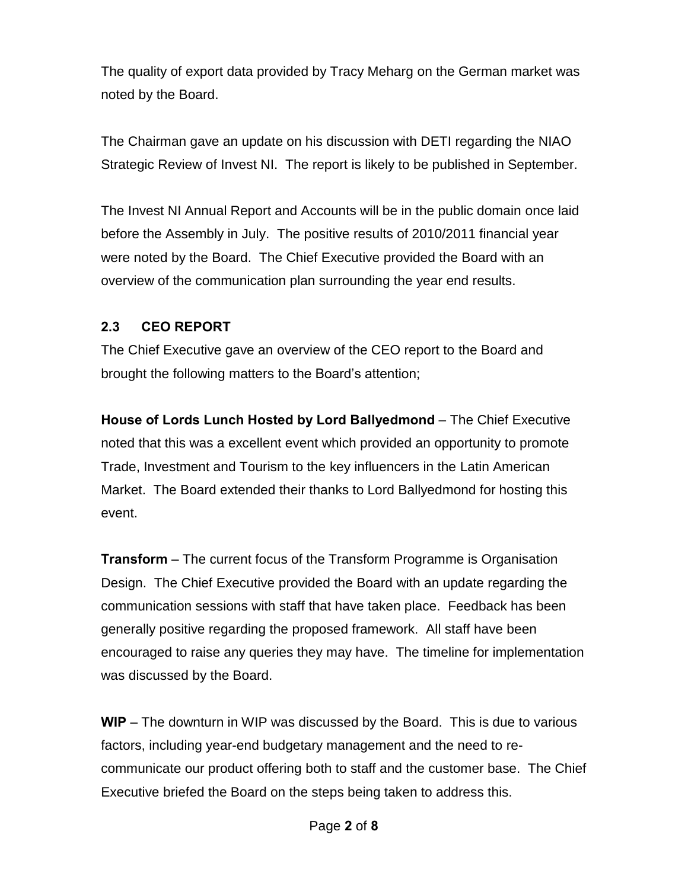The quality of export data provided by Tracy Meharg on the German market was noted by the Board.

The Chairman gave an update on his discussion with DETI regarding the NIAO Strategic Review of Invest NI. The report is likely to be published in September.

The Invest NI Annual Report and Accounts will be in the public domain once laid before the Assembly in July. The positive results of 2010/2011 financial year were noted by the Board. The Chief Executive provided the Board with an overview of the communication plan surrounding the year end results.

### 2.3 CEO REPORT

The Chief Executive gave an overview of the CEO report to the Board and brought the following matters to the Board's attention;

**House of Lords Lunch Hosted by Lord Ballyedmond** – The Chief Executive noted that this was a excellent event which provided an opportunity to promote Trade, Investment and Tourism to the key influencers in the Latin American Market. The Board extended their thanks to Lord Ballyedmond for hosting this event.

**Transform** – The current focus of the Transform Programme is Organisation Design. The Chief Executive provided the Board with an update regarding the communication sessions with staff that have taken place. Feedback has been generally positive regarding the proposed framework. All staff have been encouraged to raise any queries they may have. The timeline for implementation was discussed by the Board.

**WIP** – The downturn in WIP was discussed by the Board. This is due to various factors, including year-end budgetary management and the need to re-communicate our product offering both to staff and the customer base. The Chief Executive briefed the Board on the steps being taken to address this.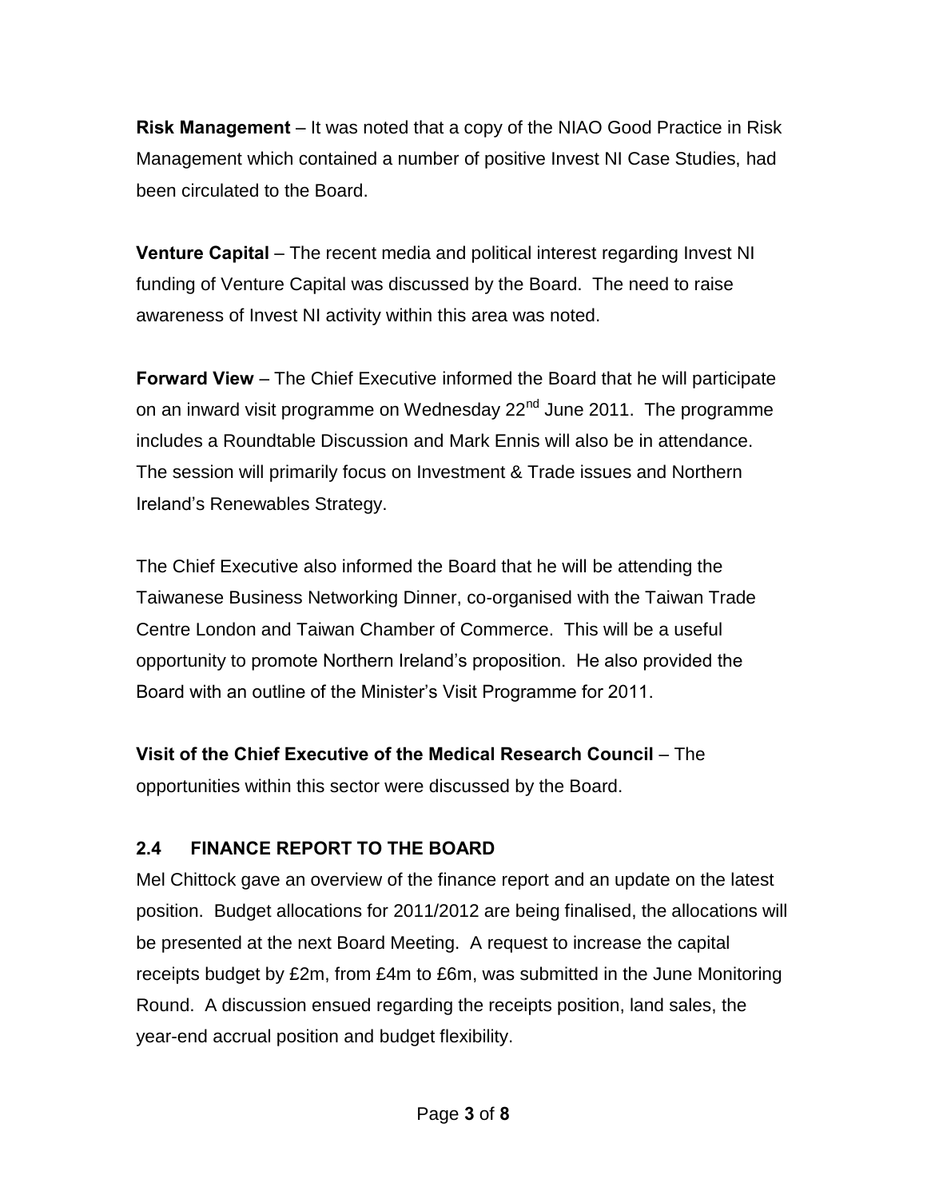**Risk Management** – It was noted that a copy of the NIAO Good Practice in Risk Management which contained a number of positive Invest NI Case Studies, had been circulated to the Board.

**Venture Capital** – The recent media and political interest regarding Invest NI funding of Venture Capital was discussed by the Board. The need to raise awareness of Invest NI activity within this area was noted.

**Forward View** – The Chief Executive informed the Board that he will participate on an inward visit programme on Wednesday 22nd June 2011. The programme includes a Roundtable Discussion and Mark Ennis will also be in attendance. The session will primarily focus on Investment & Trade issues and Northern Ireland's Renewables Strategy.

The Chief Executive also informed the Board that he will be attending the Taiwanese Business Networking Dinner, co-organised with the Taiwan Trade Centre London and Taiwan Chamber of Commerce. This will be a useful opportunity to promote Northern Ireland's proposition. He also provided the Board with an outline of the Minister's Visit Programme for 2011.

**Visit of the Chief Executive of the Medical Research Council** – The opportunities within this sector were discussed by the Board.

## 2.4 FINANCE REPORT TO THE BOARD

Mel Chittock gave an overview of the finance report and an update on the latest position. Budget allocations for 2011/2012 are being finalised, the allocations will be presented at the next Board Meeting. A request to increase the capital receipts budget by £2m, from £4m to £6m, was submitted in the June Monitoring Round. A discussion ensued regarding the receipts position, land sales, the year-end accrual position and budget flexibility.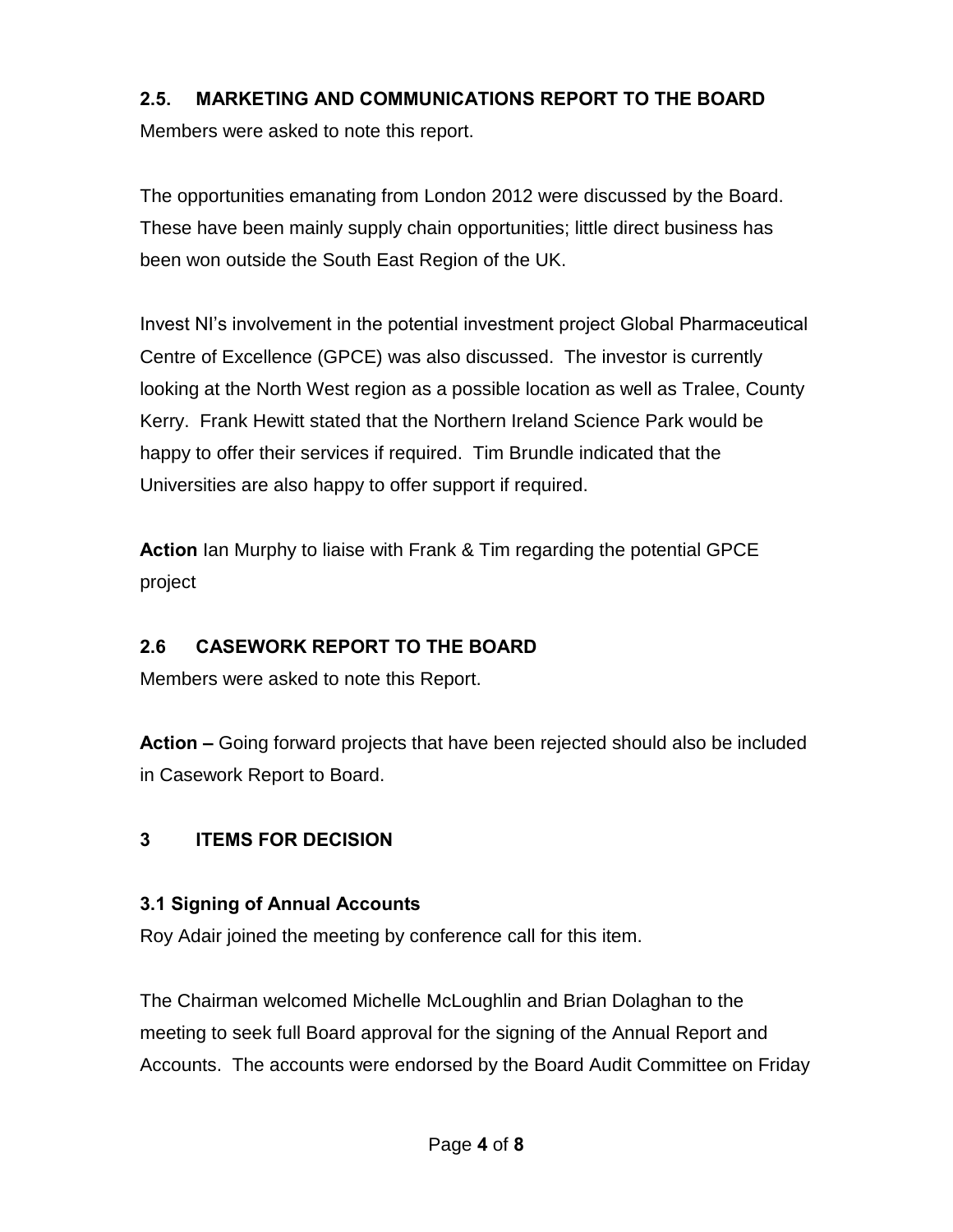## 2.5. MARKETING AND COMMUNICATIONS REPORT TO THE BOARD

Members were asked to note this report.

The opportunities emanating from London 2012 were discussed by the Board. These have been mainly supply chain opportunities; little direct business has been won outside the South East Region of the UK.

Invest NI's involvement in the potential investment project Global Pharmaceutical Centre of Excellence (GPCE) was also discussed. The investor is currently looking at the North West region as a possible location as well as Tralee, County Kerry. Frank Hewitt stated that the Northern Ireland Science Park would be happy to offer their services if required. Tim Brundle indicated that the Universities are also happy to offer support if required.

**Action** Ian Murphy to liaise with Frank & Tim regarding the potential GPCE project

## 2.6 CASEWORK REPORT TO THE BOARD

Members were asked to note this Report.

**Action –** Going forward projects that have been rejected should also be included in Casework Report to Board.

## 3 ITEMS FOR DECISION

### 3.1 Signing of Annual Accounts

Roy Adair joined the meeting by conference call for this item.

The Chairman welcomed Michelle McLoughlin and Brian Dolaghan to the meeting to seek full Board approval for the signing of the Annual Report and Accounts. The accounts were endorsed by the Board Audit Committee on Friday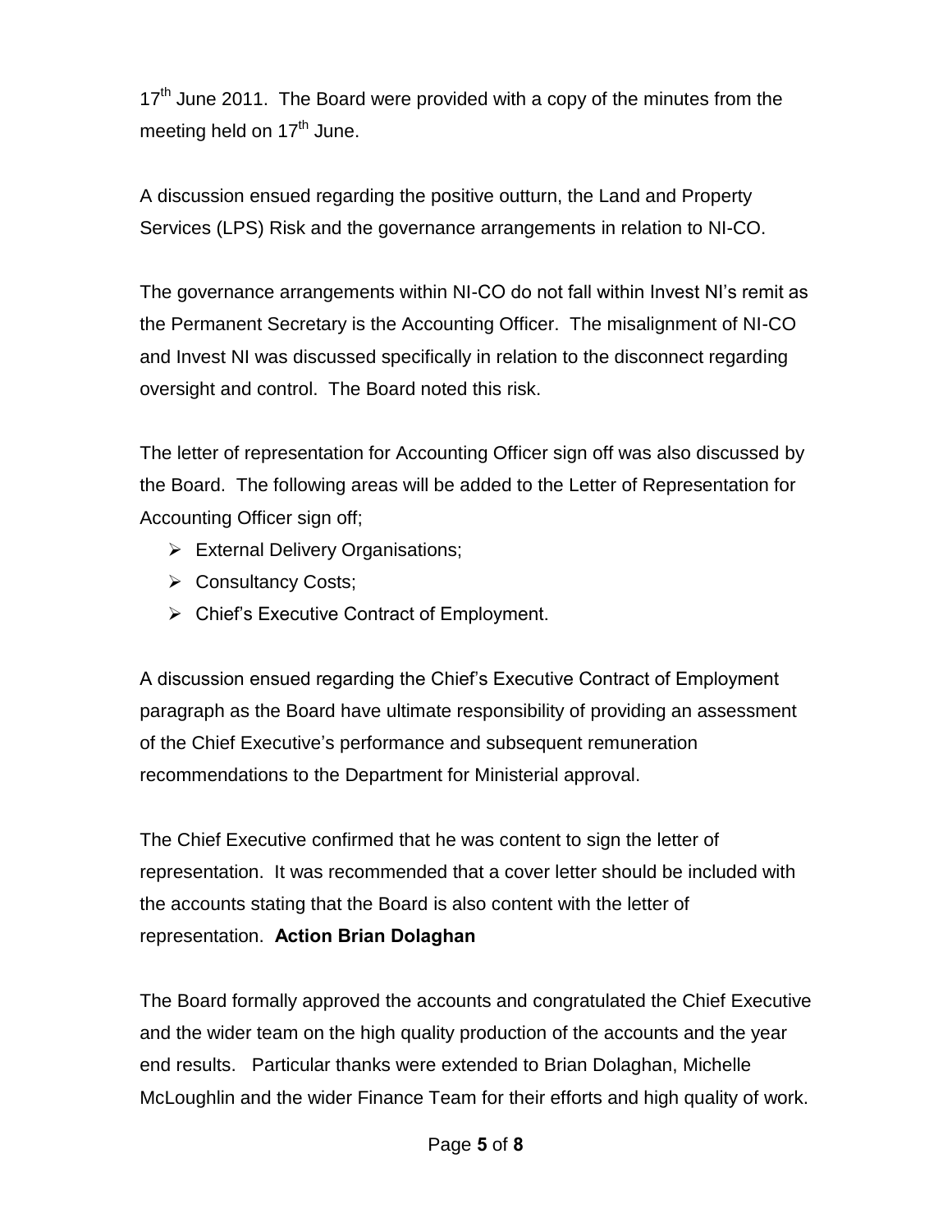17th June 2011. The Board were provided with a copy of the minutes from the meeting held on 17th June.

A discussion ensued regarding the positive outturn, the Land and Property Services (LPS) Risk and the governance arrangements in relation to NI-CO.

The governance arrangements within NI-CO do not fall within Invest NI's remit as the Permanent Secretary is the Accounting Officer. The misalignment of NI-CO and Invest NI was discussed specifically in relation to the disconnect regarding oversight and control. The Board noted this risk.

The letter of representation for Accounting Officer sign off was also discussed by the Board. The following areas will be added to the Letter of Representation for Accounting Officer sign off;

- External Delivery Organisations;
- Consultancy Costs;
- Chief's Executive Contract of Employment.

A discussion ensued regarding the Chief's Executive Contract of Employment paragraph as the Board have ultimate responsibility of providing an assessment of the Chief Executive's performance and subsequent remuneration recommendations to the Department for Ministerial approval.

The Chief Executive confirmed that he was content to sign the letter of representation. It was recommended that a cover letter should be included with the accounts stating that the Board is also content with the letter of representation. **Action Brian Dolaghan**

The Board formally approved the accounts and congratulated the Chief Executive and the wider team on the high quality production of the accounts and the year end results. Particular thanks were extended to Brian Dolaghan, Michelle McLoughlin and the wider Finance Team for their efforts and high quality of work.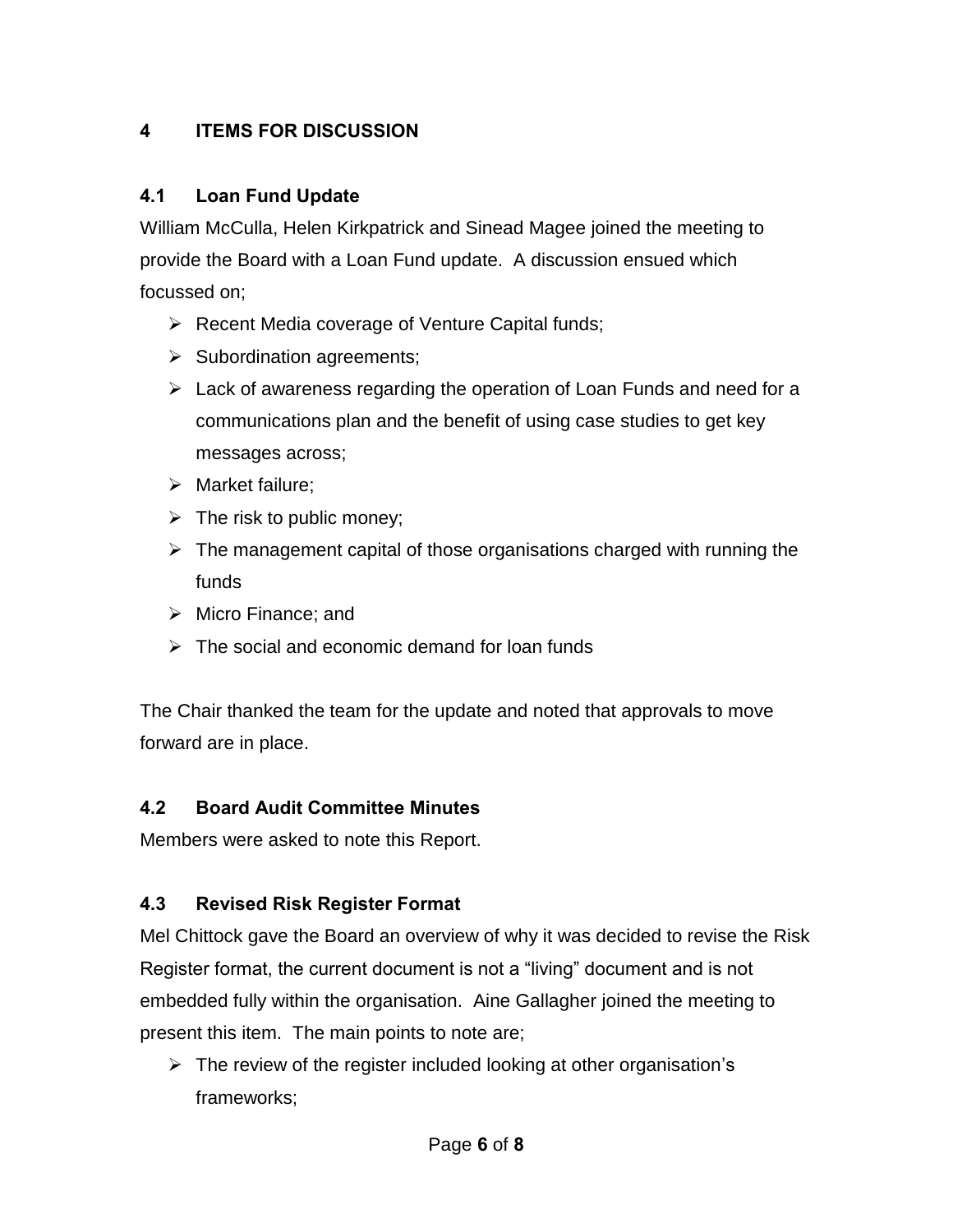## 4 ITEMS FOR DISCUSSION

### 4.1 Loan Fund Update

William McCulla, Helen Kirkpatrick and Sinead Magee joined the meeting to provide the Board with a Loan Fund update. A discussion ensued which focussed on;

- Recent Media coverage of Venture Capital funds;
- Subordination agreements;
- Lack of awareness regarding the operation of Loan Funds and need for a communications plan and the benefit of using case studies to get key messages across;
- Market failure;
- The risk to public money;
- The management capital of those organisations charged with running the funds
- Micro Finance; and
- The social and economic demand for loan funds

The Chair thanked the team for the update and noted that approvals to move forward are in place.

### 4.2 Board Audit Committee Minutes

Members were asked to note this Report.

### 4.3 Revised Risk Register Format

Mel Chittock gave the Board an overview of why it was decided to revise the Risk Register format, the current document is not a "living" document and is not embedded fully within the organisation. Aine Gallagher joined the meeting to present this item. The main points to note are;

- The review of the register included looking at other organisation's frameworks;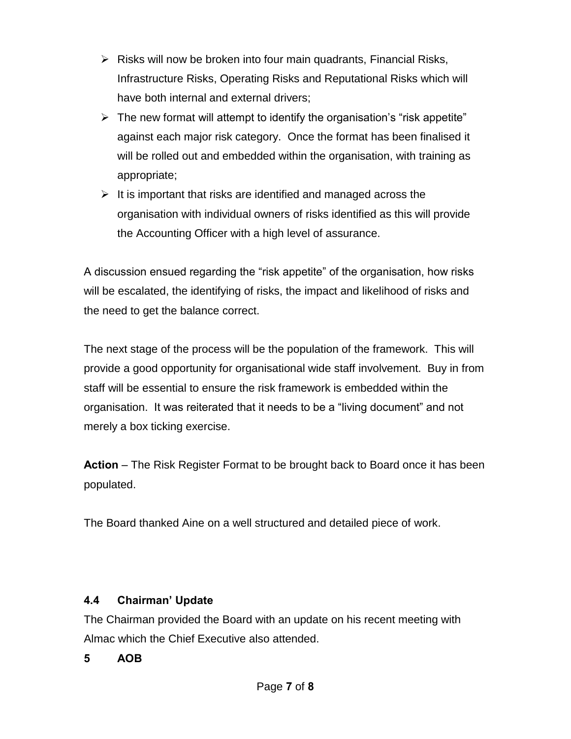- Risks will now be broken into four main quadrants, Financial Risks, Infrastructure Risks, Operating Risks and Reputational Risks which will have both internal and external drivers;
- The new format will attempt to identify the organisation's "risk appetite" against each major risk category. Once the format has been finalised it will be rolled out and embedded within the organisation, with training as appropriate;
- It is important that risks are identified and managed across the organisation with individual owners of risks identified as this will provide the Accounting Officer with a high level of assurance.

A discussion ensued regarding the "risk appetite" of the organisation, how risks will be escalated, the identifying of risks, the impact and likelihood of risks and the need to get the balance correct.

The next stage of the process will be the population of the framework. This will provide a good opportunity for organisational wide staff involvement. Buy in from staff will be essential to ensure the risk framework is embedded within the organisation. It was reiterated that it needs to be a "living document" and not merely a box ticking exercise.

**Action** – The Risk Register Format to be brought back to Board once it has been populated.

The Board thanked Aine on a well structured and detailed piece of work.

### 4.4 Chairman' Update

The Chairman provided the Board with an update on his recent meeting with Almac which the Chief Executive also attended.

## 5 AOB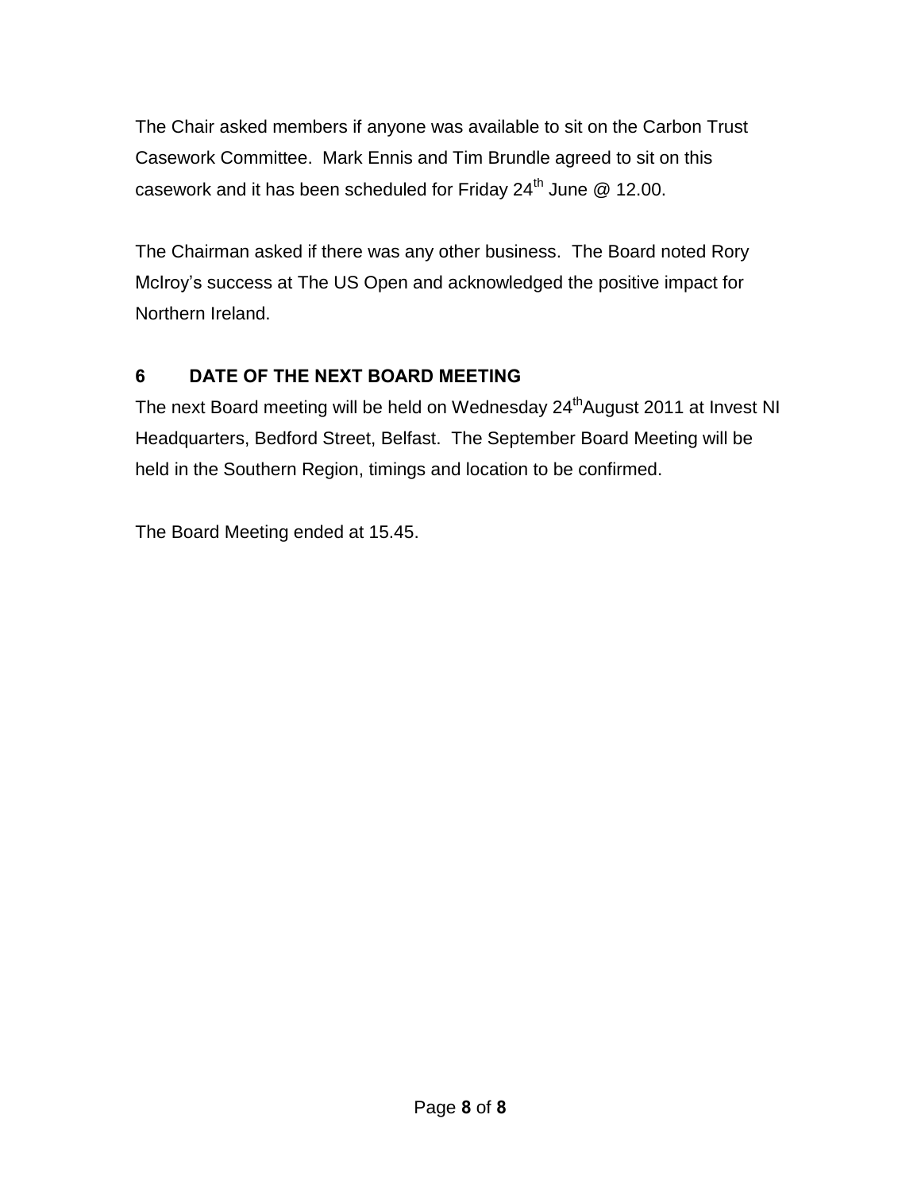The Chair asked members if anyone was available to sit on the Carbon Trust Casework Committee. Mark Ennis and Tim Brundle agreed to sit on this casework and it has been scheduled for Friday 24th June @ 12.00.

The Chairman asked if there was any other business. The Board noted Rory McIroy's success at The US Open and acknowledged the positive impact for Northern Ireland.

## 6 DATE OF THE NEXT BOARD MEETING

The next Board meeting will be held on Wednesday 24th August 2011 at Invest NI Headquarters, Bedford Street, Belfast. The September Board Meeting will be held in the Southern Region, timings and location to be confirmed.

The Board Meeting ended at 15.45.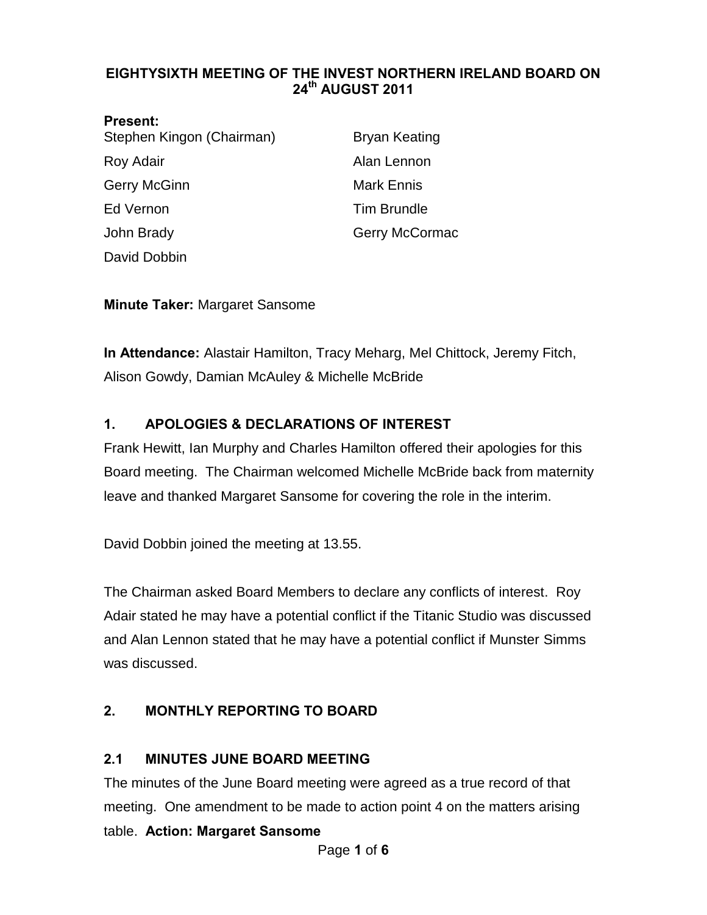# EIGHTYSIXTH MEETING OF THE INVEST NORTHERN IRELAND BOARD ON 24th AUGUST 2011

**Present:**

Stephen Kingon (Chairman)
Roy Adair
Gerry McGinn
Ed Vernon
John Brady
David Dobbin
Bryan Keating
Alan Lennon
Mark Ennis
Tim Brundle
Gerry McCormac

**Minute Taker:** Margaret Sansome

**In Attendance:** Alastair Hamilton, Tracy Meharg, Mel Chittock, Jeremy Fitch, Alison Gowdy, Damian McAuley & Michelle McBride

## 1. APOLOGIES & DECLARATIONS OF INTEREST

Frank Hewitt, Ian Murphy and Charles Hamilton offered their apologies for this Board meeting. The Chairman welcomed Michelle McBride back from maternity leave and thanked Margaret Sansome for covering the role in the interim.

David Dobbin joined the meeting at 13.55.

The Chairman asked Board Members to declare any conflicts of interest. Roy Adair stated he may have a potential conflict if the Titanic Studio was discussed and Alan Lennon stated that he may have a potential conflict if Munster Simms was discussed.

## 2. MONTHLY REPORTING TO BOARD

### 2.1 MINUTES JUNE BOARD MEETING

The minutes of the June Board meeting were agreed as a true record of that meeting. One amendment to be made to action point 4 on the matters arising table. **Action: Margaret Sansome**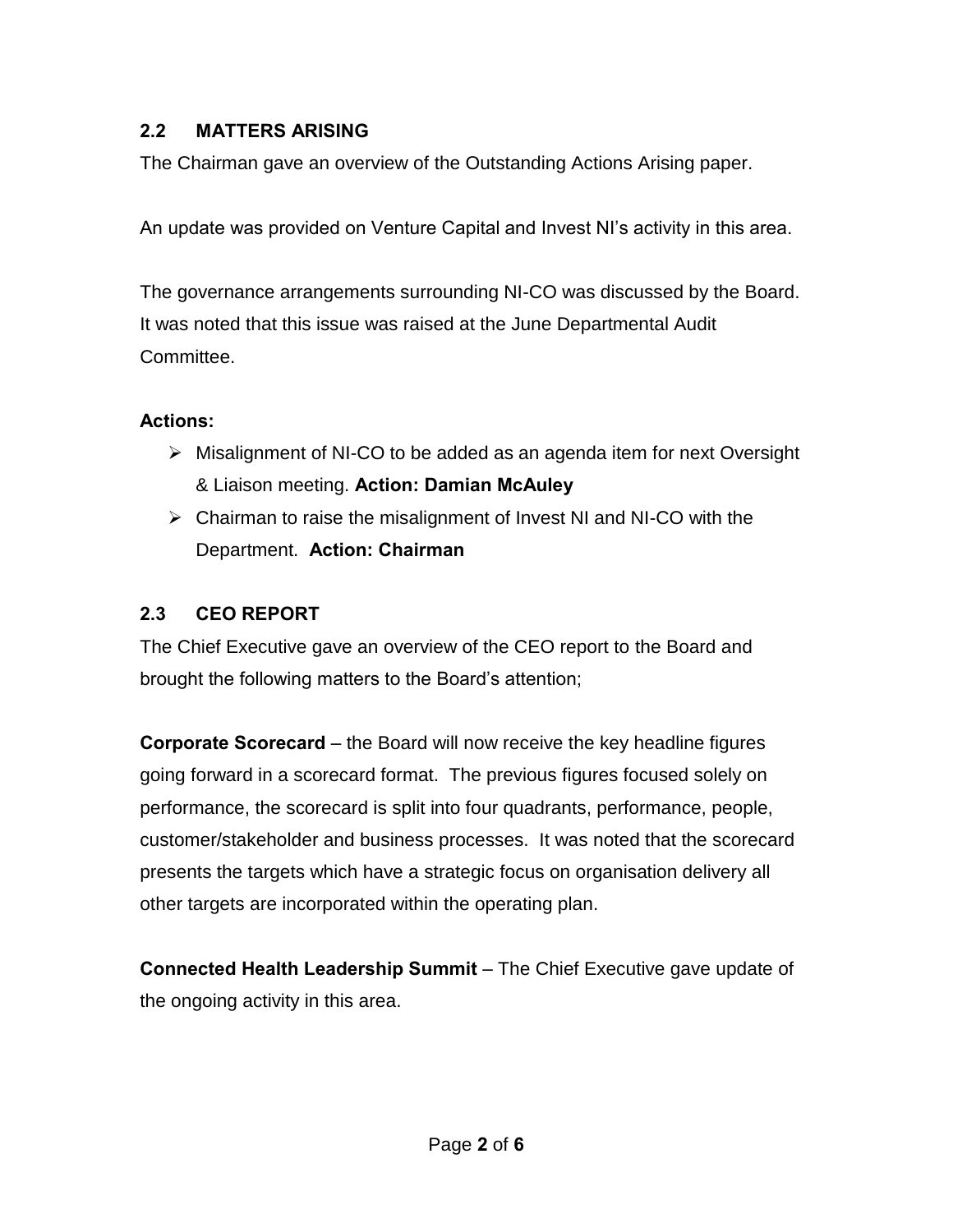## 2.2 MATTERS ARISING

The Chairman gave an overview of the Outstanding Actions Arising paper.

An update was provided on Venture Capital and Invest NI's activity in this area.

The governance arrangements surrounding NI-CO was discussed by the Board. It was noted that this issue was raised at the June Departmental Audit Committee.

**Actions:**

- Misalignment of NI-CO to be added as an agenda item for next Oversight & Liaison meeting. **Action: Damian McAuley**
- Chairman to raise the misalignment of Invest NI and NI-CO with the Department. **Action: Chairman**

## 2.3 CEO REPORT

The Chief Executive gave an overview of the CEO report to the Board and brought the following matters to the Board's attention;

**Corporate Scorecard** – the Board will now receive the key headline figures going forward in a scorecard format. The previous figures focused solely on performance, the scorecard is split into four quadrants, performance, people, customer/stakeholder and business processes. It was noted that the scorecard presents the targets which have a strategic focus on organisation delivery all other targets are incorporated within the operating plan.

**Connected Health Leadership Summit** – The Chief Executive gave update of the ongoing activity in this area.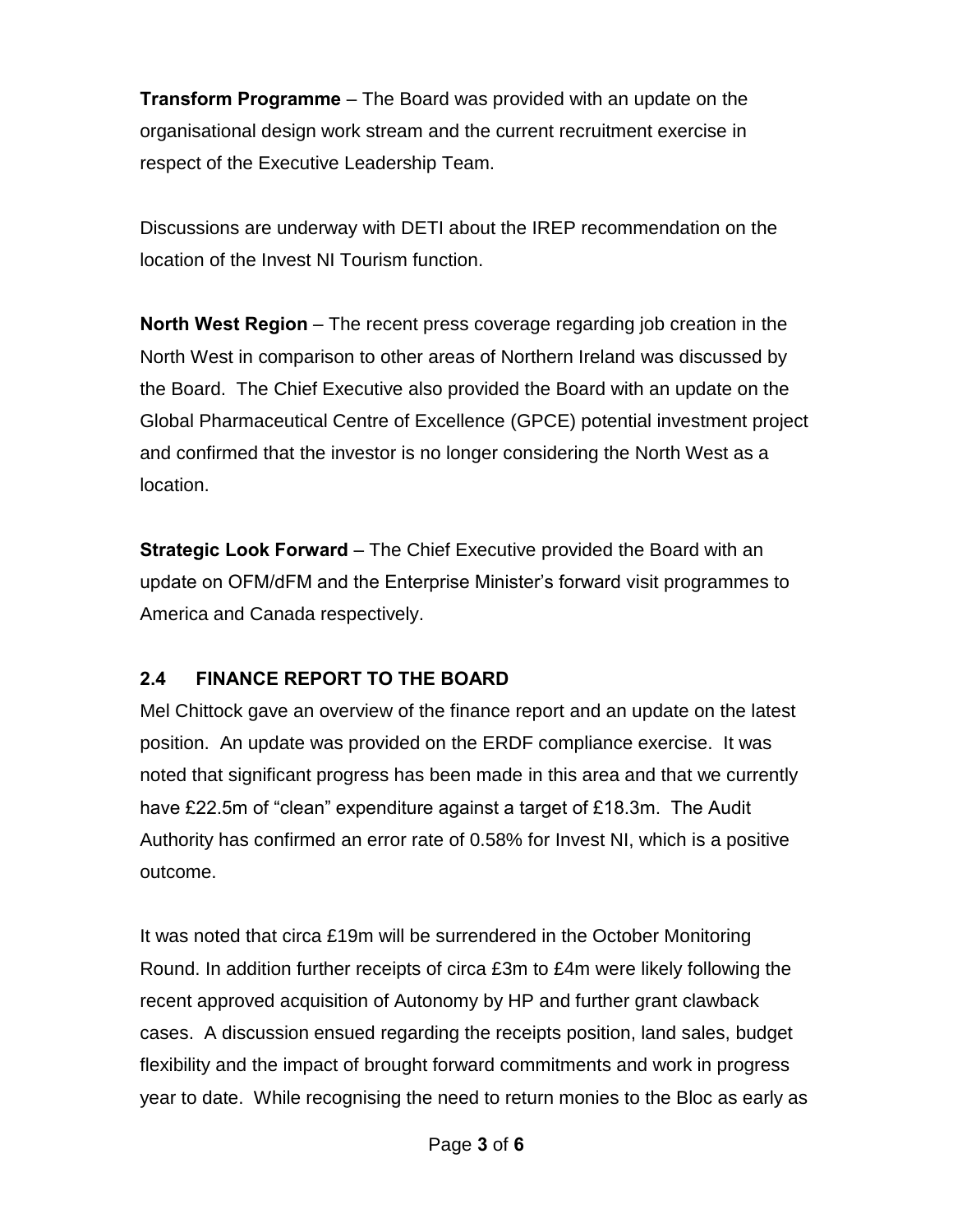**Transform Programme** – The Board was provided with an update on the organisational design work stream and the current recruitment exercise in respect of the Executive Leadership Team.

Discussions are underway with DETI about the IREP recommendation on the location of the Invest NI Tourism function.

**North West Region** – The recent press coverage regarding job creation in the North West in comparison to other areas of Northern Ireland was discussed by the Board. The Chief Executive also provided the Board with an update on the Global Pharmaceutical Centre of Excellence (GPCE) potential investment project and confirmed that the investor is no longer considering the North West as a location.

**Strategic Look Forward** – The Chief Executive provided the Board with an update on OFM/dFM and the Enterprise Minister's forward visit programmes to America and Canada respectively.

### 2.4 FINANCE REPORT TO THE BOARD

Mel Chittock gave an overview of the finance report and an update on the latest position. An update was provided on the ERDF compliance exercise. It was noted that significant progress has been made in this area and that we currently have £22.5m of "clean" expenditure against a target of £18.3m. The Audit Authority has confirmed an error rate of 0.58% for Invest NI, which is a positive outcome.

It was noted that circa £19m will be surrendered in the October Monitoring Round. In addition further receipts of circa £3m to £4m were likely following the recent approved acquisition of Autonomy by HP and further grant clawback cases. A discussion ensued regarding the receipts position, land sales, budget flexibility and the impact of brought forward commitments and work in progress year to date. While recognising the need to return monies to the Bloc as early as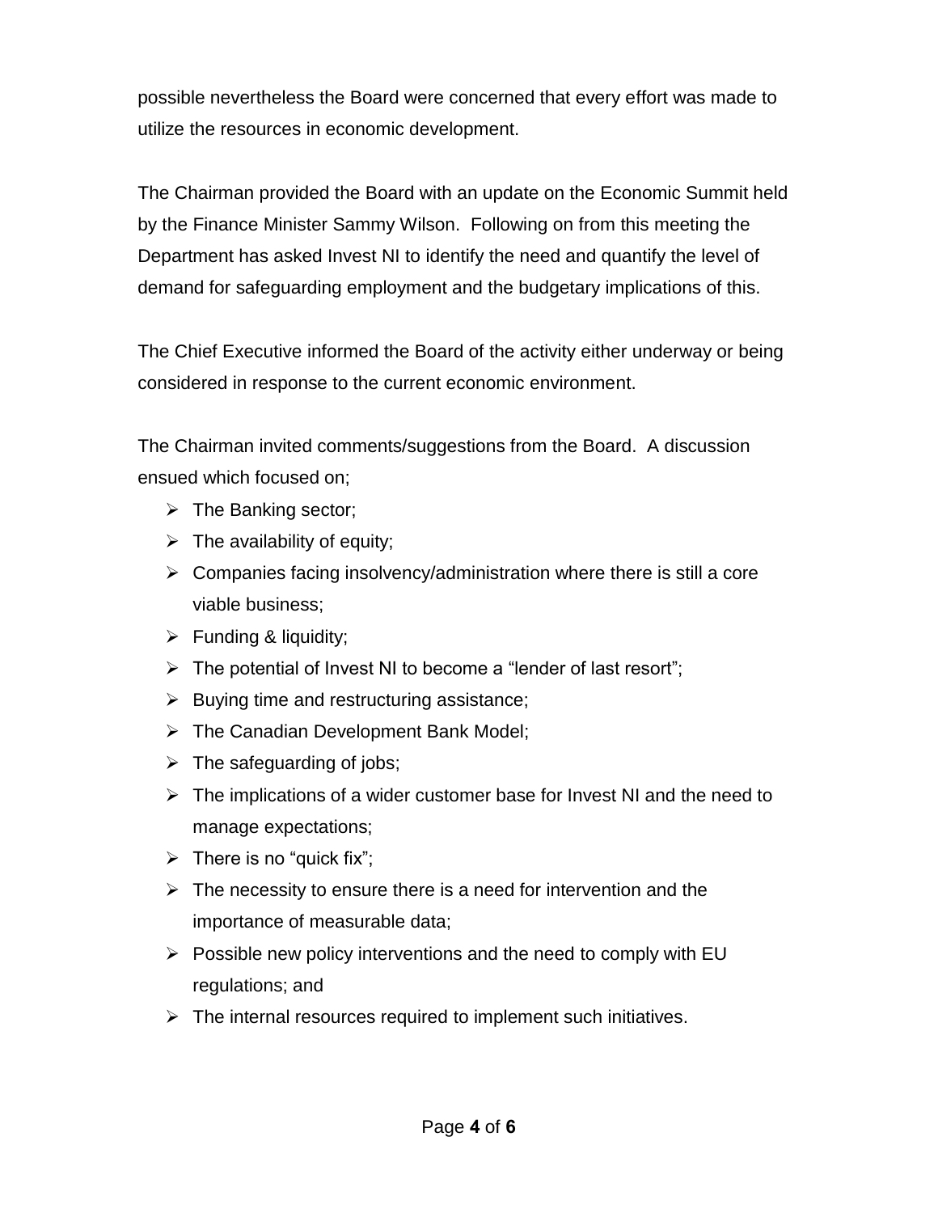possible nevertheless the Board were concerned that every effort was made to utilize the resources in economic development.

The Chairman provided the Board with an update on the Economic Summit held by the Finance Minister Sammy Wilson. Following on from this meeting the Department has asked Invest NI to identify the need and quantify the level of demand for safeguarding employment and the budgetary implications of this.

The Chief Executive informed the Board of the activity either underway or being considered in response to the current economic environment.

The Chairman invited comments/suggestions from the Board. A discussion ensued which focused on;

- The Banking sector;
- The availability of equity;
- Companies facing insolvency/administration where there is still a core viable business;
- Funding & liquidity;
- The potential of Invest NI to become a "lender of last resort";
- Buying time and restructuring assistance;
- The Canadian Development Bank Model;
- The safeguarding of jobs;
- The implications of a wider customer base for Invest NI and the need to manage expectations;
- There is no "quick fix";
- The necessity to ensure there is a need for intervention and the importance of measurable data;
- Possible new policy interventions and the need to comply with EU regulations; and
- The internal resources required to implement such initiatives.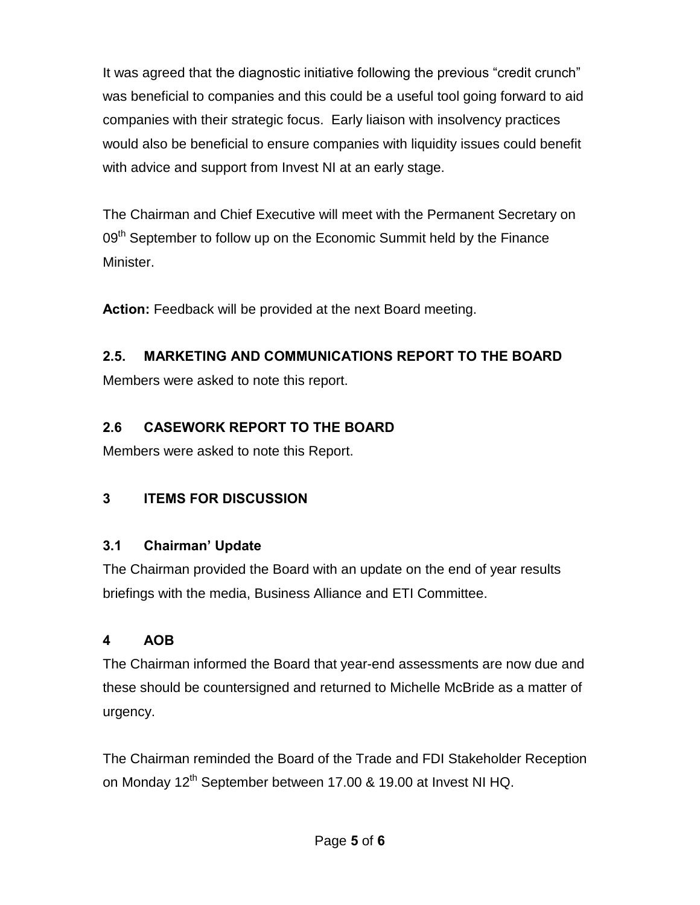It was agreed that the diagnostic initiative following the previous "credit crunch" was beneficial to companies and this could be a useful tool going forward to aid companies with their strategic focus. Early liaison with insolvency practices would also be beneficial to ensure companies with liquidity issues could benefit with advice and support from Invest NI at an early stage.

The Chairman and Chief Executive will meet with the Permanent Secretary on 09th September to follow up on the Economic Summit held by the Finance Minister.

**Action:** Feedback will be provided at the next Board meeting.

## 2.5. MARKETING AND COMMUNICATIONS REPORT TO THE BOARD

Members were asked to note this report.

## 2.6 CASEWORK REPORT TO THE BOARD

Members were asked to note this Report.

## 3 ITEMS FOR DISCUSSION

### 3.1 Chairman' Update

The Chairman provided the Board with an update on the end of year results briefings with the media, Business Alliance and ETI Committee.

## 4 AOB

The Chairman informed the Board that year-end assessments are now due and these should be countersigned and returned to Michelle McBride as a matter of urgency.

The Chairman reminded the Board of the Trade and FDI Stakeholder Reception on Monday 12th September between 17.00 & 19.00 at Invest NI HQ.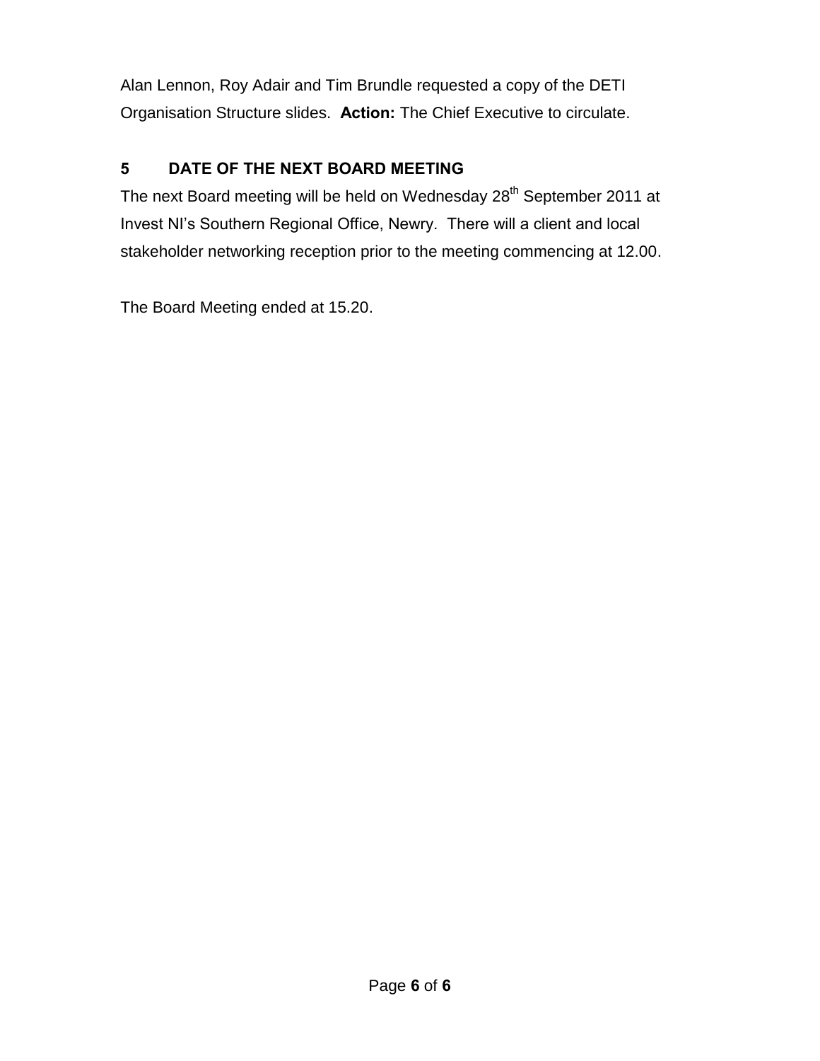Alan Lennon, Roy Adair and Tim Brundle requested a copy of the DETI Organisation Structure slides. **Action:** The Chief Executive to circulate.

## 5 DATE OF THE NEXT BOARD MEETING

The next Board meeting will be held on Wednesday 28th September 2011 at Invest NI's Southern Regional Office, Newry. There will a client and local stakeholder networking reception prior to the meeting commencing at 12.00.

The Board Meeting ended at 15.20.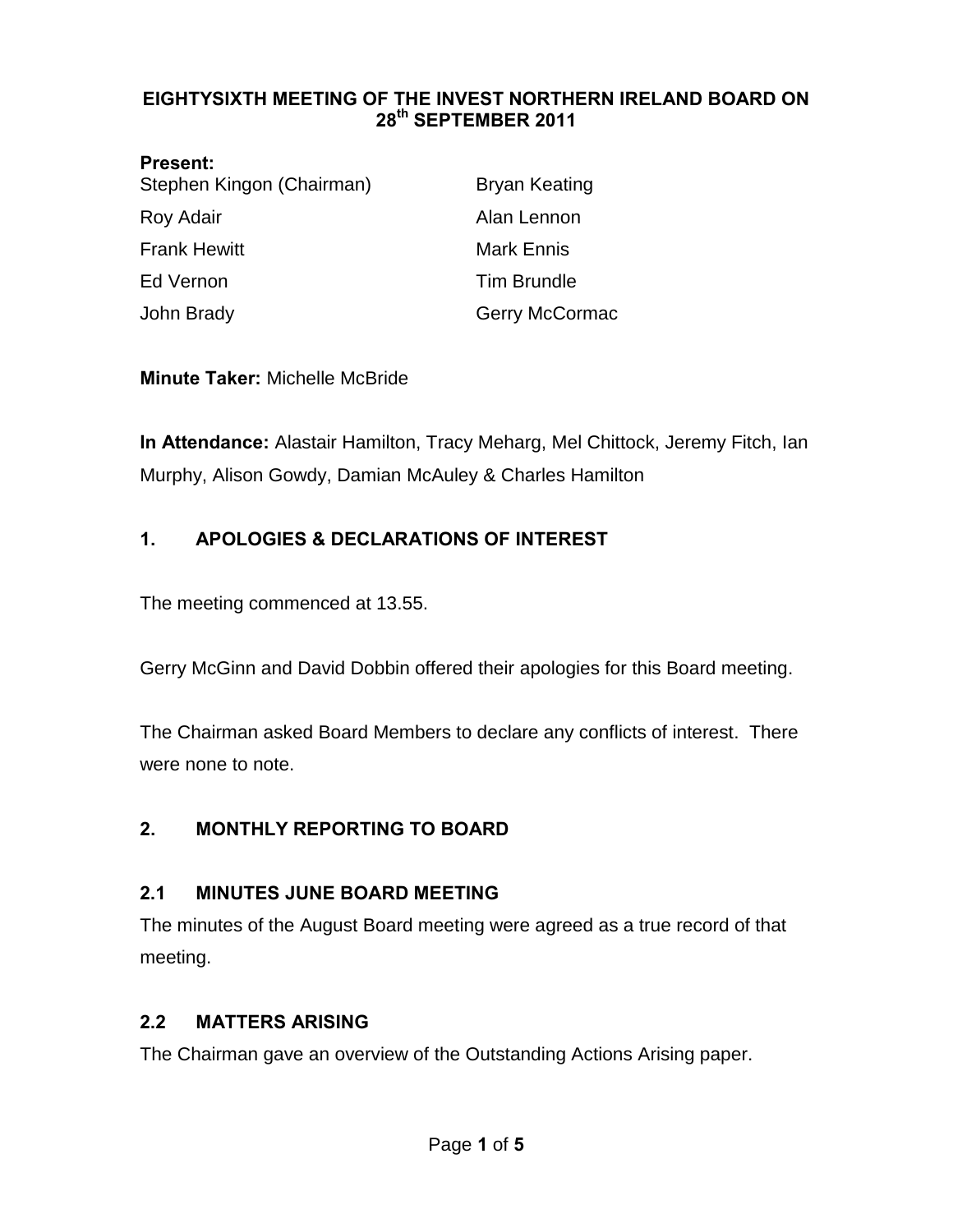# EIGHTYSIXTH MEETING OF THE INVEST NORTHERN IRELAND BOARD ON 28th SEPTEMBER 2011

**Present:**

Stephen Kingon (Chairman)
Roy Adair
Frank Hewitt
Ed Vernon
John Brady
Bryan Keating
Alan Lennon
Mark Ennis
Tim Brundle
Gerry McCormac

**Minute Taker:** Michelle McBride

**In Attendance:** Alastair Hamilton, Tracy Meharg, Mel Chittock, Jeremy Fitch, Ian Murphy, Alison Gowdy, Damian McAuley & Charles Hamilton

## 1. APOLOGIES & DECLARATIONS OF INTEREST

The meeting commenced at 13.55.

Gerry McGinn and David Dobbin offered their apologies for this Board meeting.

The Chairman asked Board Members to declare any conflicts of interest. There were none to note.

## 2. MONTHLY REPORTING TO BOARD

### 2.1 MINUTES JUNE BOARD MEETING

The minutes of the August Board meeting were agreed as a true record of that meeting.

### 2.2 MATTERS ARISING

The Chairman gave an overview of the Outstanding Actions Arising paper.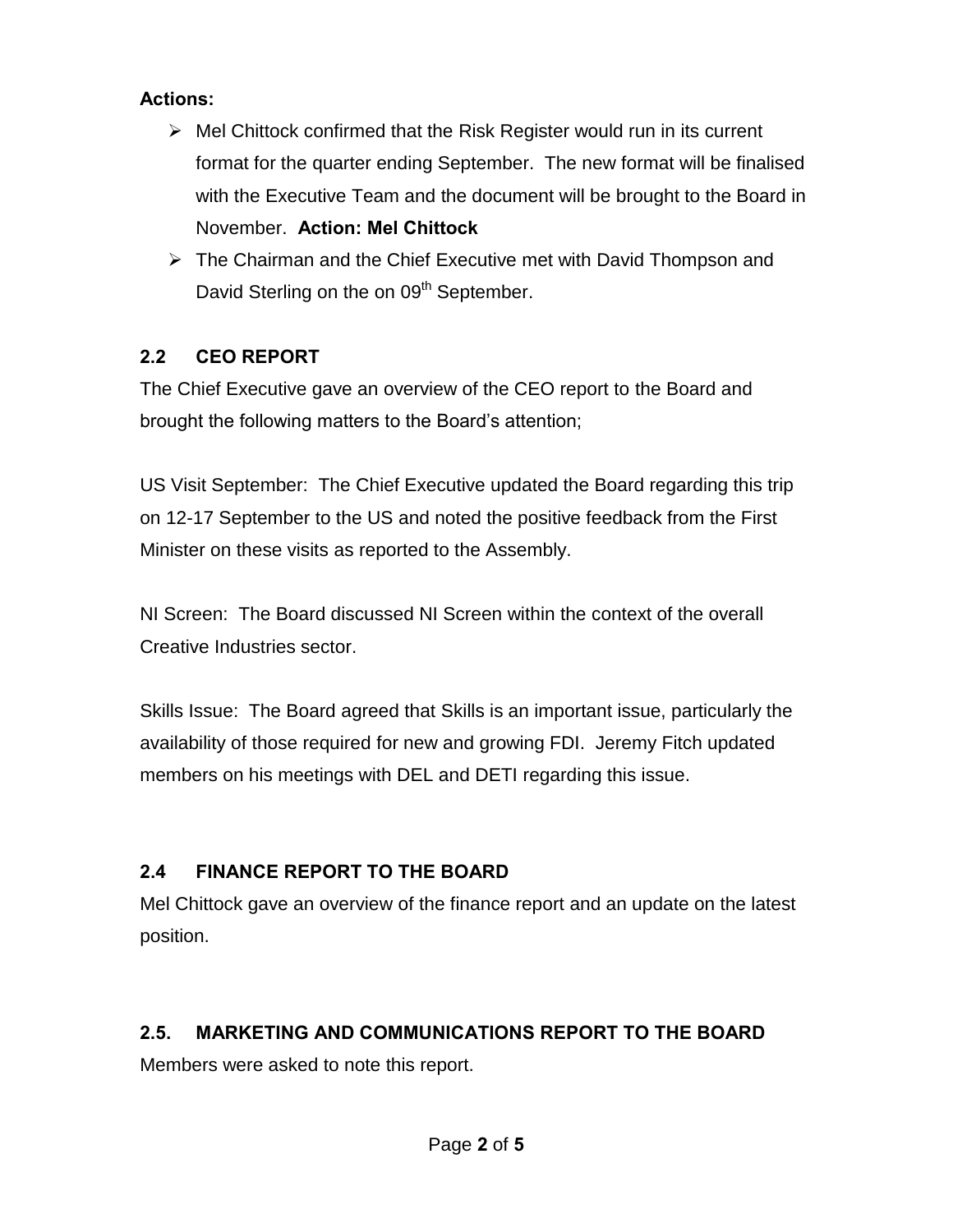**Actions:**

- Mel Chittock confirmed that the Risk Register would run in its current format for the quarter ending September. The new format will be finalised with the Executive Team and the document will be brought to the Board in November. **Action: Mel Chittock**
- The Chairman and the Chief Executive met with David Thompson and David Sterling on the on 09th September.

## 2.2 CEO REPORT

The Chief Executive gave an overview of the CEO report to the Board and brought the following matters to the Board's attention;

US Visit September: The Chief Executive updated the Board regarding this trip on 12-17 September to the US and noted the positive feedback from the First Minister on these visits as reported to the Assembly.

NI Screen: The Board discussed NI Screen within the context of the overall Creative Industries sector.

Skills Issue: The Board agreed that Skills is an important issue, particularly the availability of those required for new and growing FDI. Jeremy Fitch updated members on his meetings with DEL and DETI regarding this issue.

## 2.4 FINANCE REPORT TO THE BOARD

Mel Chittock gave an overview of the finance report and an update on the latest position.

## 2.5. MARKETING AND COMMUNICATIONS REPORT TO THE BOARD

Members were asked to note this report.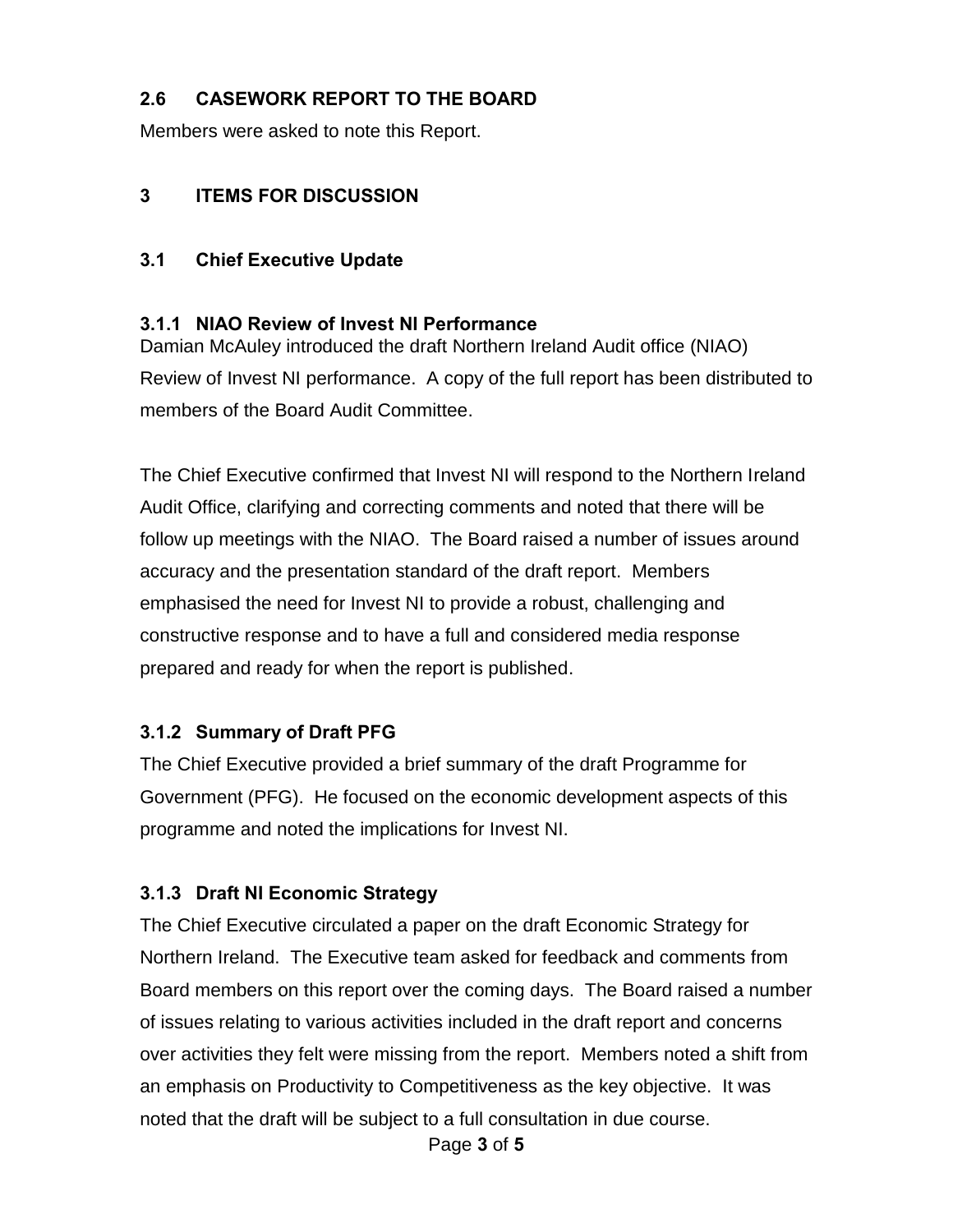### 2.6 CASEWORK REPORT TO THE BOARD

Members were asked to note this Report.

## 3 ITEMS FOR DISCUSSION

### 3.1 Chief Executive Update

#### 3.1.1 NIAO Review of Invest NI Performance

Damian McAuley introduced the draft Northern Ireland Audit office (NIAO) Review of Invest NI performance. A copy of the full report has been distributed to members of the Board Audit Committee.

The Chief Executive confirmed that Invest NI will respond to the Northern Ireland Audit Office, clarifying and correcting comments and noted that there will be follow up meetings with the NIAO. The Board raised a number of issues around accuracy and the presentation standard of the draft report. Members emphasised the need for Invest NI to provide a robust, challenging and constructive response and to have a full and considered media response prepared and ready for when the report is published.

#### 3.1.2 Summary of Draft PFG

The Chief Executive provided a brief summary of the draft Programme for Government (PFG). He focused on the economic development aspects of this programme and noted the implications for Invest NI.

#### 3.1.3 Draft NI Economic Strategy

The Chief Executive circulated a paper on the draft Economic Strategy for Northern Ireland. The Executive team asked for feedback and comments from Board members on this report over the coming days. The Board raised a number of issues relating to various activities included in the draft report and concerns over activities they felt were missing from the report. Members noted a shift from an emphasis on Productivity to Competitiveness as the key objective. It was noted that the draft will be subject to a full consultation in due course.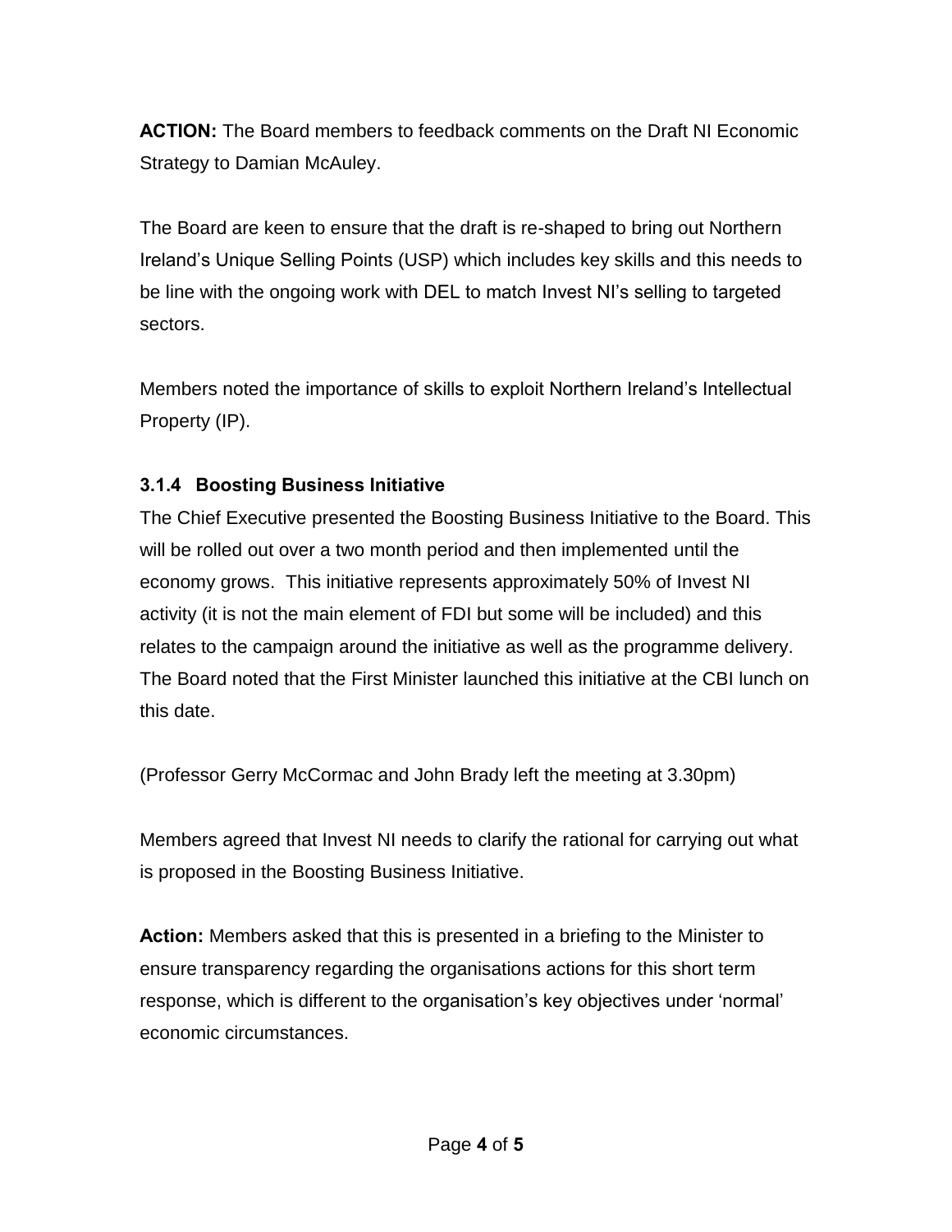**ACTION:** The Board members to feedback comments on the Draft NI Economic Strategy to Damian McAuley.

The Board are keen to ensure that the draft is re-shaped to bring out Northern Ireland's Unique Selling Points (USP) which includes key skills and this needs to be line with the ongoing work with DEL to match Invest NI's selling to targeted sectors.

Members noted the importance of skills to exploit Northern Ireland's Intellectual Property (IP).

### 3.1.4 Boosting Business Initiative

The Chief Executive presented the Boosting Business Initiative to the Board. This will be rolled out over a two month period and then implemented until the economy grows. This initiative represents approximately 50% of Invest NI activity (it is not the main element of FDI but some will be included) and this relates to the campaign around the initiative as well as the programme delivery. The Board noted that the First Minister launched this initiative at the CBI lunch on this date.

(Professor Gerry McCormac and John Brady left the meeting at 3.30pm)

Members agreed that Invest NI needs to clarify the rational for carrying out what is proposed in the Boosting Business Initiative.

**Action:** Members asked that this is presented in a briefing to the Minister to ensure transparency regarding the organisations actions for this short term response, which is different to the organisation's key objectives under 'normal' economic circumstances.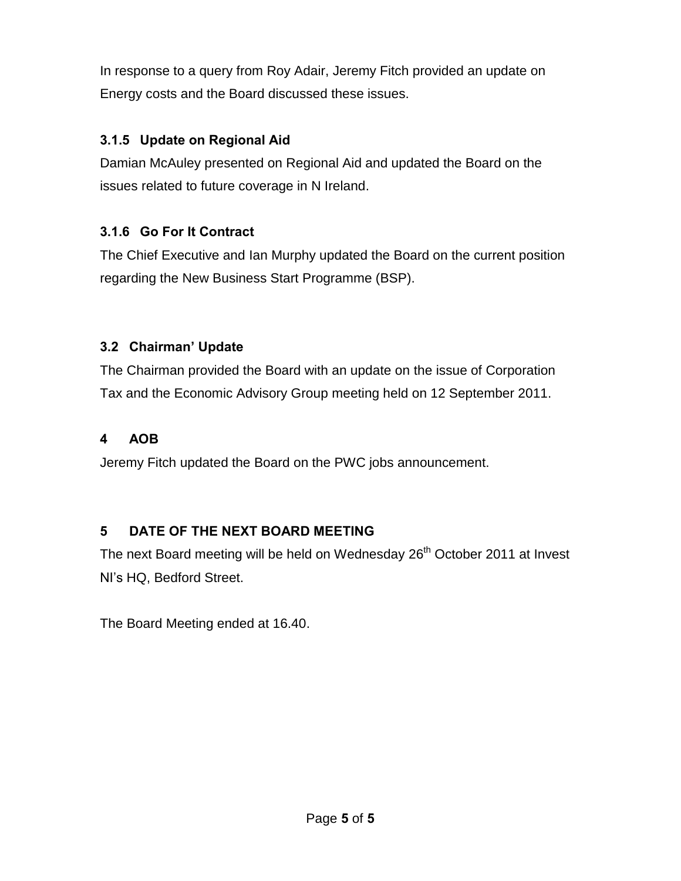In response to a query from Roy Adair, Jeremy Fitch provided an update on Energy costs and the Board discussed these issues.

### 3.1.5 Update on Regional Aid

Damian McAuley presented on Regional Aid and updated the Board on the issues related to future coverage in N Ireland.

### 3.1.6 Go For It Contract

The Chief Executive and Ian Murphy updated the Board on the current position regarding the New Business Start Programme (BSP).

### 3.2 Chairman' Update

The Chairman provided the Board with an update on the issue of Corporation Tax and the Economic Advisory Group meeting held on 12 September 2011.

## 4 AOB

Jeremy Fitch updated the Board on the PWC jobs announcement.

## 5 DATE OF THE NEXT BOARD MEETING

The next Board meeting will be held on Wednesday 26th October 2011 at Invest NI's HQ, Bedford Street.

The Board Meeting ended at 16.40.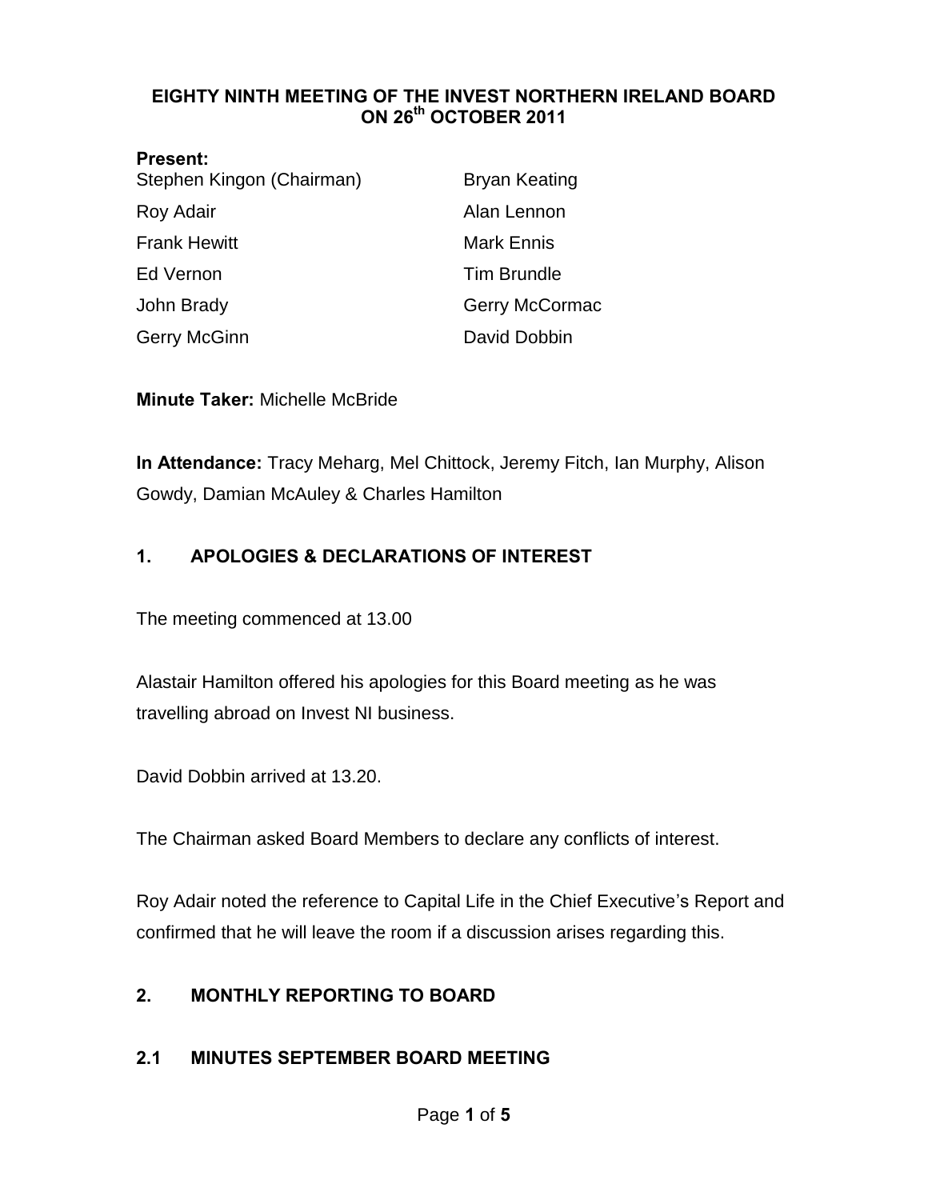# EIGHTY NINTH MEETING OF THE INVEST NORTHERN IRELAND BOARD ON 26th OCTOBER 2011

**Present:**

| | |
|---|---|
| Stephen Kingon (Chairman) | Bryan Keating |
| Roy Adair | Alan Lennon |
| Frank Hewitt | Mark Ennis |
| Ed Vernon | Tim Brundle |
| John Brady | Gerry McCormac |
| Gerry McGinn | David Dobbin |

**Minute Taker:** Michelle McBride

**In Attendance:** Tracy Meharg, Mel Chittock, Jeremy Fitch, Ian Murphy, Alison Gowdy, Damian McAuley & Charles Hamilton

## 1. APOLOGIES & DECLARATIONS OF INTEREST

The meeting commenced at 13.00

Alastair Hamilton offered his apologies for this Board meeting as he was travelling abroad on Invest NI business.

David Dobbin arrived at 13.20.

The Chairman asked Board Members to declare any conflicts of interest.

Roy Adair noted the reference to Capital Life in the Chief Executive's Report and confirmed that he will leave the room if a discussion arises regarding this.

## 2. MONTHLY REPORTING TO BOARD

### 2.1 MINUTES SEPTEMBER BOARD MEETING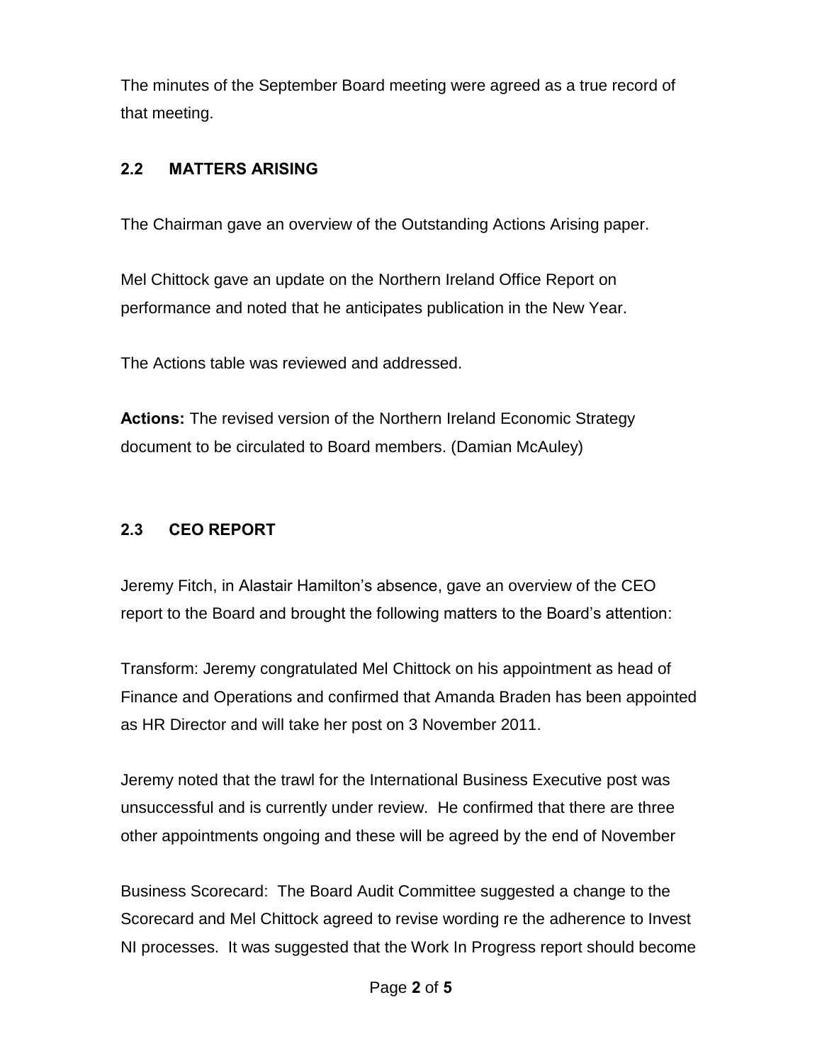The minutes of the September Board meeting were agreed as a true record of that meeting.

### 2.2 MATTERS ARISING

The Chairman gave an overview of the Outstanding Actions Arising paper.

Mel Chittock gave an update on the Northern Ireland Office Report on performance and noted that he anticipates publication in the New Year.

The Actions table was reviewed and addressed.

**Actions:** The revised version of the Northern Ireland Economic Strategy document to be circulated to Board members. (Damian McAuley)

### 2.3 CEO REPORT

Jeremy Fitch, in Alastair Hamilton's absence, gave an overview of the CEO report to the Board and brought the following matters to the Board's attention:

Transform: Jeremy congratulated Mel Chittock on his appointment as head of Finance and Operations and confirmed that Amanda Braden has been appointed as HR Director and will take her post on 3 November 2011.

Jeremy noted that the trawl for the International Business Executive post was unsuccessful and is currently under review. He confirmed that there are three other appointments ongoing and these will be agreed by the end of November

Business Scorecard: The Board Audit Committee suggested a change to the Scorecard and Mel Chittock agreed to revise wording re the adherence to Invest NI processes. It was suggested that the Work In Progress report should become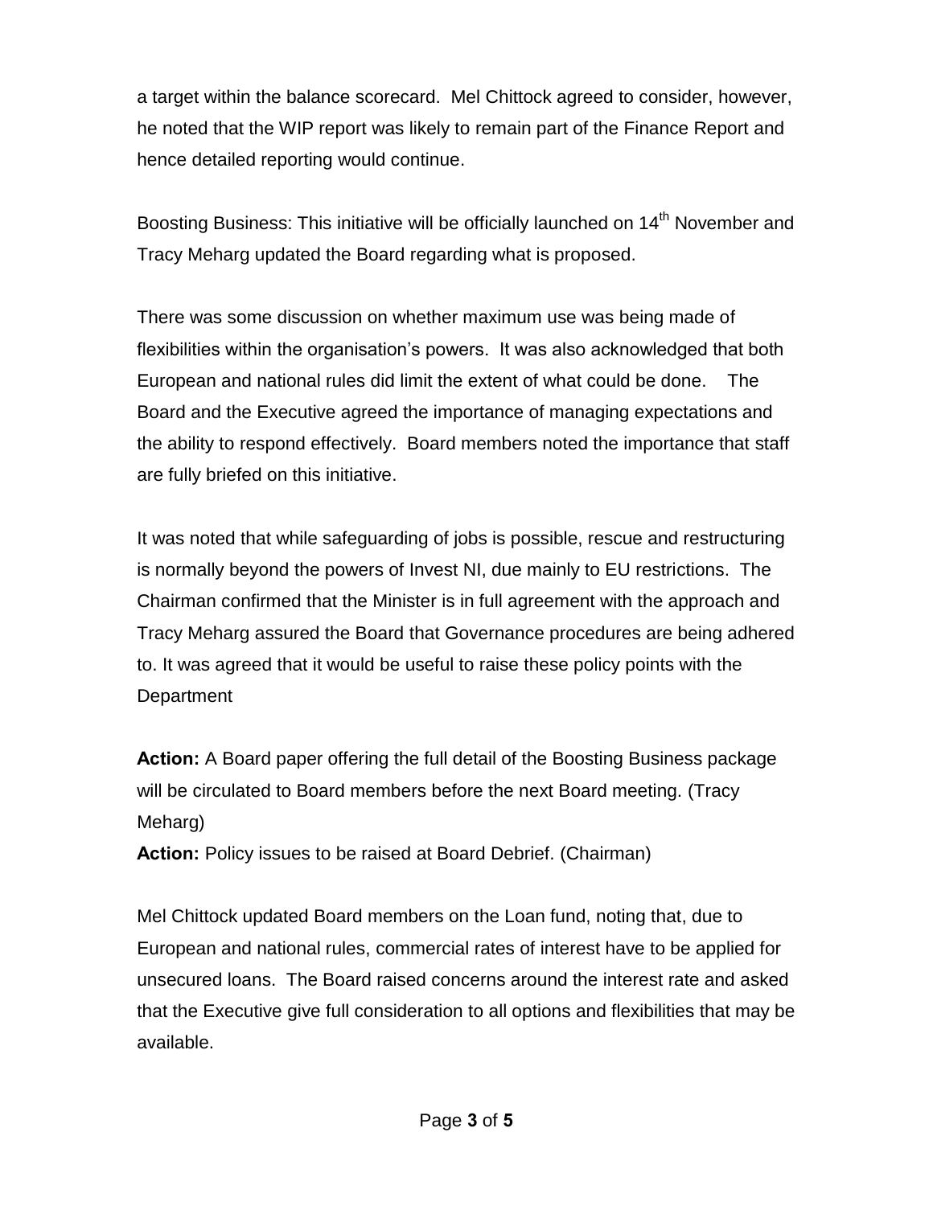a target within the balance scorecard. Mel Chittock agreed to consider, however, he noted that the WIP report was likely to remain part of the Finance Report and hence detailed reporting would continue.

Boosting Business: This initiative will be officially launched on 14th November and Tracy Meharg updated the Board regarding what is proposed.

There was some discussion on whether maximum use was being made of flexibilities within the organisation's powers. It was also acknowledged that both European and national rules did limit the extent of what could be done. The Board and the Executive agreed the importance of managing expectations and the ability to respond effectively. Board members noted the importance that staff are fully briefed on this initiative.

It was noted that while safeguarding of jobs is possible, rescue and restructuring is normally beyond the powers of Invest NI, due mainly to EU restrictions. The Chairman confirmed that the Minister is in full agreement with the approach and Tracy Meharg assured the Board that Governance procedures are being adhered to. It was agreed that it would be useful to raise these policy points with the Department

**Action:** A Board paper offering the full detail of the Boosting Business package will be circulated to Board members before the next Board meeting. (Tracy Meharg)

**Action:** Policy issues to be raised at Board Debrief. (Chairman)

Mel Chittock updated Board members on the Loan fund, noting that, due to European and national rules, commercial rates of interest have to be applied for unsecured loans. The Board raised concerns around the interest rate and asked that the Executive give full consideration to all options and flexibilities that may be available.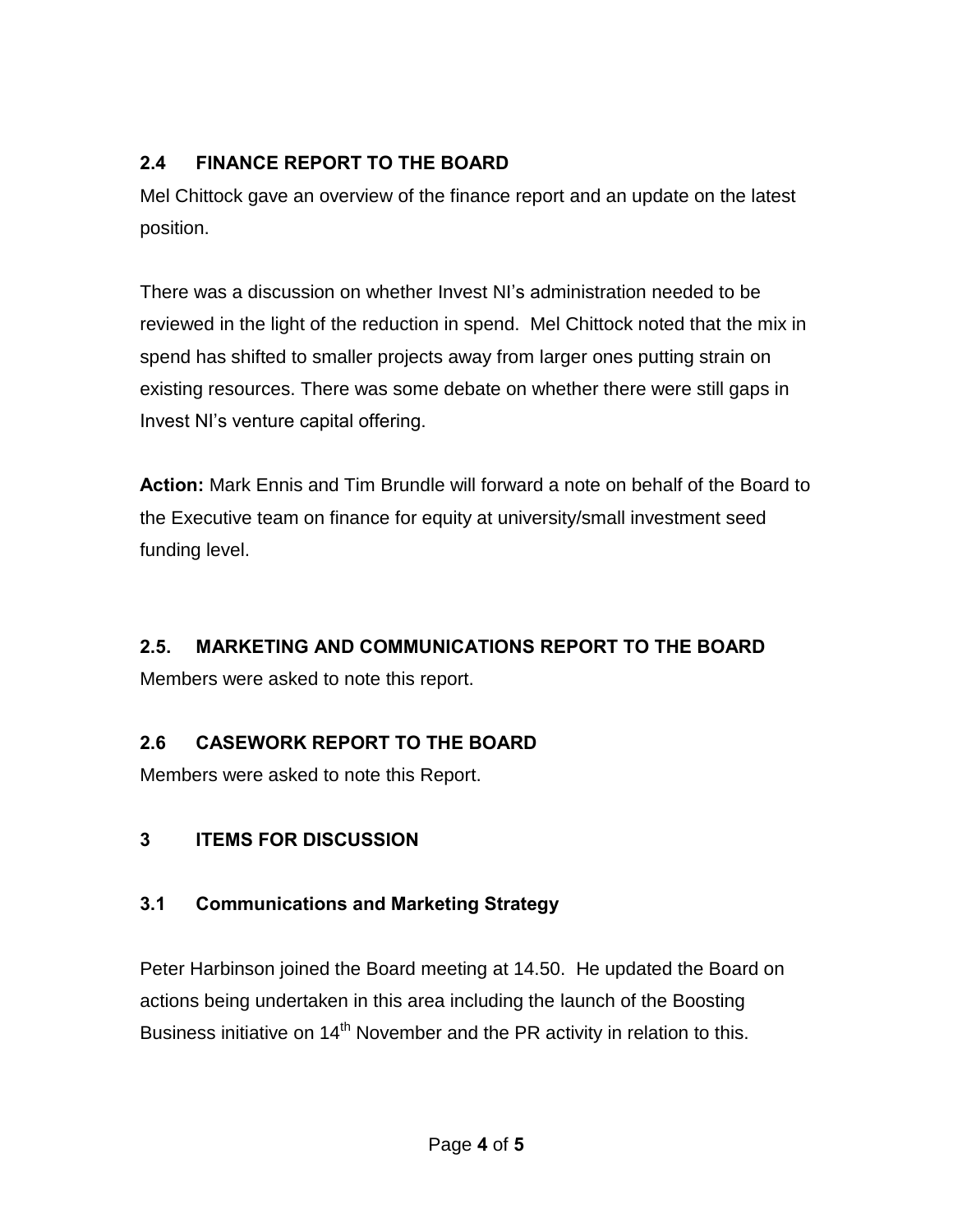## 2.4 FINANCE REPORT TO THE BOARD

Mel Chittock gave an overview of the finance report and an update on the latest position.

There was a discussion on whether Invest NI's administration needed to be reviewed in the light of the reduction in spend. Mel Chittock noted that the mix in spend has shifted to smaller projects away from larger ones putting strain on existing resources. There was some debate on whether there were still gaps in Invest NI's venture capital offering.

**Action:** Mark Ennis and Tim Brundle will forward a note on behalf of the Board to the Executive team on finance for equity at university/small investment seed funding level.

## 2.5. MARKETING AND COMMUNICATIONS REPORT TO THE BOARD

Members were asked to note this report.

## 2.6 CASEWORK REPORT TO THE BOARD

Members were asked to note this Report.

## 3 ITEMS FOR DISCUSSION

### 3.1 Communications and Marketing Strategy

Peter Harbinson joined the Board meeting at 14.50. He updated the Board on actions being undertaken in this area including the launch of the Boosting Business initiative on 14th November and the PR activity in relation to this.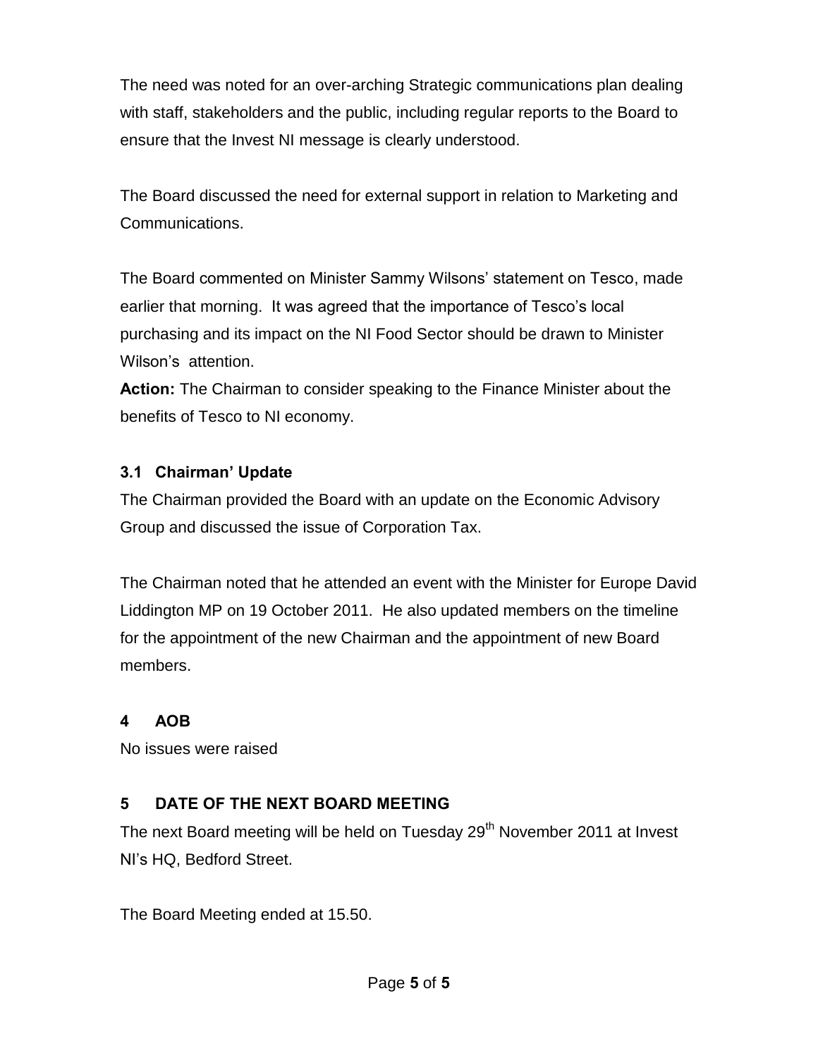The need was noted for an over-arching Strategic communications plan dealing with staff, stakeholders and the public, including regular reports to the Board to ensure that the Invest NI message is clearly understood.

The Board discussed the need for external support in relation to Marketing and Communications.

The Board commented on Minister Sammy Wilsons' statement on Tesco, made earlier that morning. It was agreed that the importance of Tesco's local purchasing and its impact on the NI Food Sector should be drawn to Minister Wilson's attention.

**Action:** The Chairman to consider speaking to the Finance Minister about the benefits of Tesco to NI economy.

### 3.1 Chairman' Update

The Chairman provided the Board with an update on the Economic Advisory Group and discussed the issue of Corporation Tax.

The Chairman noted that he attended an event with the Minister for Europe David Liddington MP on 19 October 2011. He also updated members on the timeline for the appointment of the new Chairman and the appointment of new Board members.

## 4 AOB

No issues were raised

## 5 DATE OF THE NEXT BOARD MEETING

The next Board meeting will be held on Tuesday 29th November 2011 at Invest NI's HQ, Bedford Street.

The Board Meeting ended at 15.50.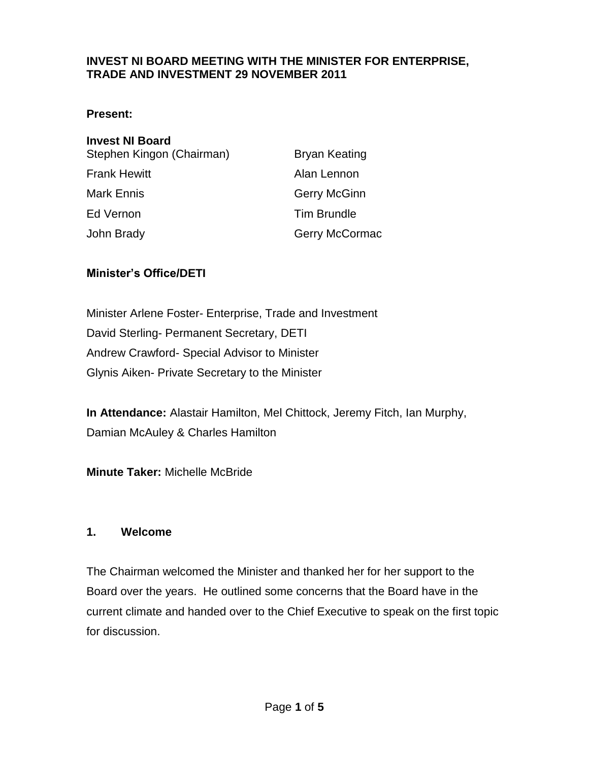**INVEST NI BOARD MEETING WITH THE MINISTER FOR ENTERPRISE, TRADE AND INVESTMENT 29 NOVEMBER 2011**

**Present:**

**Invest NI Board**

| | |
|---|---|
| Stephen Kingon (Chairman) | Bryan Keating |
| Frank Hewitt | Alan Lennon |
| Mark Ennis | Gerry McGinn |
| Ed Vernon | Tim Brundle |
| John Brady | Gerry McCormac |

**Minister's Office/DETI**

Minister Arlene Foster- Enterprise, Trade and Investment
David Sterling- Permanent Secretary, DETI
Andrew Crawford- Special Advisor to Minister
Glynis Aiken- Private Secretary to the Minister

**In Attendance:** Alastair Hamilton, Mel Chittock, Jeremy Fitch, Ian Murphy, Damian McAuley & Charles Hamilton

**Minute Taker:** Michelle McBride

## 1. Welcome

The Chairman welcomed the Minister and thanked her for her support to the Board over the years. He outlined some concerns that the Board have in the current climate and handed over to the Chief Executive to speak on the first topic for discussion.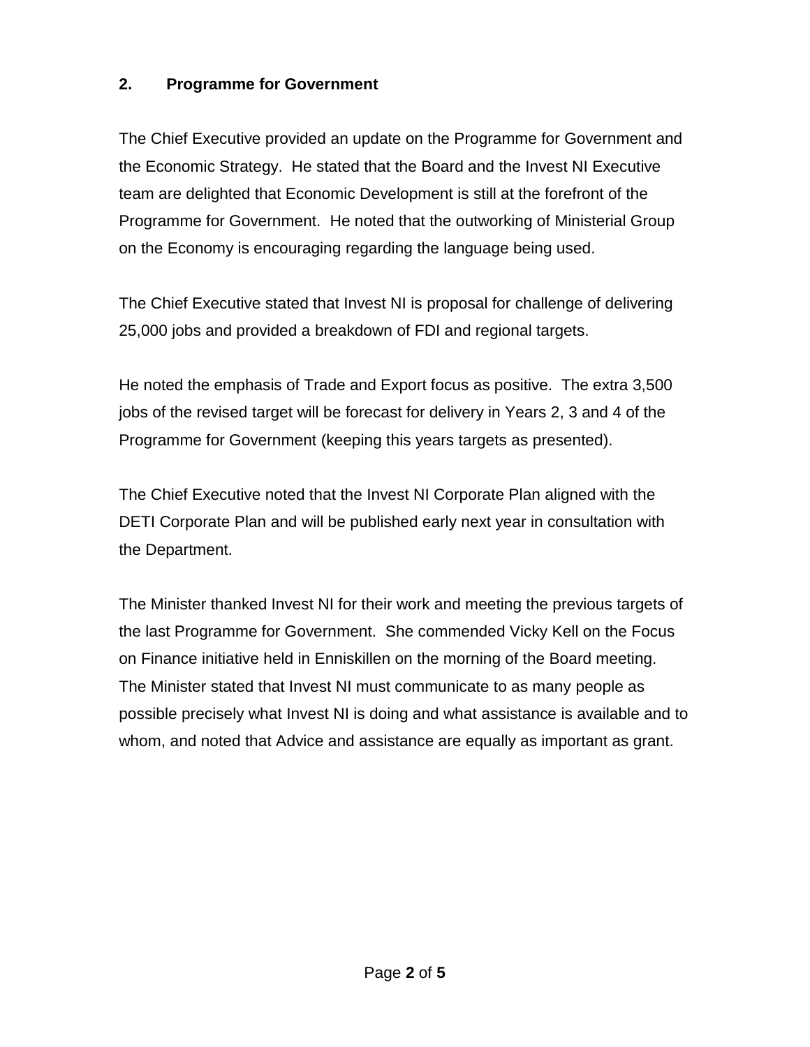## 2. Programme for Government

The Chief Executive provided an update on the Programme for Government and the Economic Strategy. He stated that the Board and the Invest NI Executive team are delighted that Economic Development is still at the forefront of the Programme for Government. He noted that the outworking of Ministerial Group on the Economy is encouraging regarding the language being used.

The Chief Executive stated that Invest NI is proposal for challenge of delivering 25,000 jobs and provided a breakdown of FDI and regional targets.

He noted the emphasis of Trade and Export focus as positive. The extra 3,500 jobs of the revised target will be forecast for delivery in Years 2, 3 and 4 of the Programme for Government (keeping this years targets as presented).

The Chief Executive noted that the Invest NI Corporate Plan aligned with the DETI Corporate Plan and will be published early next year in consultation with the Department.

The Minister thanked Invest NI for their work and meeting the previous targets of the last Programme for Government. She commended Vicky Kell on the Focus on Finance initiative held in Enniskillen on the morning of the Board meeting. The Minister stated that Invest NI must communicate to as many people as possible precisely what Invest NI is doing and what assistance is available and to whom, and noted that Advice and assistance are equally as important as grant.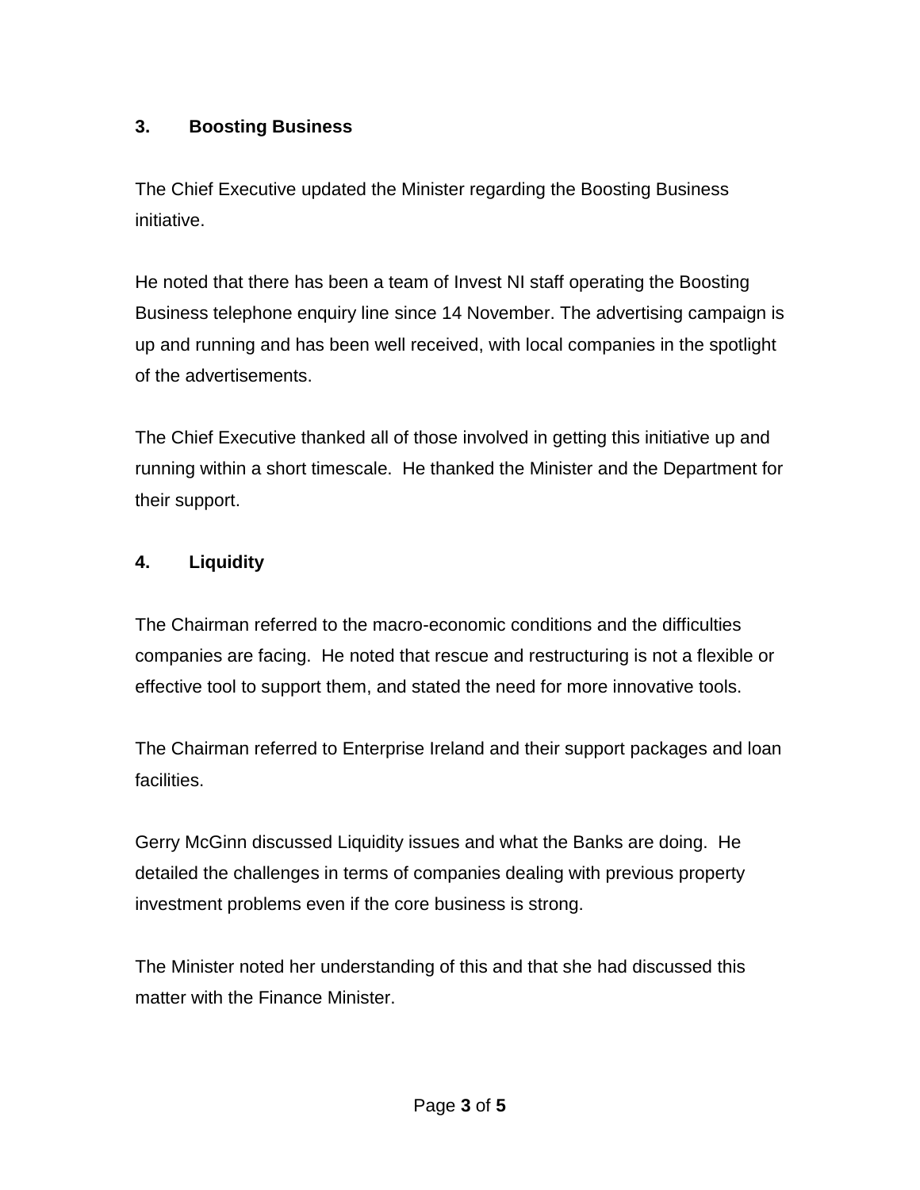### 3. Boosting Business

The Chief Executive updated the Minister regarding the Boosting Business initiative.

He noted that there has been a team of Invest NI staff operating the Boosting Business telephone enquiry line since 14 November. The advertising campaign is up and running and has been well received, with local companies in the spotlight of the advertisements.

The Chief Executive thanked all of those involved in getting this initiative up and running within a short timescale. He thanked the Minister and the Department for their support.

### 4. Liquidity

The Chairman referred to the macro-economic conditions and the difficulties companies are facing. He noted that rescue and restructuring is not a flexible or effective tool to support them, and stated the need for more innovative tools.

The Chairman referred to Enterprise Ireland and their support packages and loan facilities.

Gerry McGinn discussed Liquidity issues and what the Banks are doing. He detailed the challenges in terms of companies dealing with previous property investment problems even if the core business is strong.

The Minister noted her understanding of this and that she had discussed this matter with the Finance Minister.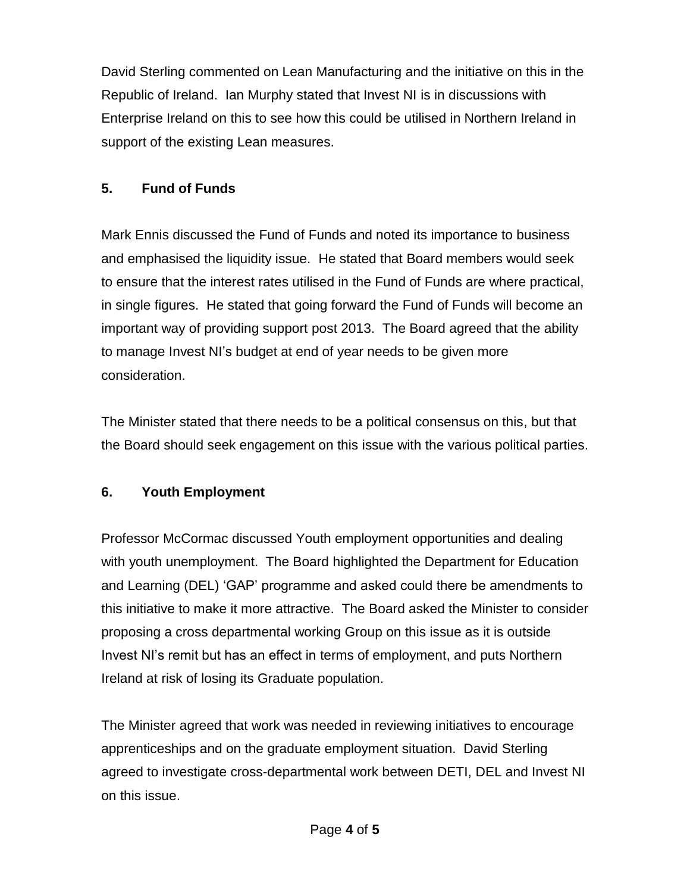David Sterling commented on Lean Manufacturing and the initiative on this in the Republic of Ireland. Ian Murphy stated that Invest NI is in discussions with Enterprise Ireland on this to see how this could be utilised in Northern Ireland in support of the existing Lean measures.

## 5. Fund of Funds

Mark Ennis discussed the Fund of Funds and noted its importance to business and emphasised the liquidity issue. He stated that Board members would seek to ensure that the interest rates utilised in the Fund of Funds are where practical, in single figures. He stated that going forward the Fund of Funds will become an important way of providing support post 2013. The Board agreed that the ability to manage Invest NI's budget at end of year needs to be given more consideration.

The Minister stated that there needs to be a political consensus on this, but that the Board should seek engagement on this issue with the various political parties.

## 6. Youth Employment

Professor McCormac discussed Youth employment opportunities and dealing with youth unemployment. The Board highlighted the Department for Education and Learning (DEL) 'GAP' programme and asked could there be amendments to this initiative to make it more attractive. The Board asked the Minister to consider proposing a cross departmental working Group on this issue as it is outside Invest NI's remit but has an effect in terms of employment, and puts Northern Ireland at risk of losing its Graduate population.

The Minister agreed that work was needed in reviewing initiatives to encourage apprenticeships and on the graduate employment situation. David Sterling agreed to investigate cross-departmental work between DETI, DEL and Invest NI on this issue.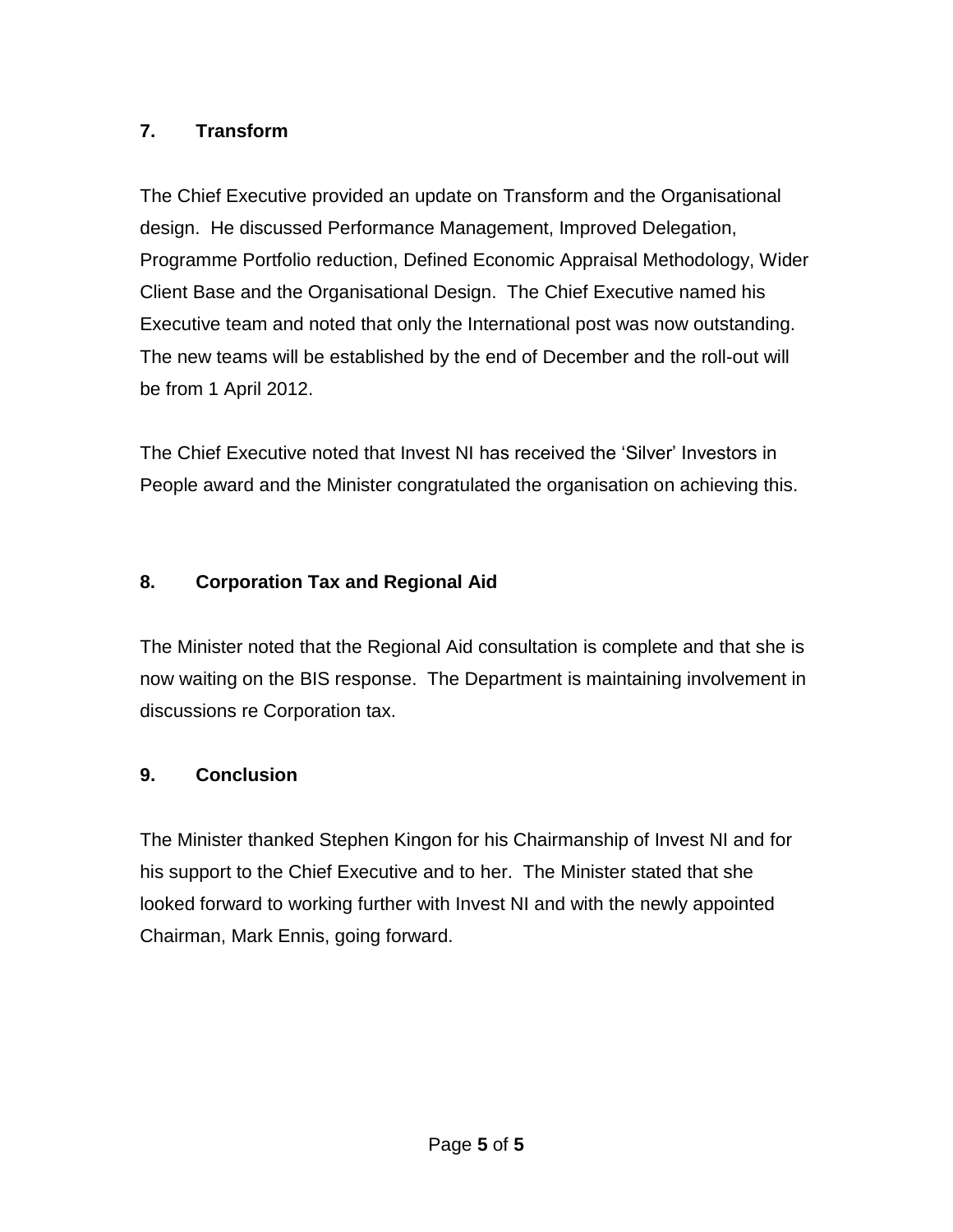## 7. Transform

The Chief Executive provided an update on Transform and the Organisational design. He discussed Performance Management, Improved Delegation, Programme Portfolio reduction, Defined Economic Appraisal Methodology, Wider Client Base and the Organisational Design. The Chief Executive named his Executive team and noted that only the International post was now outstanding. The new teams will be established by the end of December and the roll-out will be from 1 April 2012.

The Chief Executive noted that Invest NI has received the 'Silver' Investors in People award and the Minister congratulated the organisation on achieving this.

## 8. Corporation Tax and Regional Aid

The Minister noted that the Regional Aid consultation is complete and that she is now waiting on the BIS response. The Department is maintaining involvement in discussions re Corporation tax.

## 9. Conclusion

The Minister thanked Stephen Kingon for his Chairmanship of Invest NI and for his support to the Chief Executive and to her. The Minister stated that she looked forward to working further with Invest NI and with the newly appointed Chairman, Mark Ennis, going forward.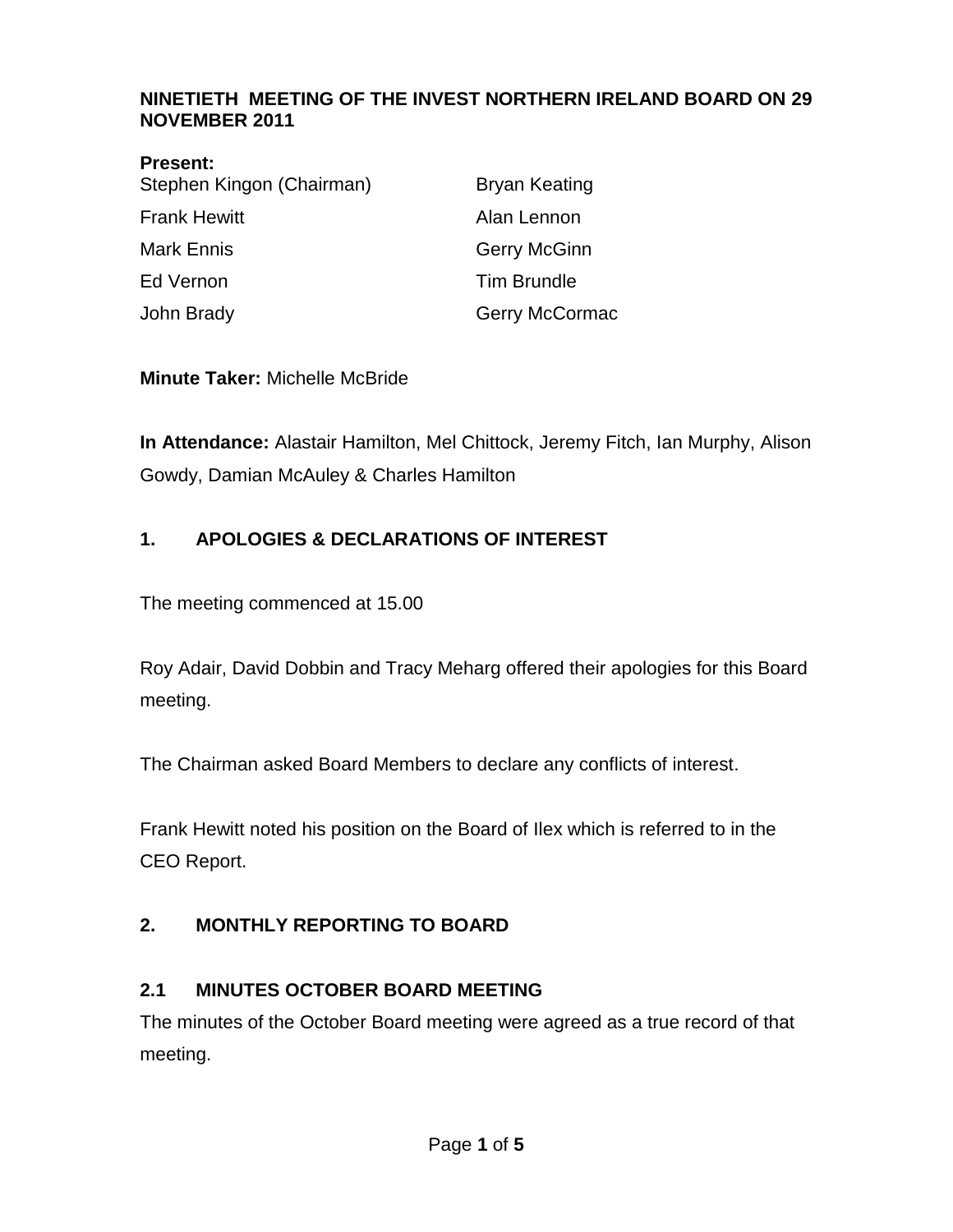**NINETIETH MEETING OF THE INVEST NORTHERN IRELAND BOARD ON 29 NOVEMBER 2011**

**Present:**

| | |
|---|---|
| Stephen Kingon (Chairman) | Bryan Keating |
| Frank Hewitt | Alan Lennon |
| Mark Ennis | Gerry McGinn |
| Ed Vernon | Tim Brundle |
| John Brady | Gerry McCormac |

**Minute Taker:** Michelle McBride

**In Attendance:** Alastair Hamilton, Mel Chittock, Jeremy Fitch, Ian Murphy, Alison Gowdy, Damian McAuley & Charles Hamilton

## 1. APOLOGIES & DECLARATIONS OF INTEREST

The meeting commenced at 15.00

Roy Adair, David Dobbin and Tracy Meharg offered their apologies for this Board meeting.

The Chairman asked Board Members to declare any conflicts of interest.

Frank Hewitt noted his position on the Board of Ilex which is referred to in the CEO Report.

## 2. MONTHLY REPORTING TO BOARD

### 2.1 MINUTES OCTOBER BOARD MEETING

The minutes of the October Board meeting were agreed as a true record of that meeting.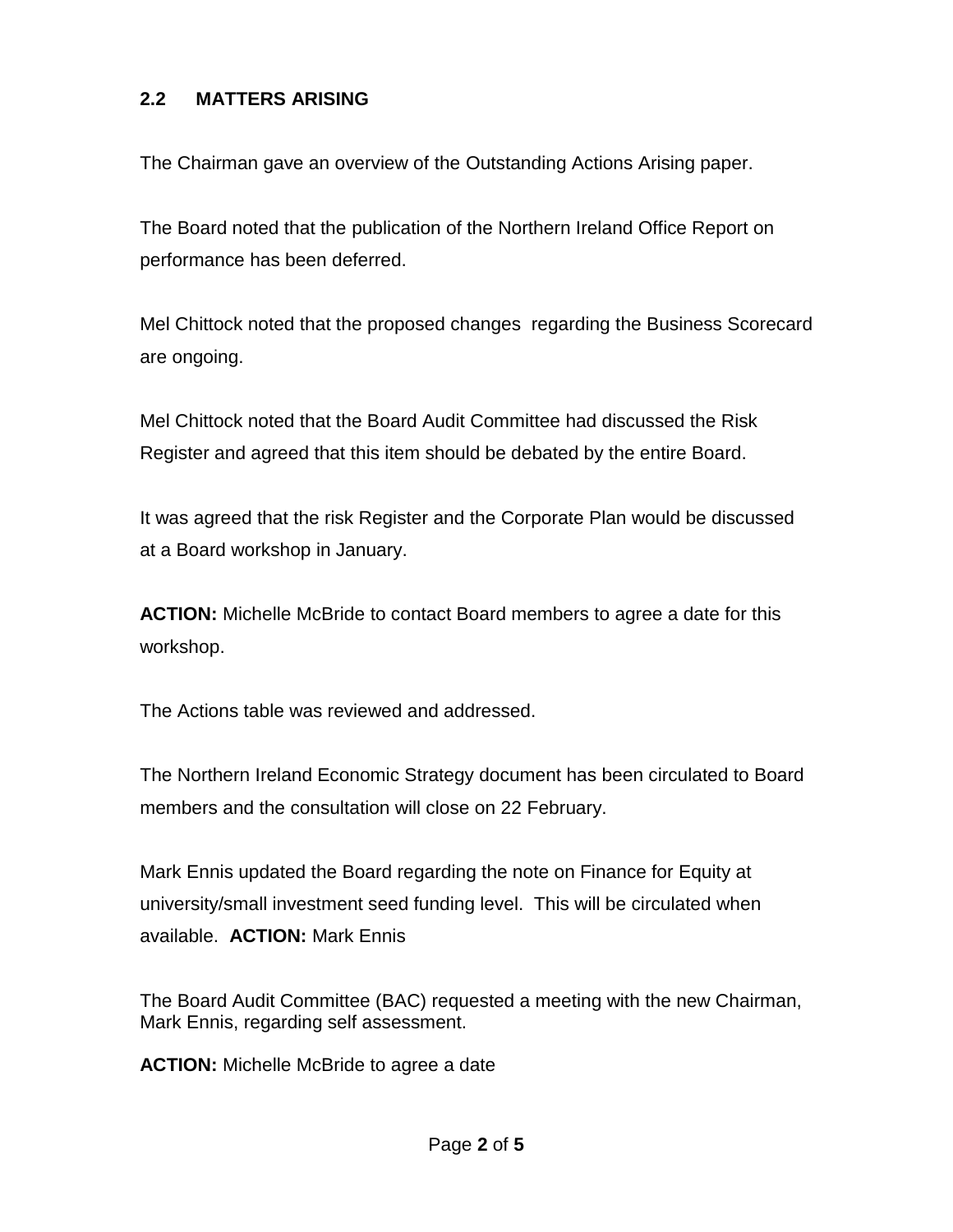## 2.2 MATTERS ARISING

The Chairman gave an overview of the Outstanding Actions Arising paper.

The Board noted that the publication of the Northern Ireland Office Report on performance has been deferred.

Mel Chittock noted that the proposed changes regarding the Business Scorecard are ongoing.

Mel Chittock noted that the Board Audit Committee had discussed the Risk Register and agreed that this item should be debated by the entire Board.

It was agreed that the risk Register and the Corporate Plan would be discussed at a Board workshop in January.

**ACTION:** Michelle McBride to contact Board members to agree a date for this workshop.

The Actions table was reviewed and addressed.

The Northern Ireland Economic Strategy document has been circulated to Board members and the consultation will close on 22 February.

Mark Ennis updated the Board regarding the note on Finance for Equity at university/small investment seed funding level. This will be circulated when available. **ACTION:** Mark Ennis

The Board Audit Committee (BAC) requested a meeting with the new Chairman, Mark Ennis, regarding self assessment.

**ACTION:** Michelle McBride to agree a date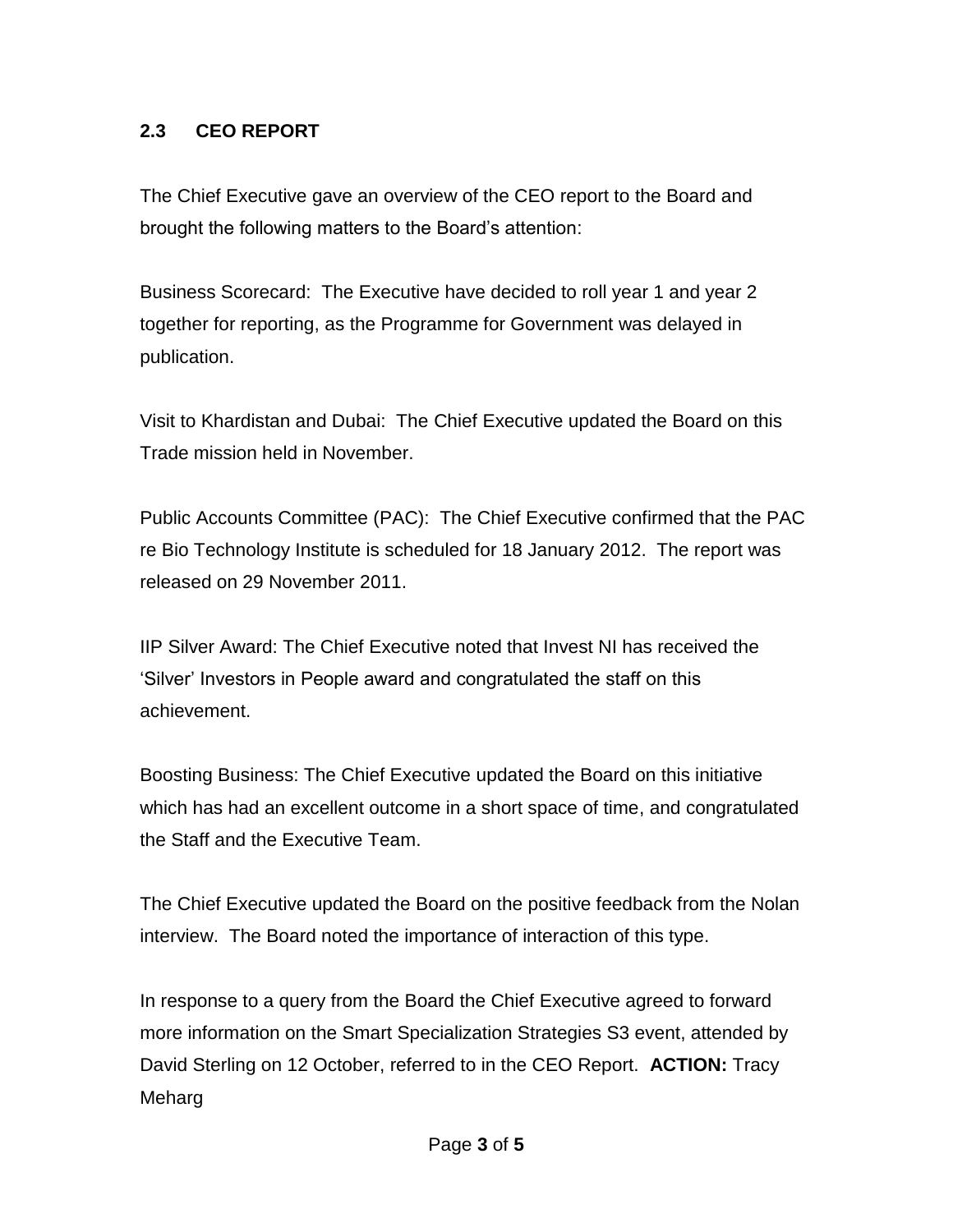## 2.3 CEO REPORT

The Chief Executive gave an overview of the CEO report to the Board and brought the following matters to the Board's attention:

Business Scorecard: The Executive have decided to roll year 1 and year 2 together for reporting, as the Programme for Government was delayed in publication.

Visit to Khardistan and Dubai: The Chief Executive updated the Board on this Trade mission held in November.

Public Accounts Committee (PAC): The Chief Executive confirmed that the PAC re Bio Technology Institute is scheduled for 18 January 2012. The report was released on 29 November 2011.

IIP Silver Award: The Chief Executive noted that Invest NI has received the 'Silver' Investors in People award and congratulated the staff on this achievement.

Boosting Business: The Chief Executive updated the Board on this initiative which has had an excellent outcome in a short space of time, and congratulated the Staff and the Executive Team.

The Chief Executive updated the Board on the positive feedback from the Nolan interview. The Board noted the importance of interaction of this type.

In response to a query from the Board the Chief Executive agreed to forward more information on the Smart Specialization Strategies S3 event, attended by David Sterling on 12 October, referred to in the CEO Report. **ACTION:** Tracy Meharg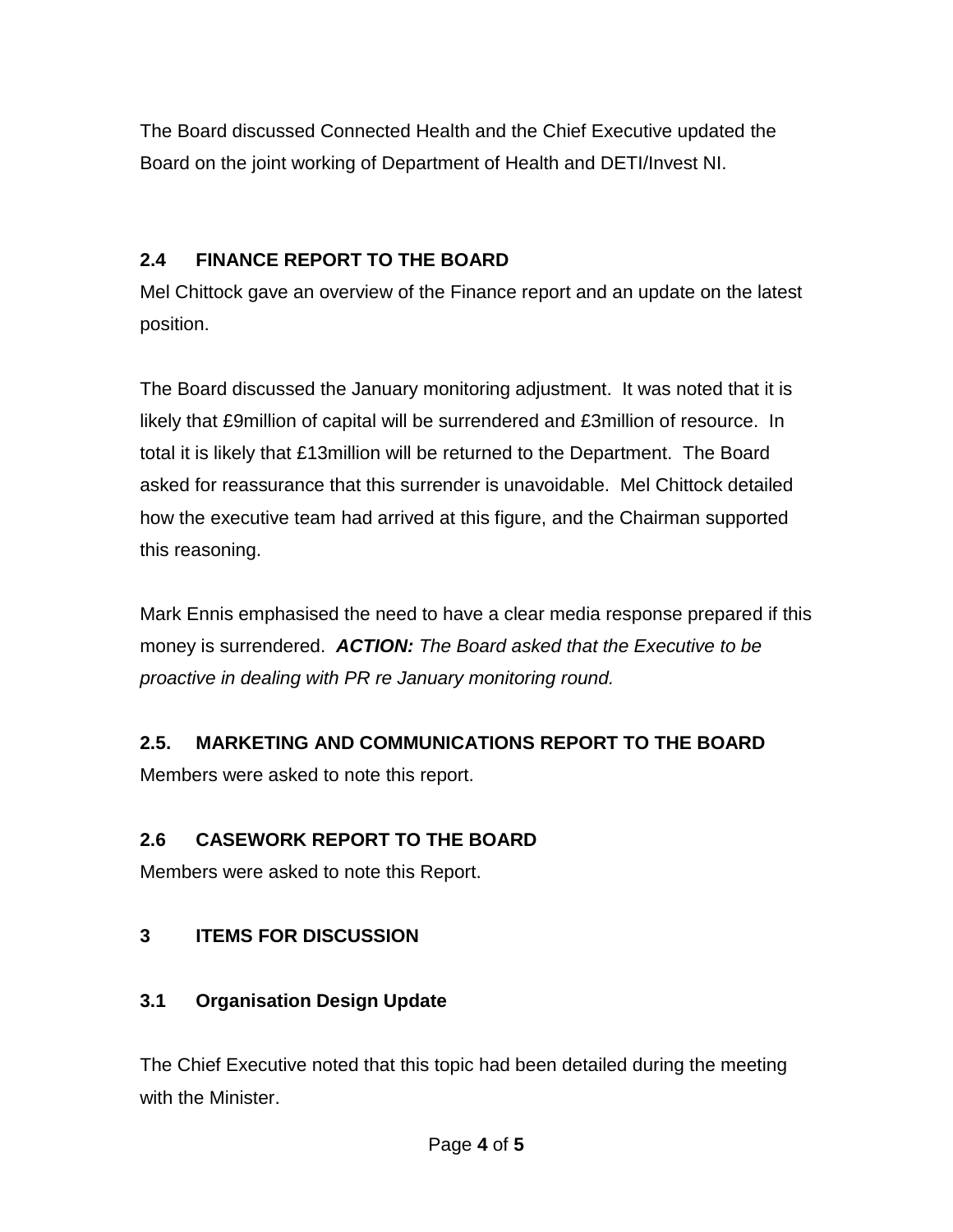The Board discussed Connected Health and the Chief Executive updated the Board on the joint working of Department of Health and DETI/Invest NI.

### 2.4 FINANCE REPORT TO THE BOARD

Mel Chittock gave an overview of the Finance report and an update on the latest position.

The Board discussed the January monitoring adjustment. It was noted that it is likely that £9million of capital will be surrendered and £3million of resource. In total it is likely that £13million will be returned to the Department. The Board asked for reassurance that this surrender is unavoidable. Mel Chittock detailed how the executive team had arrived at this figure, and the Chairman supported this reasoning.

Mark Ennis emphasised the need to have a clear media response prepared if this money is surrendered. ***ACTION:*** *The Board asked that the Executive to be proactive in dealing with PR re January monitoring round.*

### 2.5. MARKETING AND COMMUNICATIONS REPORT TO THE BOARD

Members were asked to note this report.

### 2.6 CASEWORK REPORT TO THE BOARD

Members were asked to note this Report.

## 3 ITEMS FOR DISCUSSION

### 3.1 Organisation Design Update

The Chief Executive noted that this topic had been detailed during the meeting with the Minister.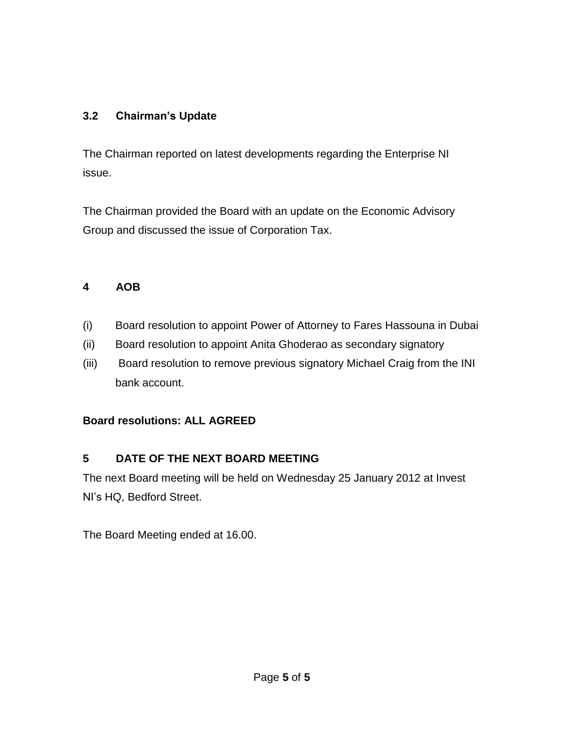### 3.2 Chairman's Update

The Chairman reported on latest developments regarding the Enterprise NI issue.

The Chairman provided the Board with an update on the Economic Advisory Group and discussed the issue of Corporation Tax.

## 4 AOB

(i) Board resolution to appoint Power of Attorney to Fares Hassouna in Dubai
(ii) Board resolution to appoint Anita Ghoderao as secondary signatory
(iii) Board resolution to remove previous signatory Michael Craig from the INI bank account.

**Board resolutions: ALL AGREED**

## 5 DATE OF THE NEXT BOARD MEETING

The next Board meeting will be held on Wednesday 25 January 2012 at Invest NI's HQ, Bedford Street.

The Board Meeting ended at 16.00.